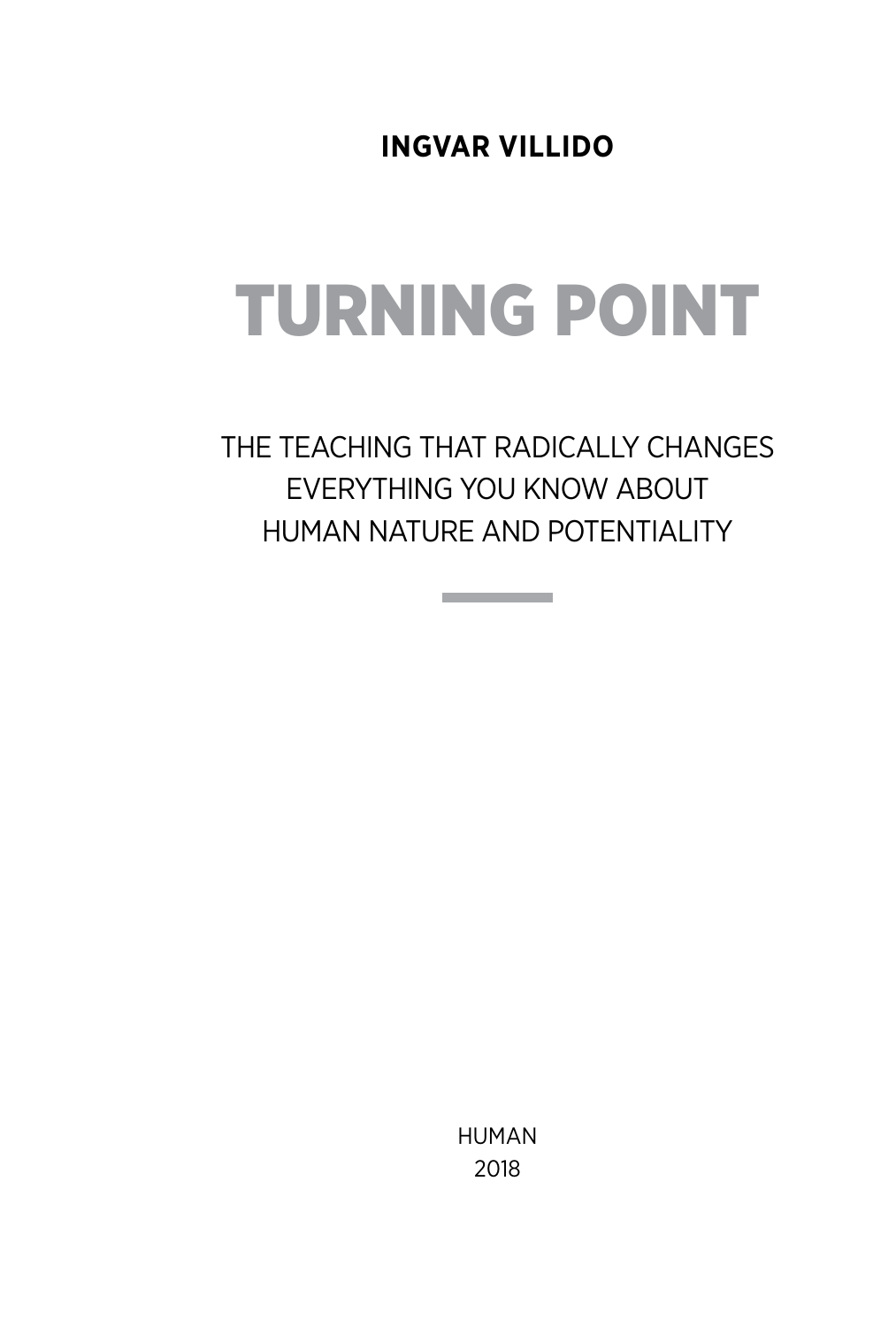**INGVAR VILLIDO**

# TURNING POINT

THE TEACHING THAT RADICALLY CHANGES
EVERYTHING YOU KNOW ABOUT
HUMAN NATURE AND POTENTIALITY

HUMAN
2018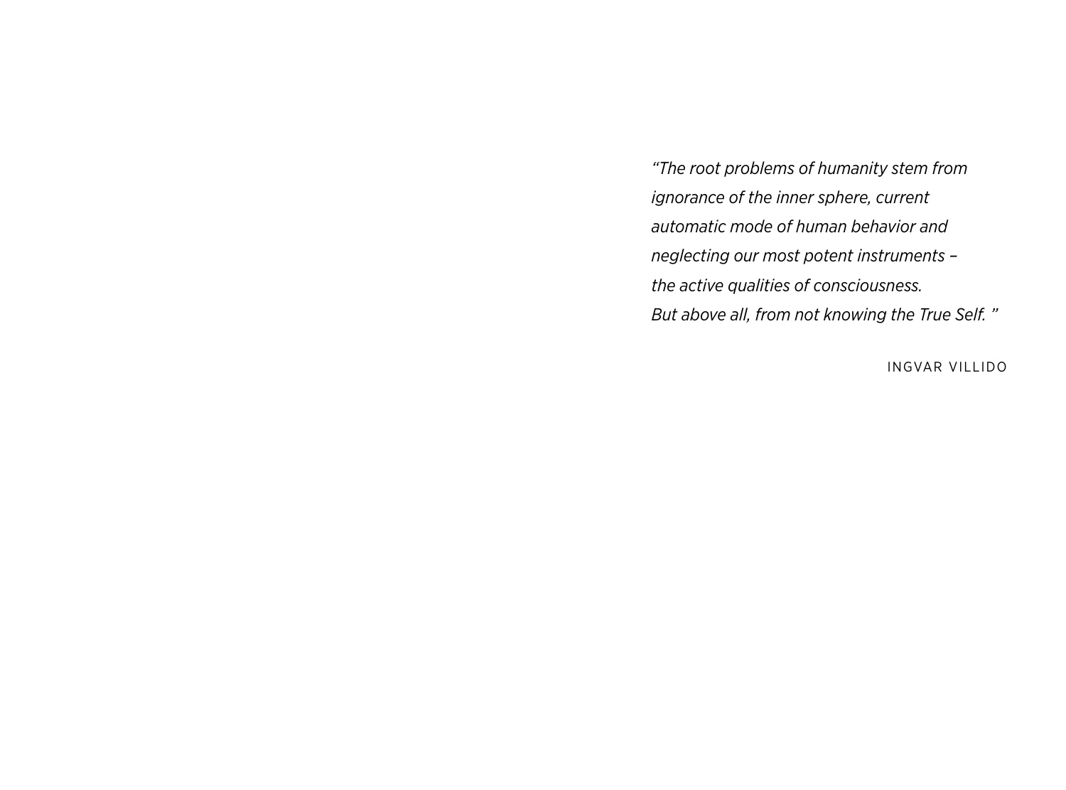*"The root problems of humanity stem from ignorance of the inner sphere, current automatic mode of human behavior and neglecting our most potent instruments – the active qualities of consciousness. But above all, from not knowing the True Self. "*

INGVAR VILLIDO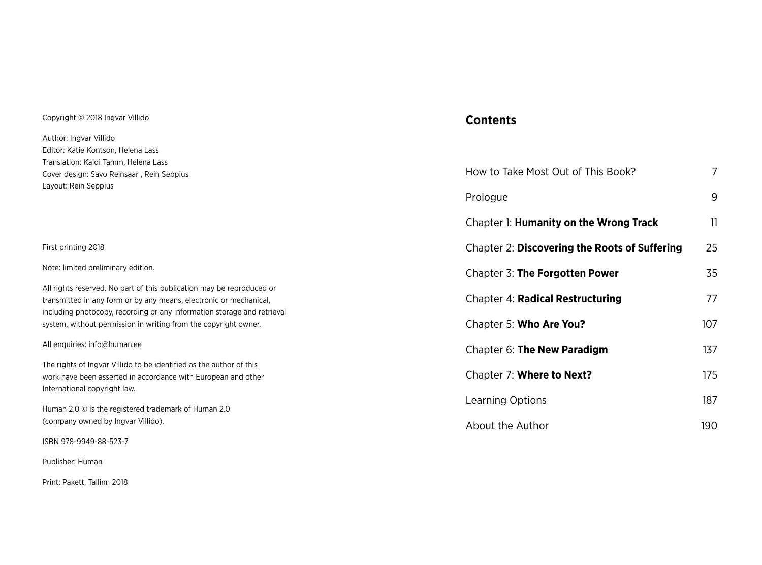Copyright © 2018 Ingvar Villido

Author: Ingvar Villido
Editor: Katie Kontson, Helena Lass
Translation: Kaidi Tamm, Helena Lass
Cover design: Savo Reinsaar , Rein Seppius
Layout: Rein Seppius

First printing 2018

Note: limited preliminary edition.

All rights reserved. No part of this publication may be reproduced or transmitted in any form or by any means, electronic or mechanical, including photocopy, recording or any information storage and retrieval system, without permission in writing from the copyright owner.

All enquiries: info@human.ee

The rights of Ingvar Villido to be identified as the author of this work have been asserted in accordance with European and other International copyright law.

Human 2.0 © is the registered trademark of Human 2.0 (company owned by Ingvar Villido).

ISBN 978-9949-88-523-7

Publisher: Human

Print: Pakett, Tallinn 2018

## Contents

| | |
|---|---|
| How to Take Most Out of This Book? | 7 |
| Prologue | 9 |
| Chapter 1: **Humanity on the Wrong Track** | 11 |
| Chapter 2: **Discovering the Roots of Suffering** | 25 |
| Chapter 3: **The Forgotten Power** | 35 |
| Chapter 4: **Radical Restructuring** | 77 |
| Chapter 5: **Who Are You?** | 107 |
| Chapter 6: **The New Paradigm** | 137 |
| Chapter 7: **Where to Next?** | 175 |
| Learning Options | 187 |
| About the Author | 190 |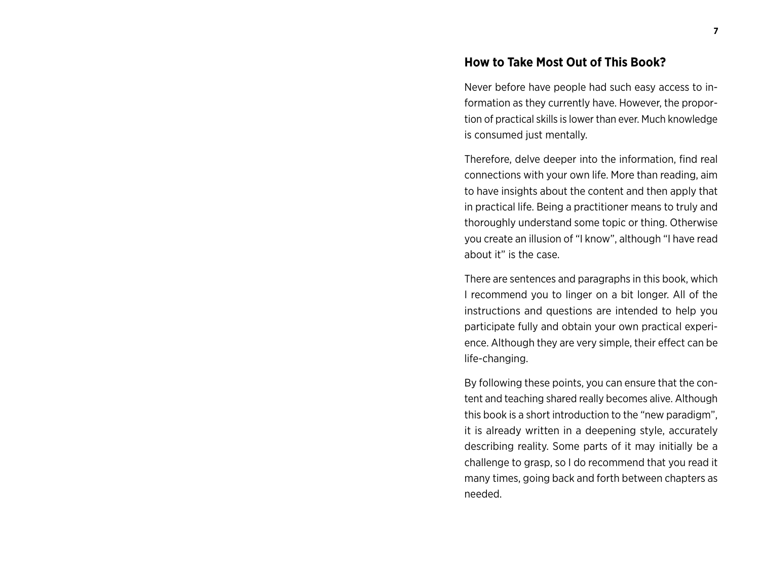## How to Take Most Out of This Book?

Never before have people had such easy access to information as they currently have. However, the proportion of practical skills is lower than ever. Much knowledge is consumed just mentally.

Therefore, delve deeper into the information, find real connections with your own life. More than reading, aim to have insights about the content and then apply that in practical life. Being a practitioner means to truly and thoroughly understand some topic or thing. Otherwise you create an illusion of "I know", although "I have read about it" is the case.

There are sentences and paragraphs in this book, which I recommend you to linger on a bit longer. All of the instructions and questions are intended to help you participate fully and obtain your own practical experience. Although they are very simple, their effect can be life-changing.

By following these points, you can ensure that the content and teaching shared really becomes alive. Although this book is a short introduction to the "new paradigm", it is already written in a deepening style, accurately describing reality. Some parts of it may initially be a challenge to grasp, so I do recommend that you read it many times, going back and forth between chapters as needed.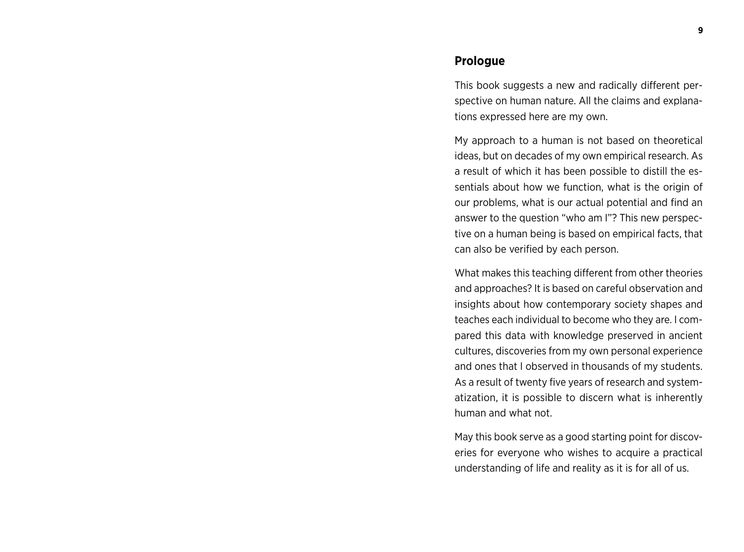## Prologue

This book suggests a new and radically different perspective on human nature. All the claims and explanations expressed here are my own.

My approach to a human is not based on theoretical ideas, but on decades of my own empirical research. As a result of which it has been possible to distill the essentials about how we function, what is the origin of our problems, what is our actual potential and find an answer to the question "who am I"? This new perspective on a human being is based on empirical facts, that can also be verified by each person.

What makes this teaching different from other theories and approaches? It is based on careful observation and insights about how contemporary society shapes and teaches each individual to become who they are. I compared this data with knowledge preserved in ancient cultures, discoveries from my own personal experience and ones that I observed in thousands of my students. As a result of twenty five years of research and systematization, it is possible to discern what is inherently human and what not.

May this book serve as a good starting point for discoveries for everyone who wishes to acquire a practical understanding of life and reality as it is for all of us.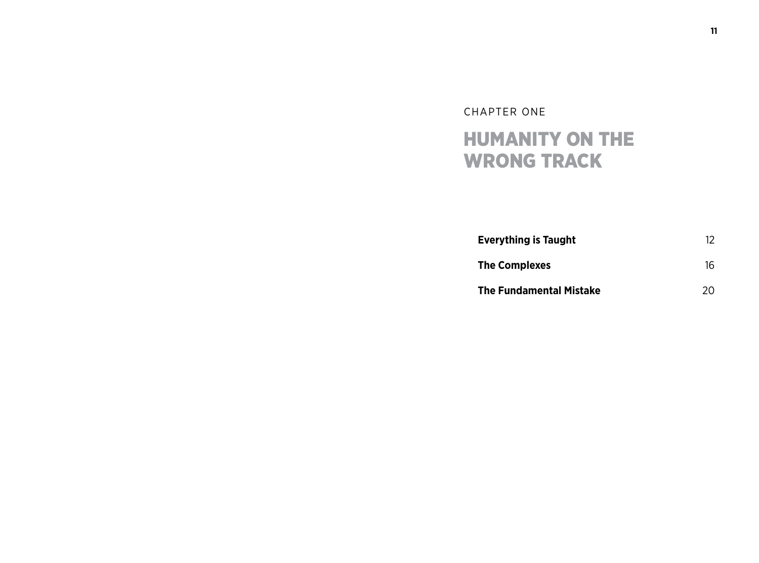CHAPTER ONE

# HUMANITY ON THE WRONG TRACK

| | |
|---|---|
| **Everything is Taught** | 12 |
| **The Complexes** | 16 |
| **The Fundamental Mistake** | 20 |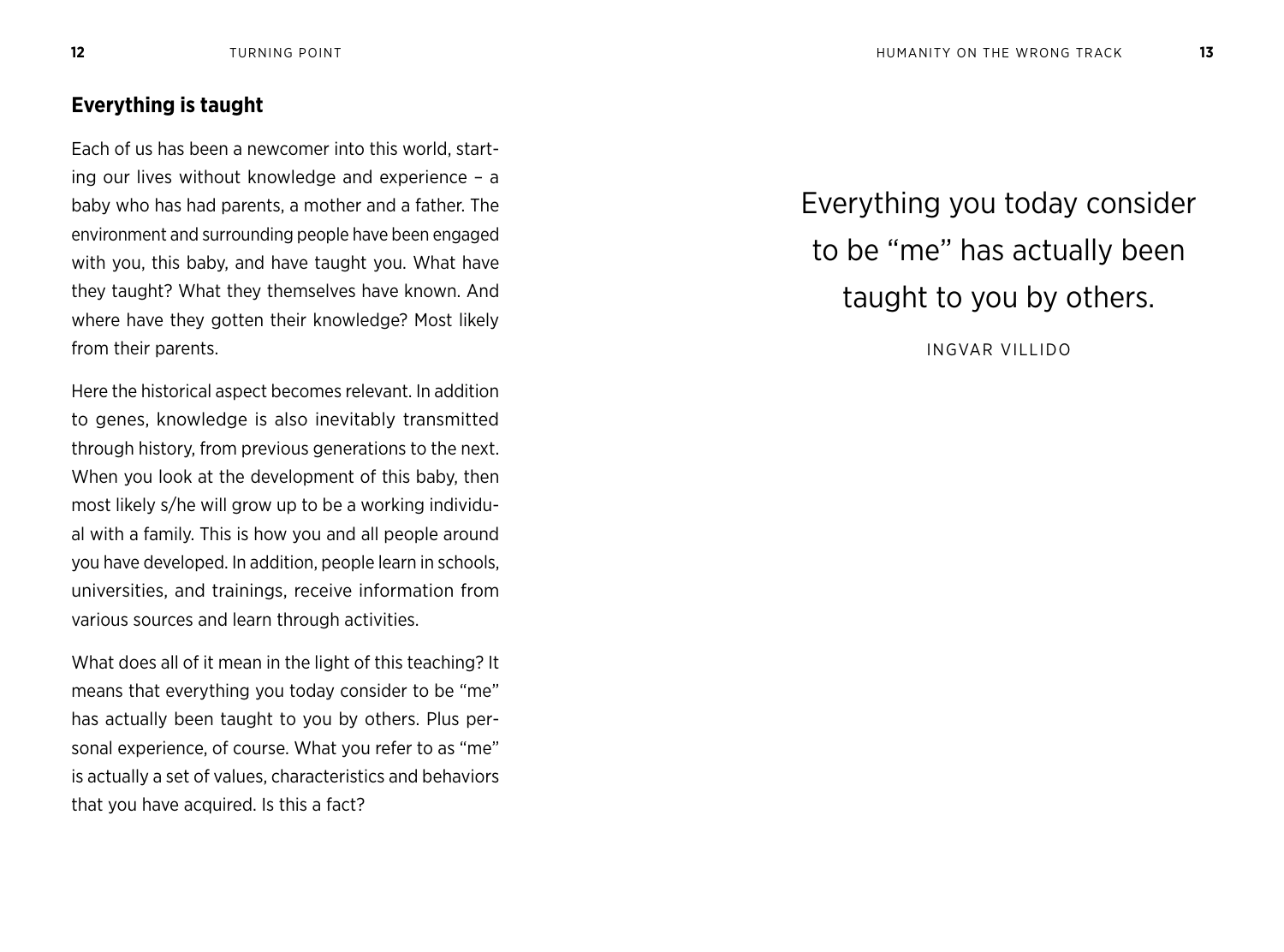## Everything is taught

Each of us has been a newcomer into this world, starting our lives without knowledge and experience – a baby who has had parents, a mother and a father. The environment and surrounding people have been engaged with you, this baby, and have taught you. What have they taught? What they themselves have known. And where have they gotten their knowledge? Most likely from their parents.

Here the historical aspect becomes relevant. In addition to genes, knowledge is also inevitably transmitted through history, from previous generations to the next. When you look at the development of this baby, then most likely s/he will grow up to be a working individual with a family. This is how you and all people around you have developed. In addition, people learn in schools, universities, and trainings, receive information from various sources and learn through activities.

What does all of it mean in the light of this teaching? It means that everything you today consider to be "me" has actually been taught to you by others. Plus personal experience, of course. What you refer to as "me" is actually a set of values, characteristics and behaviors that you have acquired. Is this a fact?

> Everything you today consider to be "me" has actually been taught to you by others.
>
> INGVAR VILLIDO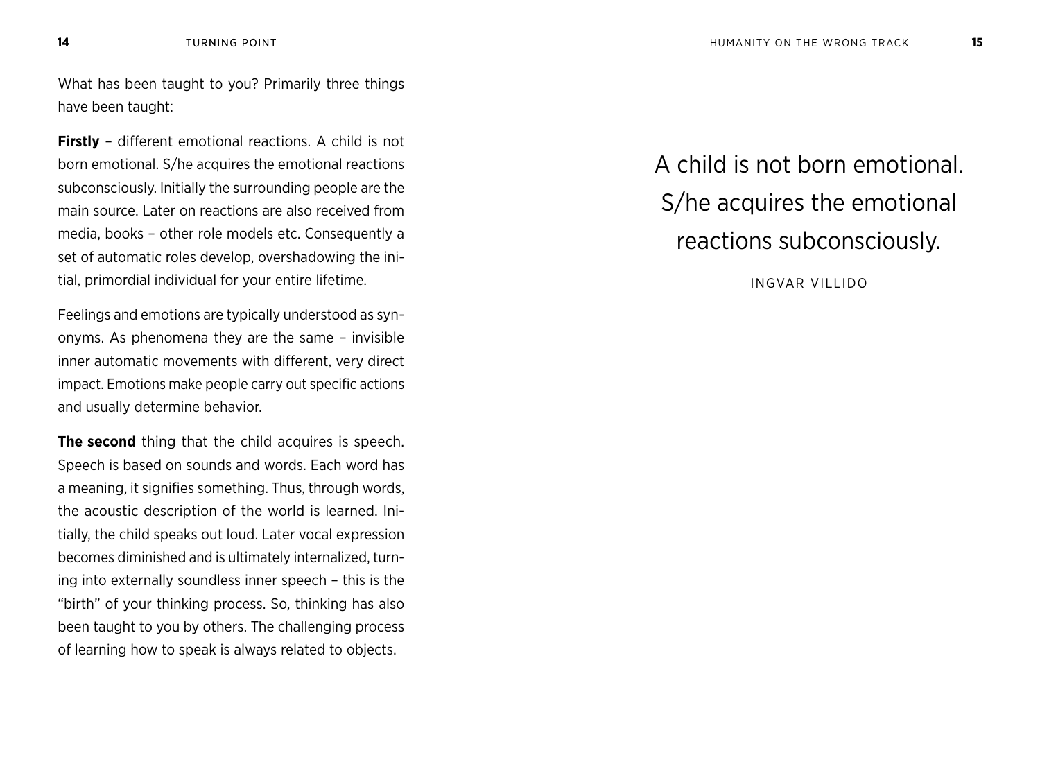What has been taught to you? Primarily three things have been taught:

**Firstly** – different emotional reactions. A child is not born emotional. S/he acquires the emotional reactions subconsciously. Initially the surrounding people are the main source. Later on reactions are also received from media, books – other role models etc. Consequently a set of automatic roles develop, overshadowing the initial, primordial individual for your entire lifetime.

Feelings and emotions are typically understood as synonyms. As phenomena they are the same – invisible inner automatic movements with different, very direct impact. Emotions make people carry out specific actions and usually determine behavior.

**The second** thing that the child acquires is speech. Speech is based on sounds and words. Each word has a meaning, it signifies something. Thus, through words, the acoustic description of the world is learned. Initially, the child speaks out loud. Later vocal expression becomes diminished and is ultimately internalized, turning into externally soundless inner speech – this is the "birth" of your thinking process. So, thinking has also been taught to you by others. The challenging process of learning how to speak is always related to objects.

> A child is not born emotional. S/he acquires the emotional reactions subconsciously.
>
> INGVAR VILLIDO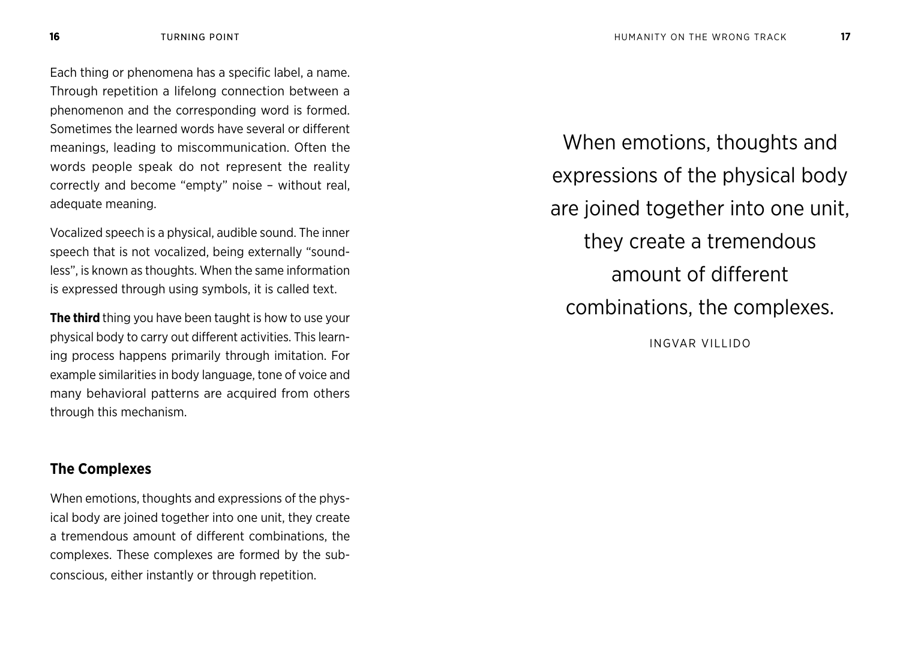Each thing or phenomena has a specific label, a name. Through repetition a lifelong connection between a phenomenon and the corresponding word is formed. Sometimes the learned words have several or different meanings, leading to miscommunication. Often the words people speak do not represent the reality correctly and become "empty" noise – without real, adequate meaning.

Vocalized speech is a physical, audible sound. The inner speech that is not vocalized, being externally "soundless", is known as thoughts. When the same information is expressed through using symbols, it is called text.

**The third** thing you have been taught is how to use your physical body to carry out different activities. This learning process happens primarily through imitation. For example similarities in body language, tone of voice and many behavioral patterns are acquired from others through this mechanism.

## The Complexes

When emotions, thoughts and expressions of the physical body are joined together into one unit, they create a tremendous amount of different combinations, the complexes. These complexes are formed by the subconscious, either instantly or through repetition.

> When emotions, thoughts and expressions of the physical body are joined together into one unit, they create a tremendous amount of different combinations, the complexes.
>
> INGVAR VILLIDO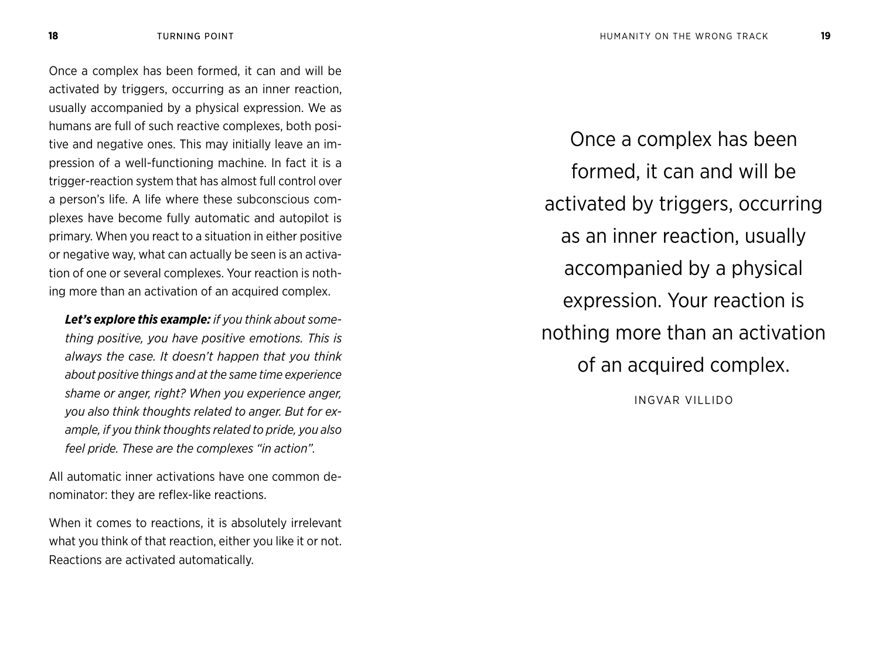Once a complex has been formed, it can and will be activated by triggers, occurring as an inner reaction, usually accompanied by a physical expression. We as humans are full of such reactive complexes, both positive and negative ones. This may initially leave an impression of a well-functioning machine. In fact it is a trigger-reaction system that has almost full control over a person's life. A life where these subconscious complexes have become fully automatic and autopilot is primary. When you react to a situation in either positive or negative way, what can actually be seen is an activation of one or several complexes. Your reaction is nothing more than an activation of an acquired complex.

> ***Let's explore this example:*** *if you think about something positive, you have positive emotions. This is always the case. It doesn't happen that you think about positive things and at the same time experience shame or anger, right? When you experience anger, you also think thoughts related to anger. But for example, if you think thoughts related to pride, you also feel pride. These are the complexes "in action".*

All automatic inner activations have one common denominator: they are reflex-like reactions.

When it comes to reactions, it is absolutely irrelevant what you think of that reaction, either you like it or not. Reactions are activated automatically.

> Once a complex has been formed, it can and will be activated by triggers, occurring as an inner reaction, usually accompanied by a physical expression. Your reaction is nothing more than an activation of an acquired complex.
>
> INGVAR VILLIDO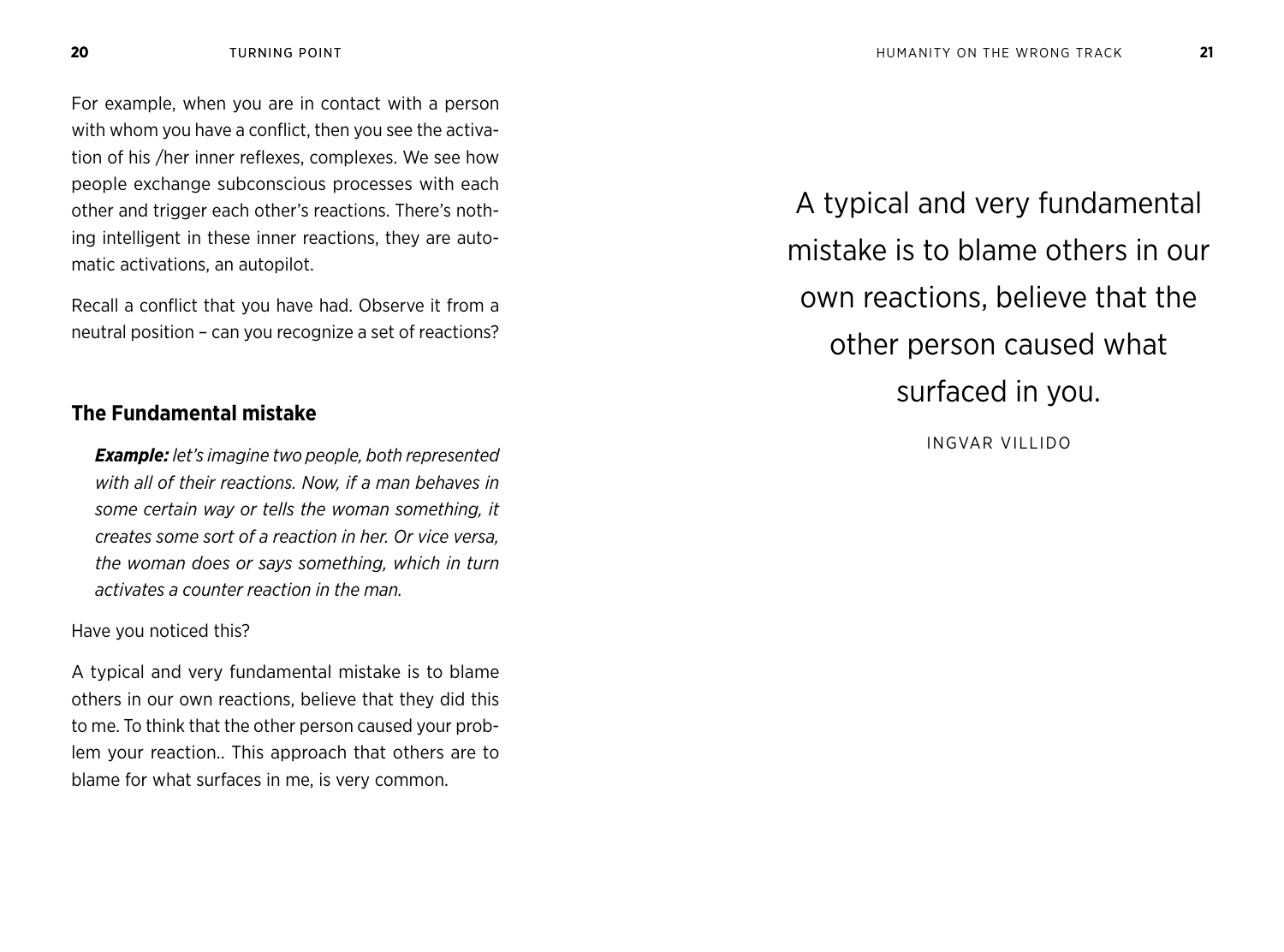For example, when you are in contact with a person with whom you have a conflict, then you see the activation of his /her inner reflexes, complexes. We see how people exchange subconscious processes with each other and trigger each other's reactions. There's nothing intelligent in these inner reactions, they are automatic activations, an autopilot.

Recall a conflict that you have had. Observe it from a neutral position – can you recognize a set of reactions?

## The Fundamental mistake

> ***Example:*** *let's imagine two people, both represented with all of their reactions. Now, if a man behaves in some certain way or tells the woman something, it creates some sort of a reaction in her. Or vice versa, the woman does or says something, which in turn activates a counter reaction in the man.*

Have you noticed this?

A typical and very fundamental mistake is to blame others in our own reactions, believe that they did this to me. To think that the other person caused your problem your reaction.. This approach that others are to blame for what surfaces in me, is very common.

> A typical and very fundamental mistake is to blame others in our own reactions, believe that the other person caused what surfaced in you.
>
> INGVAR VILLIDO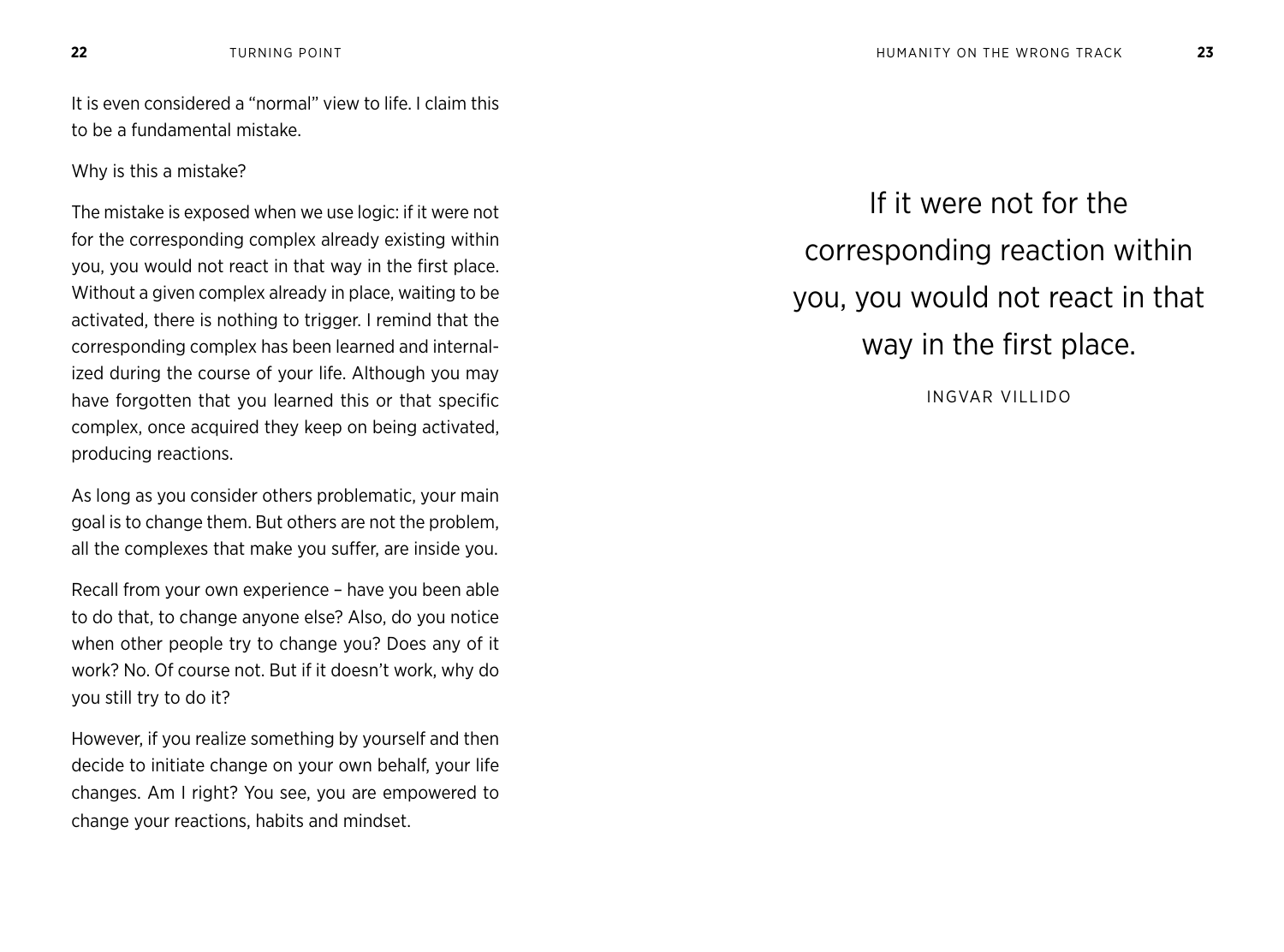It is even considered a "normal" view to life. I claim this to be a fundamental mistake.

Why is this a mistake?

The mistake is exposed when we use logic: if it were not for the corresponding complex already existing within you, you would not react in that way in the first place. Without a given complex already in place, waiting to be activated, there is nothing to trigger. I remind that the corresponding complex has been learned and internalized during the course of your life. Although you may have forgotten that you learned this or that specific complex, once acquired they keep on being activated, producing reactions.

As long as you consider others problematic, your main goal is to change them. But others are not the problem, all the complexes that make you suffer, are inside you.

Recall from your own experience – have you been able to do that, to change anyone else? Also, do you notice when other people try to change you? Does any of it work? No. Of course not. But if it doesn't work, why do you still try to do it?

However, if you realize something by yourself and then decide to initiate change on your own behalf, your life changes. Am I right? You see, you are empowered to change your reactions, habits and mindset.

> If it were not for the corresponding reaction within you, you would not react in that way in the first place.
>
> INGVAR VILLIDO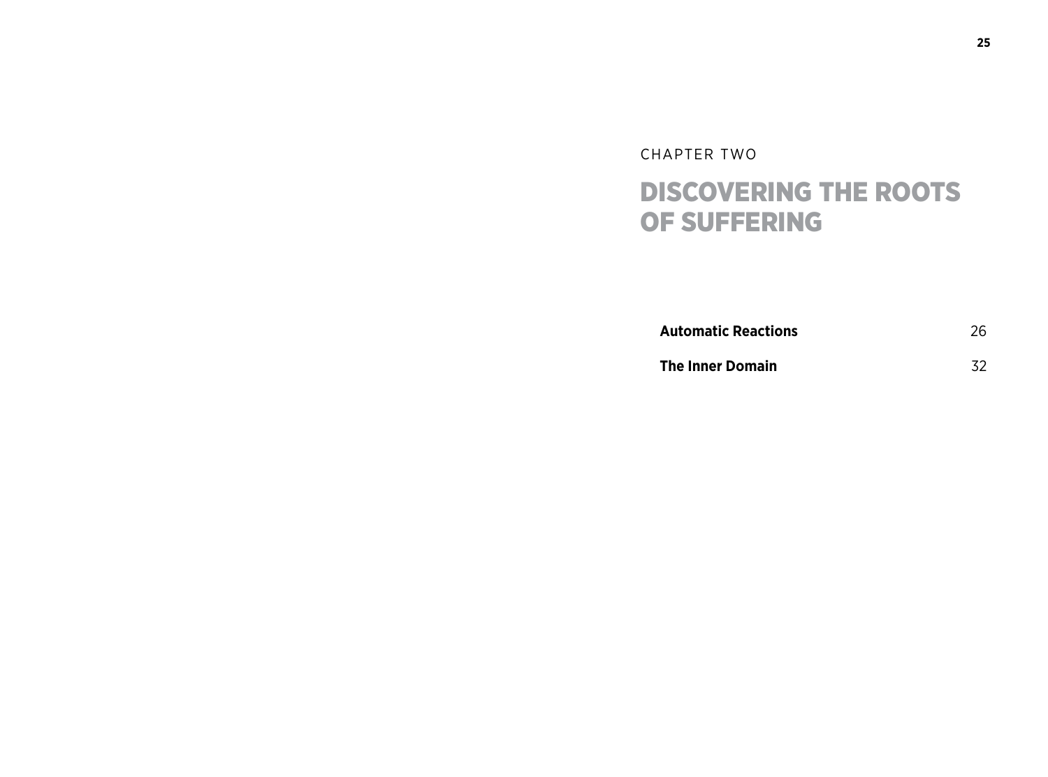CHAPTER TWO

# DISCOVERING THE ROOTS OF SUFFERING

| | |
|---|---|
| **Automatic Reactions** | 26 |
| **The Inner Domain** | 32 |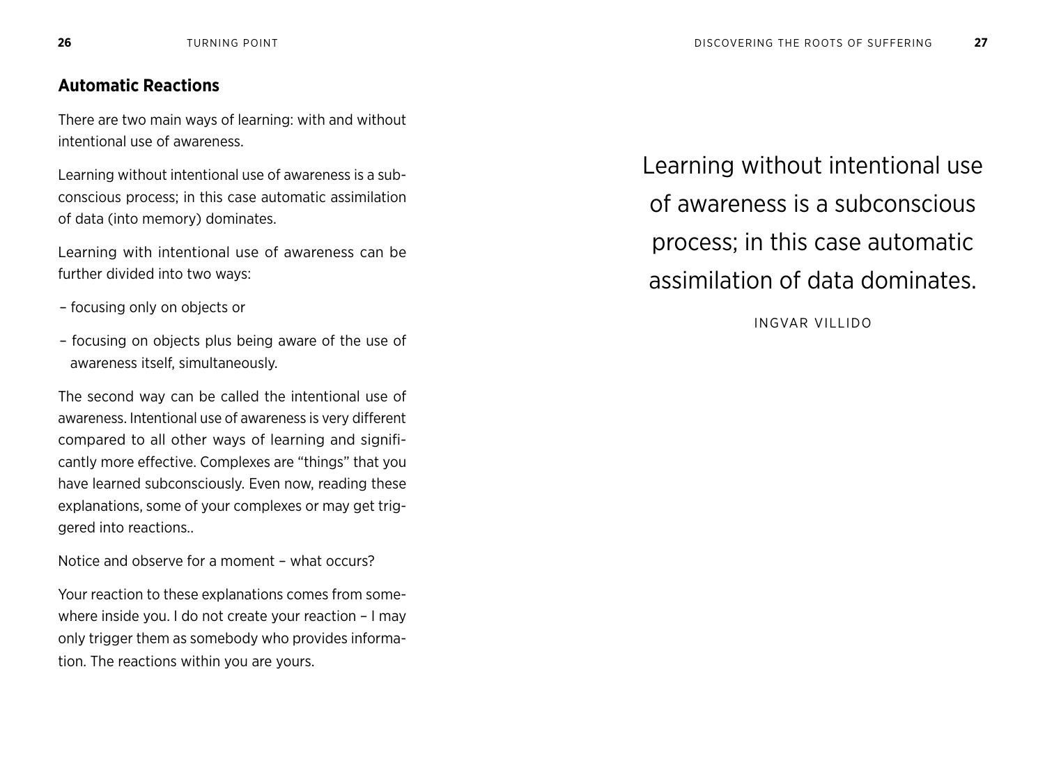## Automatic Reactions

There are two main ways of learning: with and without intentional use of awareness.

Learning without intentional use of awareness is a subconscious process; in this case automatic assimilation of data (into memory) dominates.

Learning with intentional use of awareness can be further divided into two ways:

– focusing only on objects or

– focusing on objects plus being aware of the use of awareness itself, simultaneously.

The second way can be called the intentional use of awareness. Intentional use of awareness is very different compared to all other ways of learning and significantly more effective. Complexes are "things" that you have learned subconsciously. Even now, reading these explanations, some of your complexes or may get triggered into reactions..

Notice and observe for a moment – what occurs?

Your reaction to these explanations comes from somewhere inside you. I do not create your reaction – I may only trigger them as somebody who provides information. The reactions within you are yours.

> Learning without intentional use of awareness is a subconscious process; in this case automatic assimilation of data dominates.
>
> INGVAR VILLIDO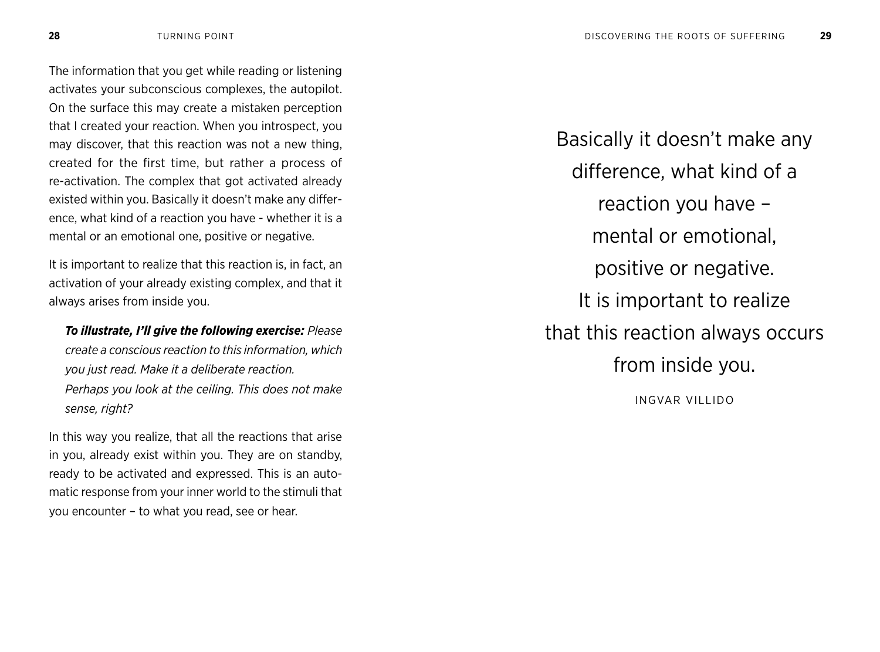The information that you get while reading or listening activates your subconscious complexes, the autopilot. On the surface this may create a mistaken perception that I created your reaction. When you introspect, you may discover, that this reaction was not a new thing, created for the first time, but rather a process of re-activation. The complex that got activated already existed within you. Basically it doesn't make any difference, what kind of a reaction you have - whether it is a mental or an emotional one, positive or negative.

It is important to realize that this reaction is, in fact, an activation of your already existing complex, and that it always arises from inside you.

> ***To illustrate, I'll give the following exercise:*** *Please create a conscious reaction to this information, which you just read. Make it a deliberate reaction.*
> *Perhaps you look at the ceiling. This does not make sense, right?*

In this way you realize, that all the reactions that arise in you, already exist within you. They are on standby, ready to be activated and expressed. This is an automatic response from your inner world to the stimuli that you encounter – to what you read, see or hear.

> Basically it doesn't make any difference, what kind of a reaction you have – mental or emotional, positive or negative.
> It is important to realize that this reaction always occurs from inside you.
>
> INGVAR VILLIDO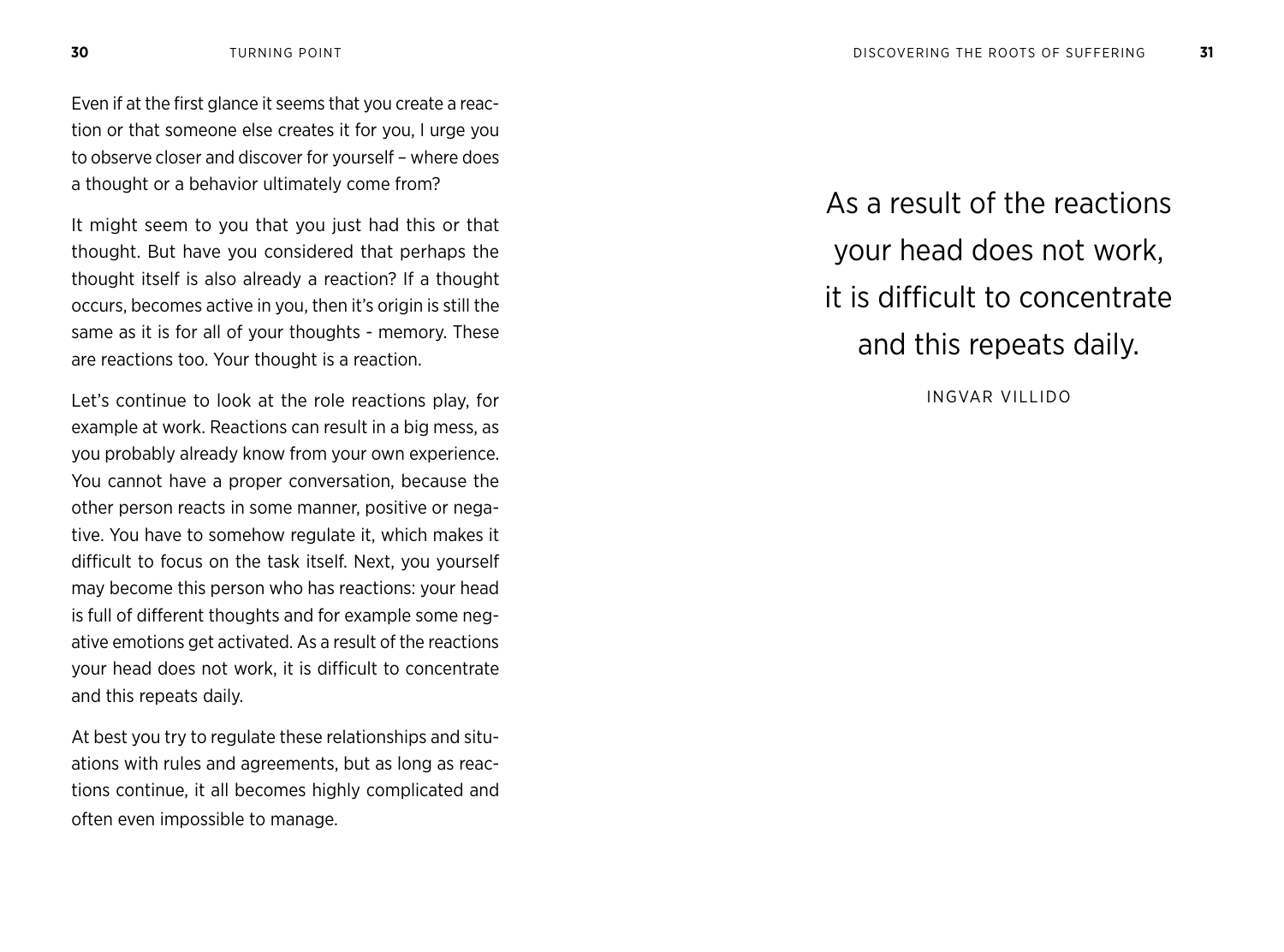Even if at the first glance it seems that you create a reaction or that someone else creates it for you, I urge you to observe closer and discover for yourself – where does a thought or a behavior ultimately come from?

It might seem to you that you just had this or that thought. But have you considered that perhaps the thought itself is also already a reaction? If a thought occurs, becomes active in you, then it's origin is still the same as it is for all of your thoughts - memory. These are reactions too. Your thought is a reaction.

Let's continue to look at the role reactions play, for example at work. Reactions can result in a big mess, as you probably already know from your own experience. You cannot have a proper conversation, because the other person reacts in some manner, positive or negative. You have to somehow regulate it, which makes it difficult to focus on the task itself. Next, you yourself may become this person who has reactions: your head is full of different thoughts and for example some negative emotions get activated. As a result of the reactions your head does not work, it is difficult to concentrate and this repeats daily.

At best you try to regulate these relationships and situations with rules and agreements, but as long as reactions continue, it all becomes highly complicated and often even impossible to manage.

> As a result of the reactions your head does not work, it is difficult to concentrate and this repeats daily.
>
> INGVAR VILLIDO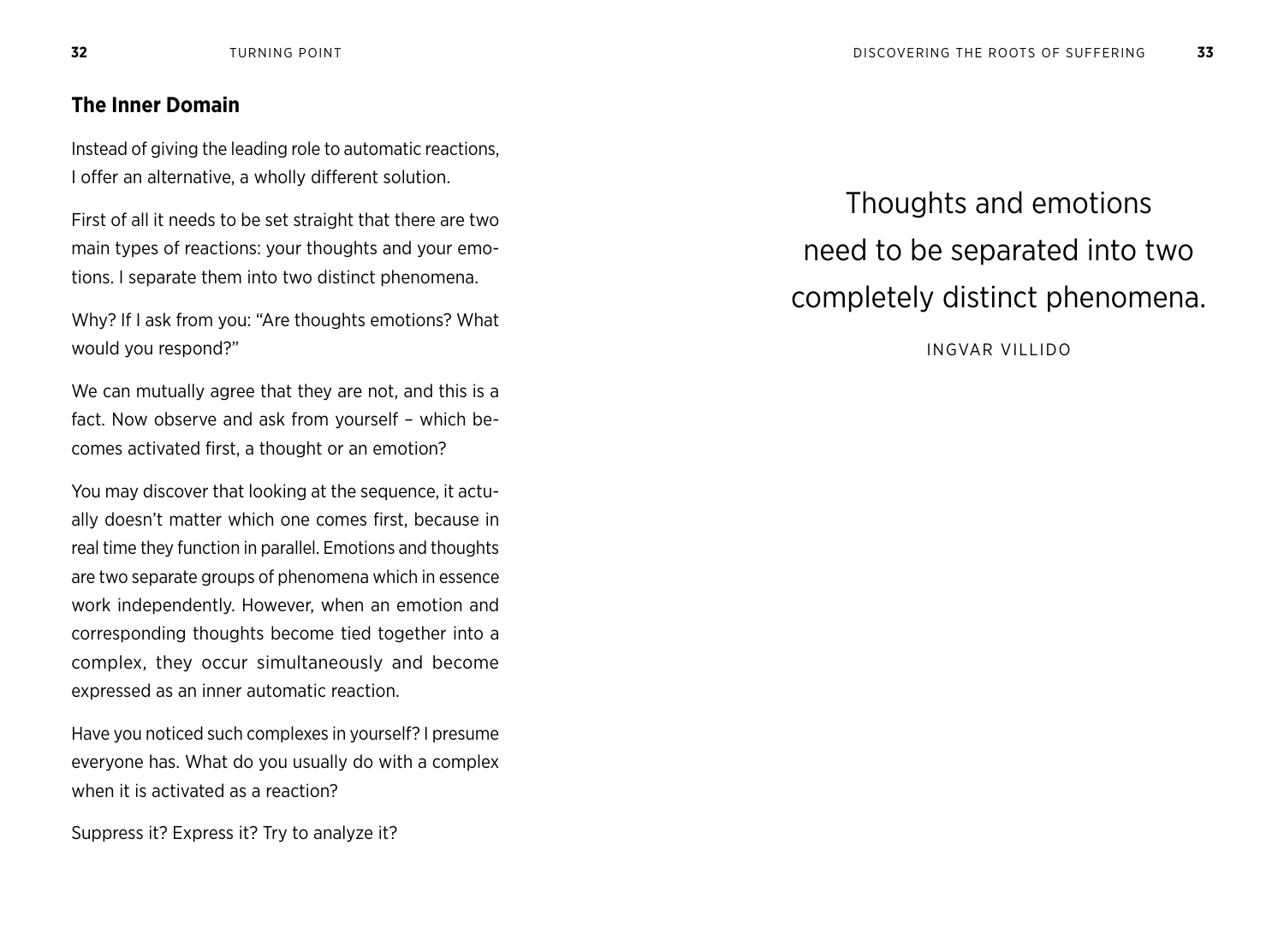## The Inner Domain

Instead of giving the leading role to automatic reactions, I offer an alternative, a wholly different solution.

First of all it needs to be set straight that there are two main types of reactions: your thoughts and your emotions. I separate them into two distinct phenomena.

Why? If I ask from you: "Are thoughts emotions? What would you respond?"

We can mutually agree that they are not, and this is a fact. Now observe and ask from yourself – which becomes activated first, a thought or an emotion?

You may discover that looking at the sequence, it actually doesn't matter which one comes first, because in real time they function in parallel. Emotions and thoughts are two separate groups of phenomena which in essence work independently. However, when an emotion and corresponding thoughts become tied together into a complex, they occur simultaneously and become expressed as an inner automatic reaction.

Have you noticed such complexes in yourself? I presume everyone has. What do you usually do with a complex when it is activated as a reaction?

Suppress it? Express it? Try to analyze it?

> Thoughts and emotions need to be separated into two completely distinct phenomena.
>
> INGVAR VILLIDO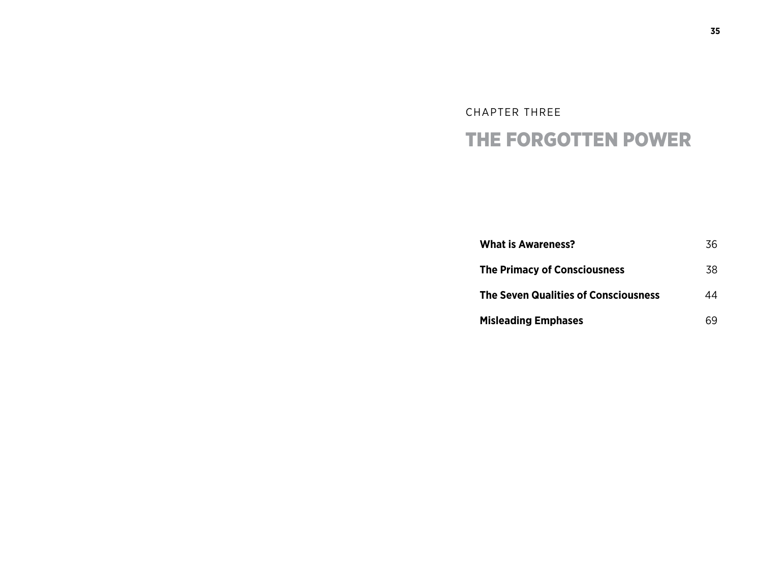CHAPTER THREE

# THE FORGOTTEN POWER

| | |
|---|---|
| **What is Awareness?** | 36 |
| **The Primacy of Consciousness** | 38 |
| **The Seven Qualities of Consciousness** | 44 |
| **Misleading Emphases** | 69 |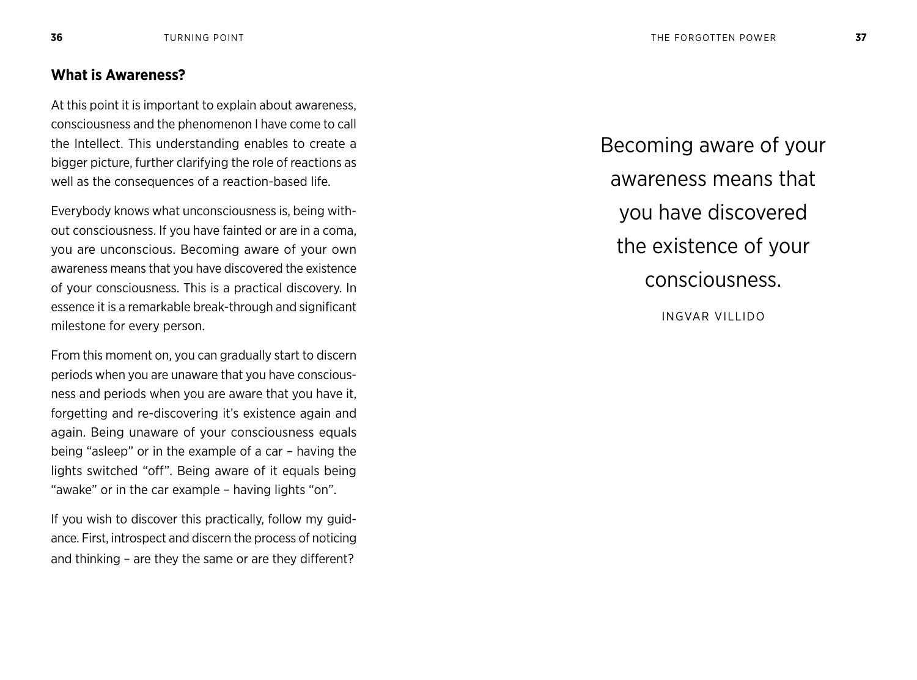## What is Awareness?

At this point it is important to explain about awareness, consciousness and the phenomenon I have come to call the Intellect. This understanding enables to create a bigger picture, further clarifying the role of reactions as well as the consequences of a reaction-based life.

Everybody knows what unconsciousness is, being without consciousness. If you have fainted or are in a coma, you are unconscious. Becoming aware of your own awareness means that you have discovered the existence of your consciousness. This is a practical discovery. In essence it is a remarkable break-through and significant milestone for every person.

From this moment on, you can gradually start to discern periods when you are unaware that you have consciousness and periods when you are aware that you have it, forgetting and re-discovering it's existence again and again. Being unaware of your consciousness equals being "asleep" or in the example of a car – having the lights switched "off". Being aware of it equals being "awake" or in the car example – having lights "on".

If you wish to discover this practically, follow my guidance. First, introspect and discern the process of noticing and thinking – are they the same or are they different?

> Becoming aware of your awareness means that you have discovered the existence of your consciousness.
>
> INGVAR VILLIDO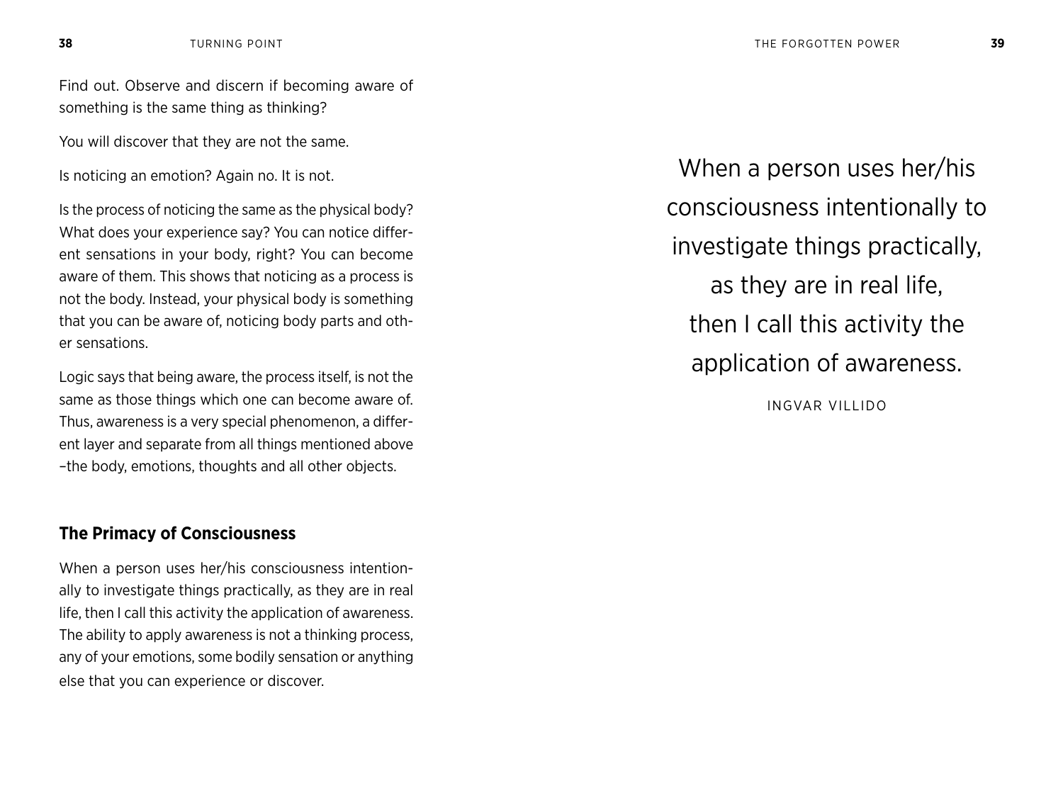Find out. Observe and discern if becoming aware of something is the same thing as thinking?

You will discover that they are not the same.

Is noticing an emotion? Again no. It is not.

Is the process of noticing the same as the physical body? What does your experience say? You can notice different sensations in your body, right? You can become aware of them. This shows that noticing as a process is not the body. Instead, your physical body is something that you can be aware of, noticing body parts and other sensations.

Logic says that being aware, the process itself, is not the same as those things which one can become aware of. Thus, awareness is a very special phenomenon, a different layer and separate from all things mentioned above –the body, emotions, thoughts and all other objects.

## The Primacy of Consciousness

When a person uses her/his consciousness intentionally to investigate things practically, as they are in real life, then I call this activity the application of awareness. The ability to apply awareness is not a thinking process, any of your emotions, some bodily sensation or anything else that you can experience or discover.

> When a person uses her/his consciousness intentionally to investigate things practically, as they are in real life, then I call this activity the application of awareness.
>
> INGVAR VILLIDO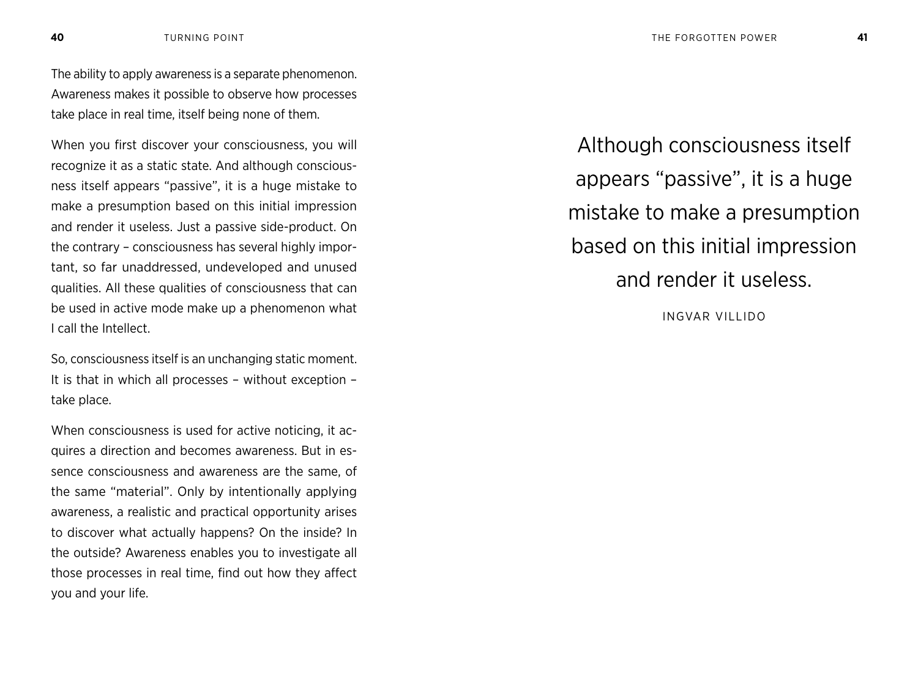The ability to apply awareness is a separate phenomenon. Awareness makes it possible to observe how processes take place in real time, itself being none of them.

When you first discover your consciousness, you will recognize it as a static state. And although consciousness itself appears "passive", it is a huge mistake to make a presumption based on this initial impression and render it useless. Just a passive side-product. On the contrary – consciousness has several highly important, so far unaddressed, undeveloped and unused qualities. All these qualities of consciousness that can be used in active mode make up a phenomenon what I call the Intellect.

So, consciousness itself is an unchanging static moment. It is that in which all processes – without exception – take place.

When consciousness is used for active noticing, it acquires a direction and becomes awareness. But in essence consciousness and awareness are the same, of the same "material". Only by intentionally applying awareness, a realistic and practical opportunity arises to discover what actually happens? On the inside? In the outside? Awareness enables you to investigate all those processes in real time, find out how they affect you and your life.

> Although consciousness itself appears "passive", it is a huge mistake to make a presumption based on this initial impression and render it useless.
>
> INGVAR VILLIDO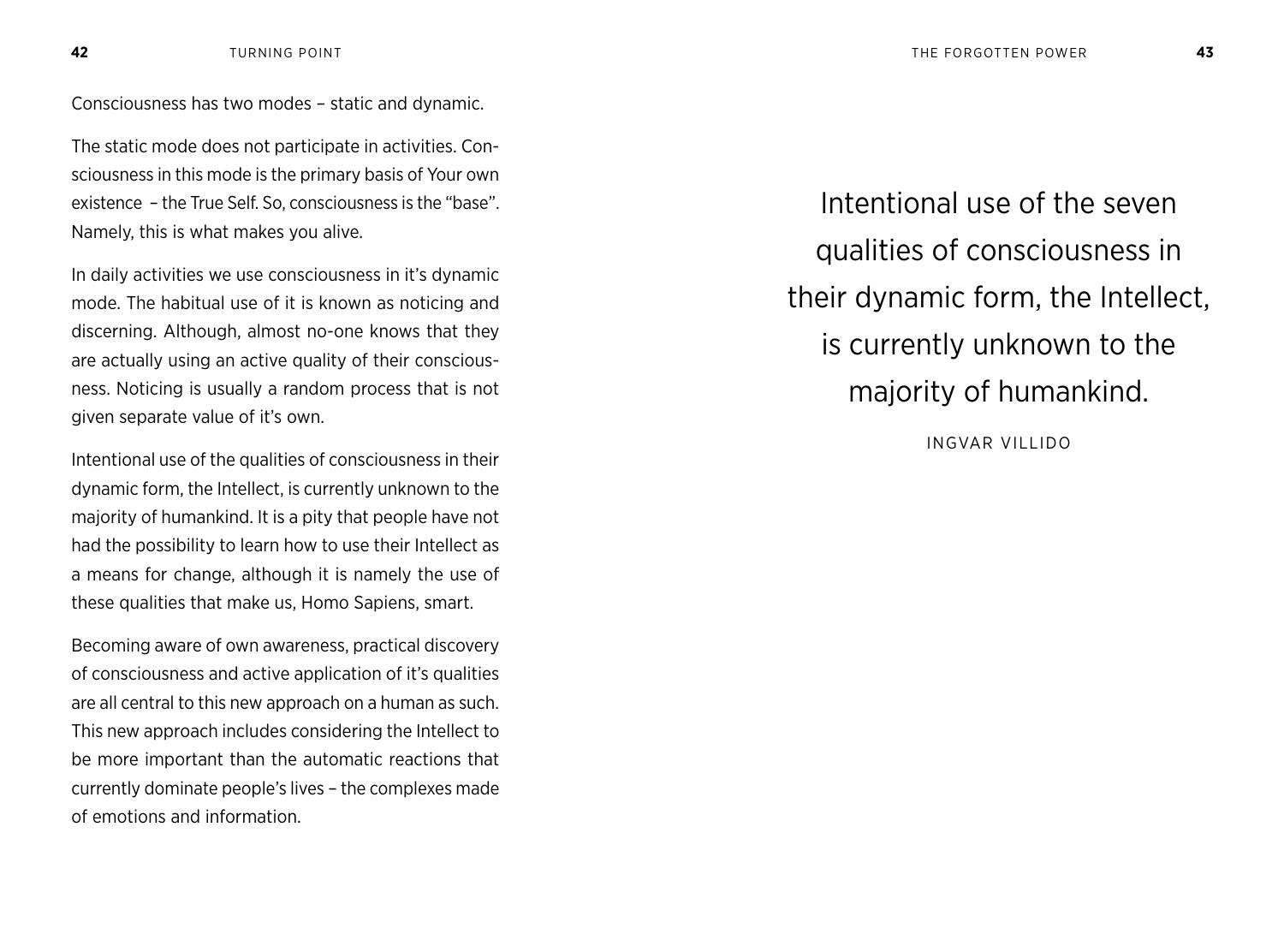Consciousness has two modes – static and dynamic.

The static mode does not participate in activities. Consciousness in this mode is the primary basis of Your own existence – the True Self. So, consciousness is the "base". Namely, this is what makes you alive.

In daily activities we use consciousness in it's dynamic mode. The habitual use of it is known as noticing and discerning. Although, almost no-one knows that they are actually using an active quality of their consciousness. Noticing is usually a random process that is not given separate value of it's own.

Intentional use of the qualities of consciousness in their dynamic form, the Intellect, is currently unknown to the majority of humankind. It is a pity that people have not had the possibility to learn how to use their Intellect as a means for change, although it is namely the use of these qualities that make us, Homo Sapiens, smart.

Becoming aware of own awareness, practical discovery of consciousness and active application of it's qualities are all central to this new approach on a human as such. This new approach includes considering the Intellect to be more important than the automatic reactions that currently dominate people's lives – the complexes made of emotions and information.

> Intentional use of the seven qualities of consciousness in their dynamic form, the Intellect, is currently unknown to the majority of humankind.
>
> INGVAR VILLIDO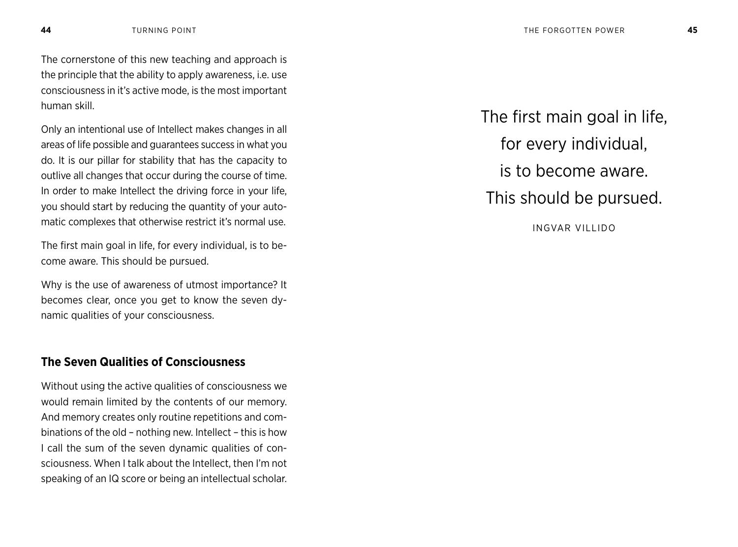The cornerstone of this new teaching and approach is the principle that the ability to apply awareness, i.e. use consciousness in it's active mode, is the most important human skill.

Only an intentional use of Intellect makes changes in all areas of life possible and guarantees success in what you do. It is our pillar for stability that has the capacity to outlive all changes that occur during the course of time. In order to make Intellect the driving force in your life, you should start by reducing the quantity of your automatic complexes that otherwise restrict it's normal use.

The first main goal in life, for every individual, is to become aware. This should be pursued.

Why is the use of awareness of utmost importance? It becomes clear, once you get to know the seven dynamic qualities of your consciousness.

## The Seven Qualities of Consciousness

Without using the active qualities of consciousness we would remain limited by the contents of our memory. And memory creates only routine repetitions and combinations of the old – nothing new. Intellect – this is how I call the sum of the seven dynamic qualities of consciousness. When I talk about the Intellect, then I'm not speaking of an IQ score or being an intellectual scholar.

> The first main goal in life,
> for every individual,
> is to become aware.
> This should be pursued.
>
> INGVAR VILLIDO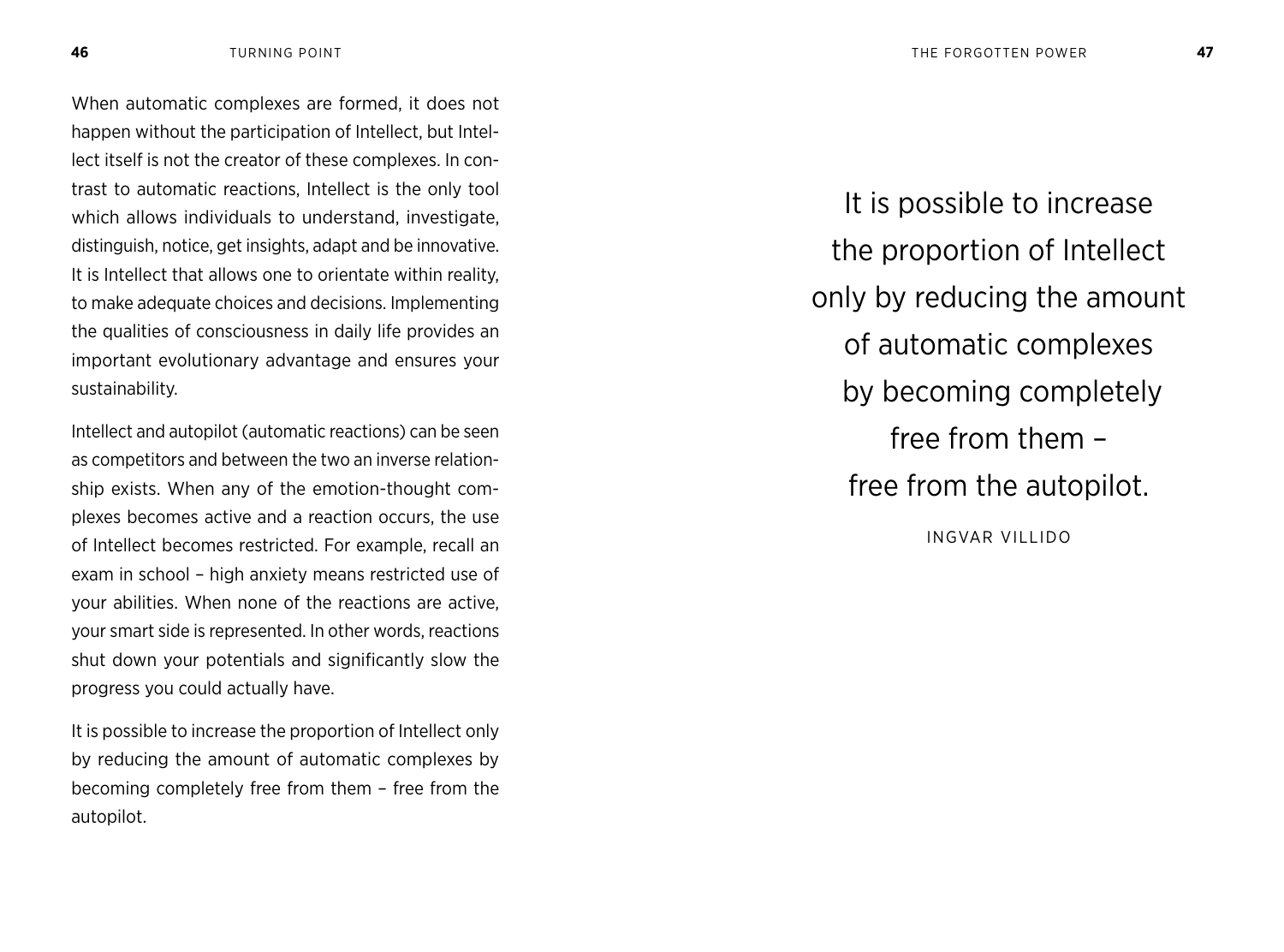When automatic complexes are formed, it does not happen without the participation of Intellect, but Intellect itself is not the creator of these complexes. In contrast to automatic reactions, Intellect is the only tool which allows individuals to understand, investigate, distinguish, notice, get insights, adapt and be innovative. It is Intellect that allows one to orientate within reality, to make adequate choices and decisions. Implementing the qualities of consciousness in daily life provides an important evolutionary advantage and ensures your sustainability.

Intellect and autopilot (automatic reactions) can be seen as competitors and between the two an inverse relationship exists. When any of the emotion-thought complexes becomes active and a reaction occurs, the use of Intellect becomes restricted. For example, recall an exam in school – high anxiety means restricted use of your abilities. When none of the reactions are active, your smart side is represented. In other words, reactions shut down your potentials and significantly slow the progress you could actually have.

It is possible to increase the proportion of Intellect only by reducing the amount of automatic complexes by becoming completely free from them – free from the autopilot.

> It is possible to increase
> the proportion of Intellect
> only by reducing the amount
> of automatic complexes
> by becoming completely
> free from them –
> free from the autopilot.
>
> INGVAR VILLIDO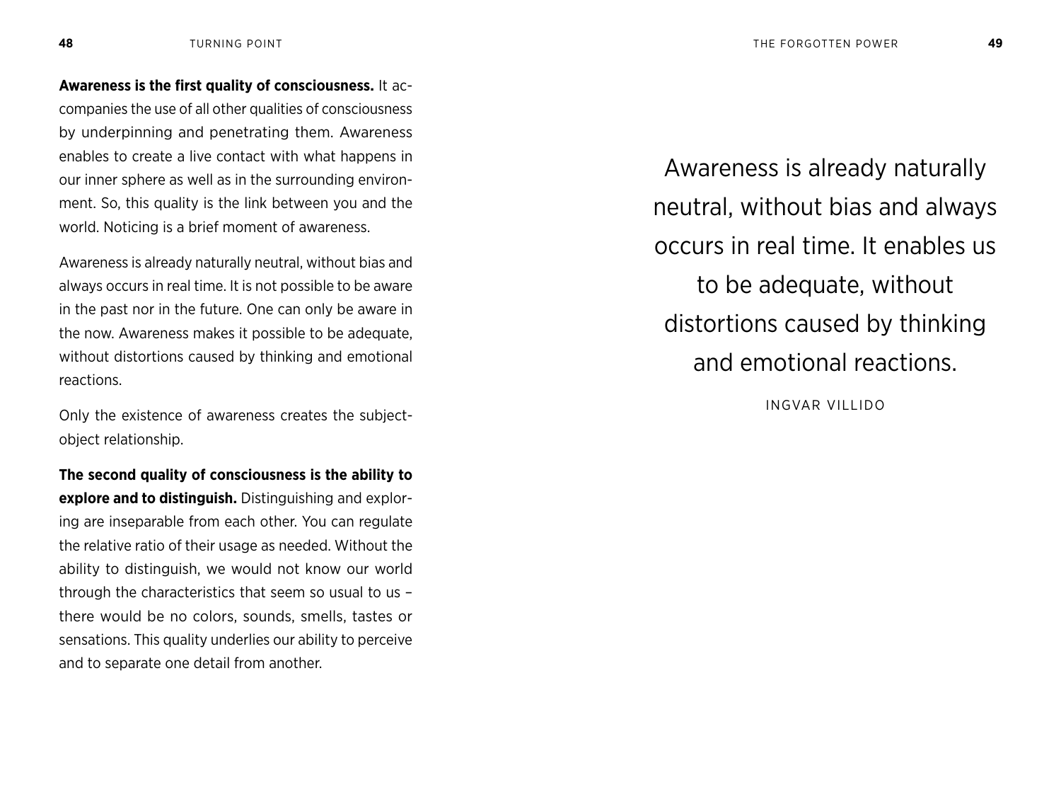**Awareness is the first quality of consciousness.** It accompanies the use of all other qualities of consciousness by underpinning and penetrating them. Awareness enables to create a live contact with what happens in our inner sphere as well as in the surrounding environment. So, this quality is the link between you and the world. Noticing is a brief moment of awareness.

Awareness is already naturally neutral, without bias and always occurs in real time. It is not possible to be aware in the past nor in the future. One can only be aware in the now. Awareness makes it possible to be adequate, without distortions caused by thinking and emotional reactions.

Only the existence of awareness creates the subject-object relationship.

**The second quality of consciousness is the ability to explore and to distinguish.** Distinguishing and exploring are inseparable from each other. You can regulate the relative ratio of their usage as needed. Without the ability to distinguish, we would not know our world through the characteristics that seem so usual to us – there would be no colors, sounds, smells, tastes or sensations. This quality underlies our ability to perceive and to separate one detail from another.

> Awareness is already naturally neutral, without bias and always occurs in real time. It enables us to be adequate, without distortions caused by thinking and emotional reactions.
>
> INGVAR VILLIDO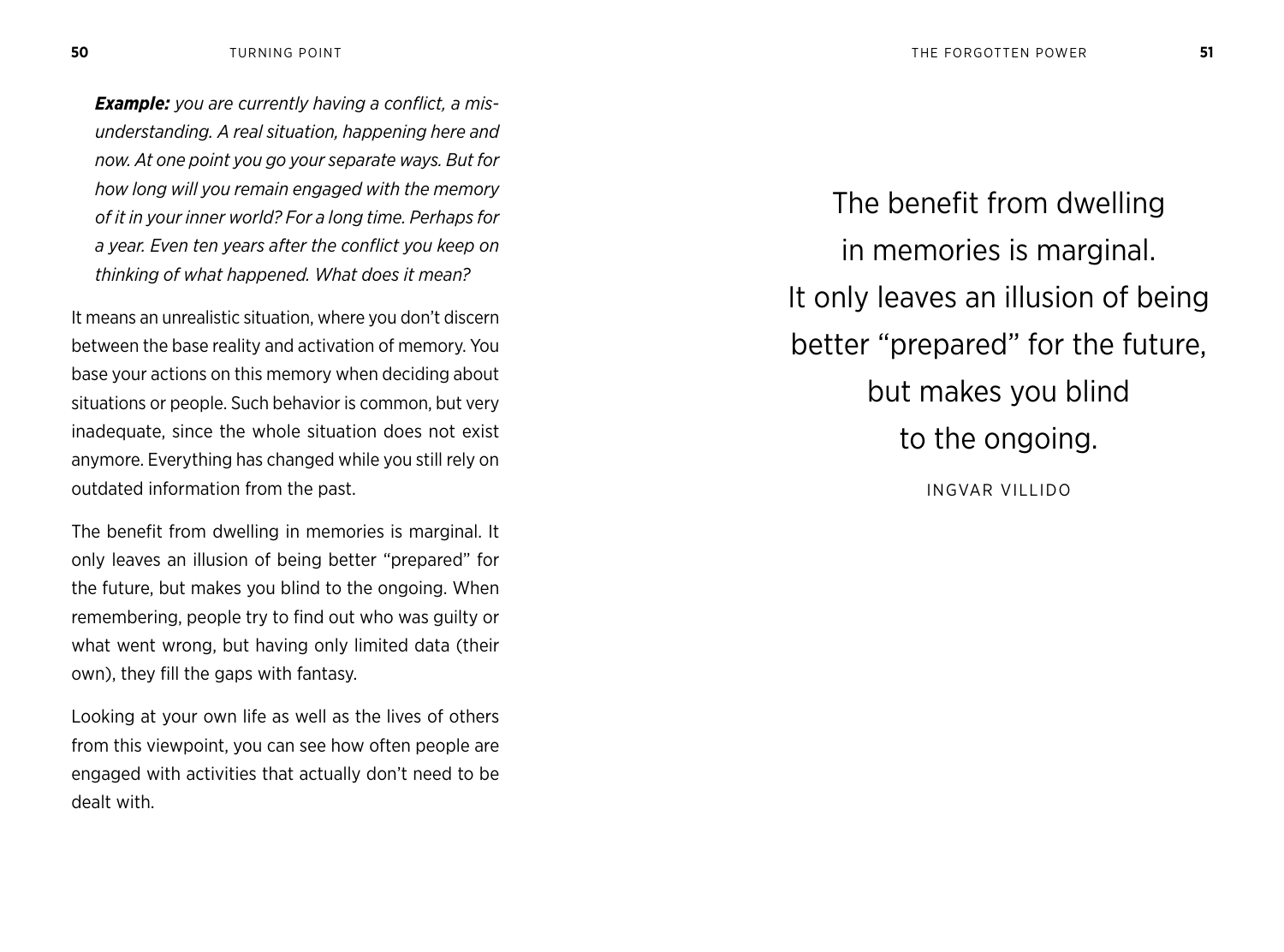***Example:*** *you are currently having a conflict, a misunderstanding. A real situation, happening here and now. At one point you go your separate ways. But for how long will you remain engaged with the memory of it in your inner world? For a long time. Perhaps for a year. Even ten years after the conflict you keep on thinking of what happened. What does it mean?*

It means an unrealistic situation, where you don't discern between the base reality and activation of memory. You base your actions on this memory when deciding about situations or people. Such behavior is common, but very inadequate, since the whole situation does not exist anymore. Everything has changed while you still rely on outdated information from the past.

The benefit from dwelling in memories is marginal. It only leaves an illusion of being better "prepared" for the future, but makes you blind to the ongoing. When remembering, people try to find out who was guilty or what went wrong, but having only limited data (their own), they fill the gaps with fantasy.

Looking at your own life as well as the lives of others from this viewpoint, you can see how often people are engaged with activities that actually don't need to be dealt with.

> The benefit from dwelling in memories is marginal. It only leaves an illusion of being better "prepared" for the future, but makes you blind to the ongoing.
>
> INGVAR VILLIDO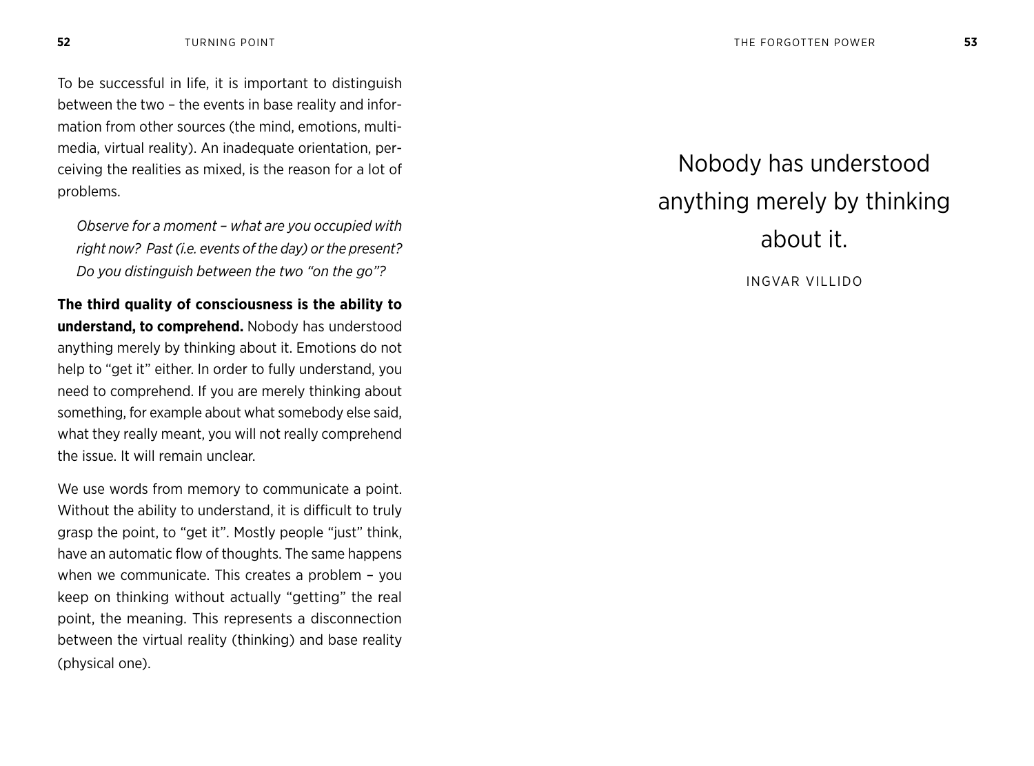To be successful in life, it is important to distinguish between the two – the events in base reality and information from other sources (the mind, emotions, multimedia, virtual reality). An inadequate orientation, perceiving the realities as mixed, is the reason for a lot of problems.

*Observe for a moment – what are you occupied with right now? Past (i.e. events of the day) or the present? Do you distinguish between the two "on the go"?*

**The third quality of consciousness is the ability to understand, to comprehend.** Nobody has understood anything merely by thinking about it. Emotions do not help to "get it" either. In order to fully understand, you need to comprehend. If you are merely thinking about something, for example about what somebody else said, what they really meant, you will not really comprehend the issue. It will remain unclear.

We use words from memory to communicate a point. Without the ability to understand, it is difficult to truly grasp the point, to "get it". Mostly people "just" think, have an automatic flow of thoughts. The same happens when we communicate. This creates a problem – you keep on thinking without actually "getting" the real point, the meaning. This represents a disconnection between the virtual reality (thinking) and base reality (physical one).

> Nobody has understood anything merely by thinking about it.
>
> INGVAR VILLIDO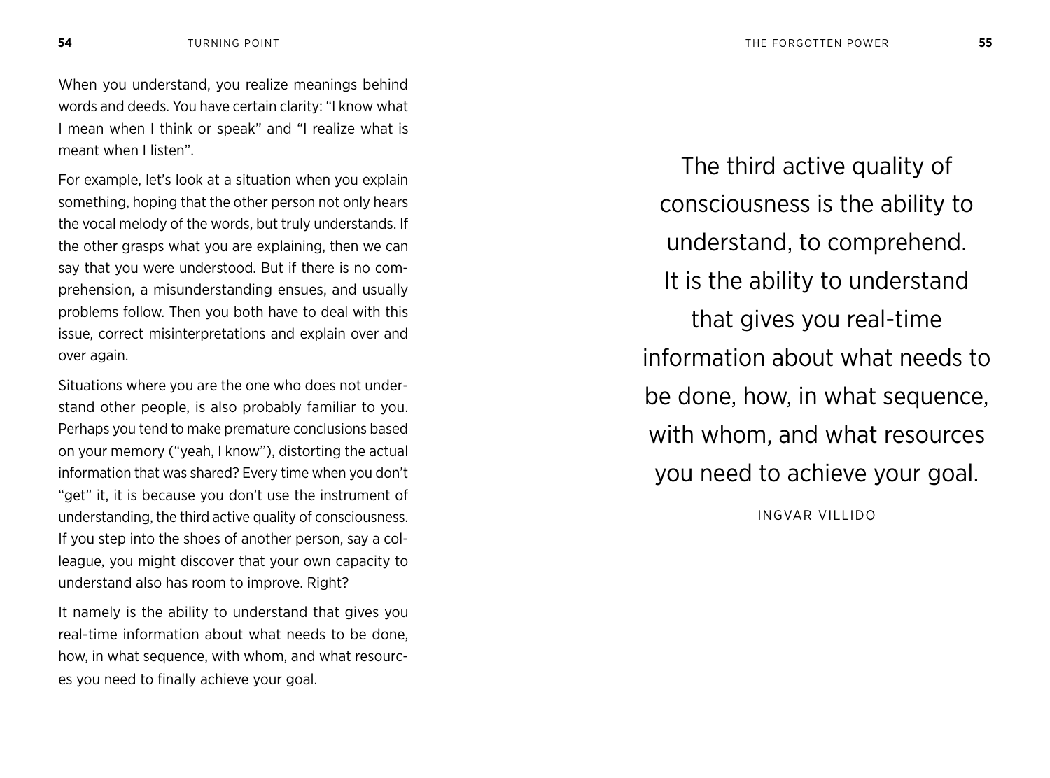When you understand, you realize meanings behind words and deeds. You have certain clarity: "I know what I mean when I think or speak" and "I realize what is meant when I listen".

For example, let's look at a situation when you explain something, hoping that the other person not only hears the vocal melody of the words, but truly understands. If the other grasps what you are explaining, then we can say that you were understood. But if there is no comprehension, a misunderstanding ensues, and usually problems follow. Then you both have to deal with this issue, correct misinterpretations and explain over and over again.

Situations where you are the one who does not understand other people, is also probably familiar to you. Perhaps you tend to make premature conclusions based on your memory ("yeah, I know"), distorting the actual information that was shared? Every time when you don't "get" it, it is because you don't use the instrument of understanding, the third active quality of consciousness. If you step into the shoes of another person, say a colleague, you might discover that your own capacity to understand also has room to improve. Right?

It namely is the ability to understand that gives you real-time information about what needs to be done, how, in what sequence, with whom, and what resources you need to finally achieve your goal.

> The third active quality of consciousness is the ability to understand, to comprehend. It is the ability to understand that gives you real-time information about what needs to be done, how, in what sequence, with whom, and what resources you need to achieve your goal.
>
> INGVAR VILLIDO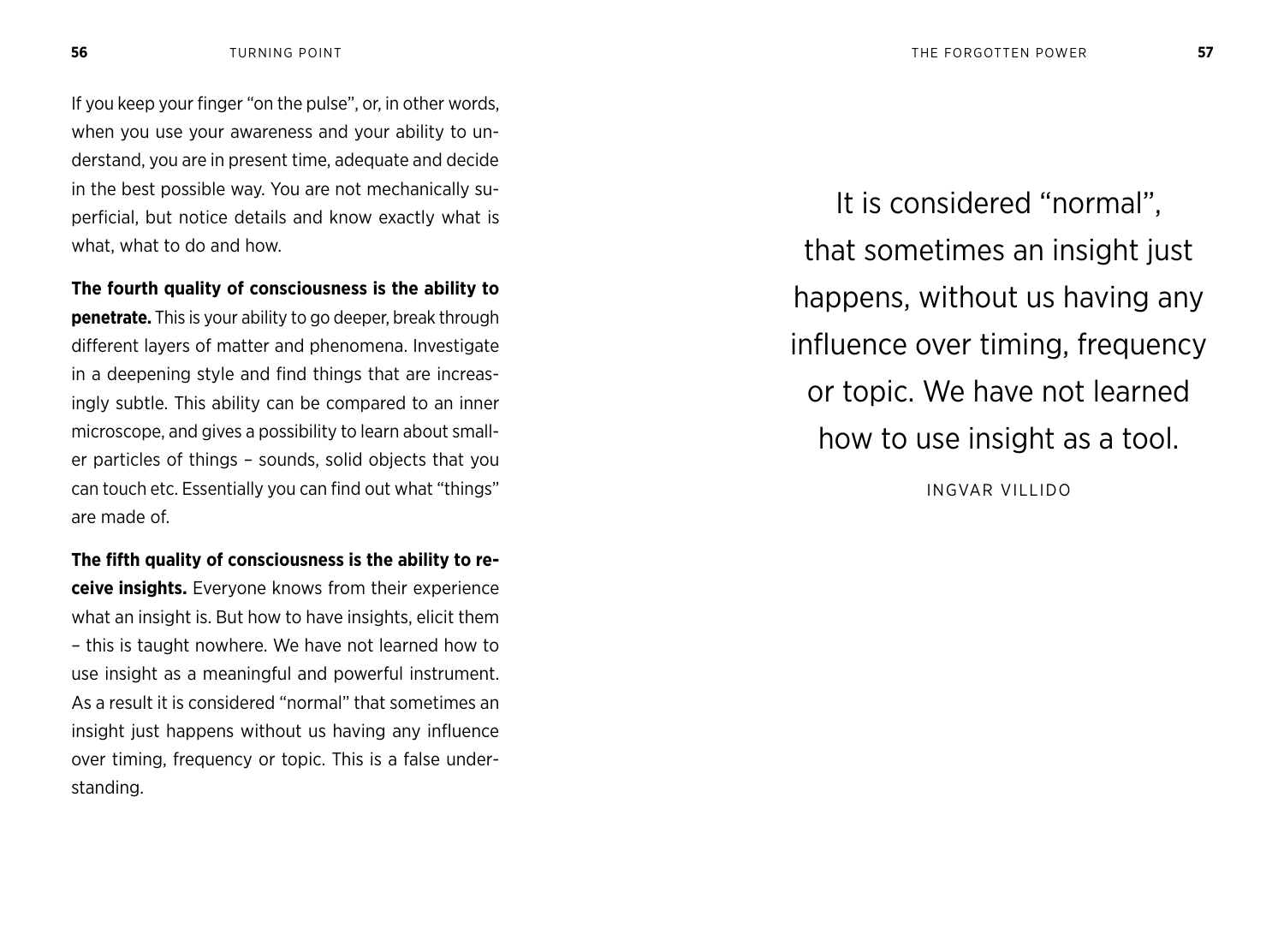If you keep your finger "on the pulse", or, in other words, when you use your awareness and your ability to understand, you are in present time, adequate and decide in the best possible way. You are not mechanically superficial, but notice details and know exactly what is what, what to do and how.

**The fourth quality of consciousness is the ability to penetrate.** This is your ability to go deeper, break through different layers of matter and phenomena. Investigate in a deepening style and find things that are increasingly subtle. This ability can be compared to an inner microscope, and gives a possibility to learn about smaller particles of things – sounds, solid objects that you can touch etc. Essentially you can find out what "things" are made of.

**The fifth quality of consciousness is the ability to receive insights.** Everyone knows from their experience what an insight is. But how to have insights, elicit them – this is taught nowhere. We have not learned how to use insight as a meaningful and powerful instrument. As a result it is considered "normal" that sometimes an insight just happens without us having any influence over timing, frequency or topic. This is a false understanding.

> It is considered "normal", that sometimes an insight just happens, without us having any influence over timing, frequency or topic. We have not learned how to use insight as a tool.
>
> INGVAR VILLIDO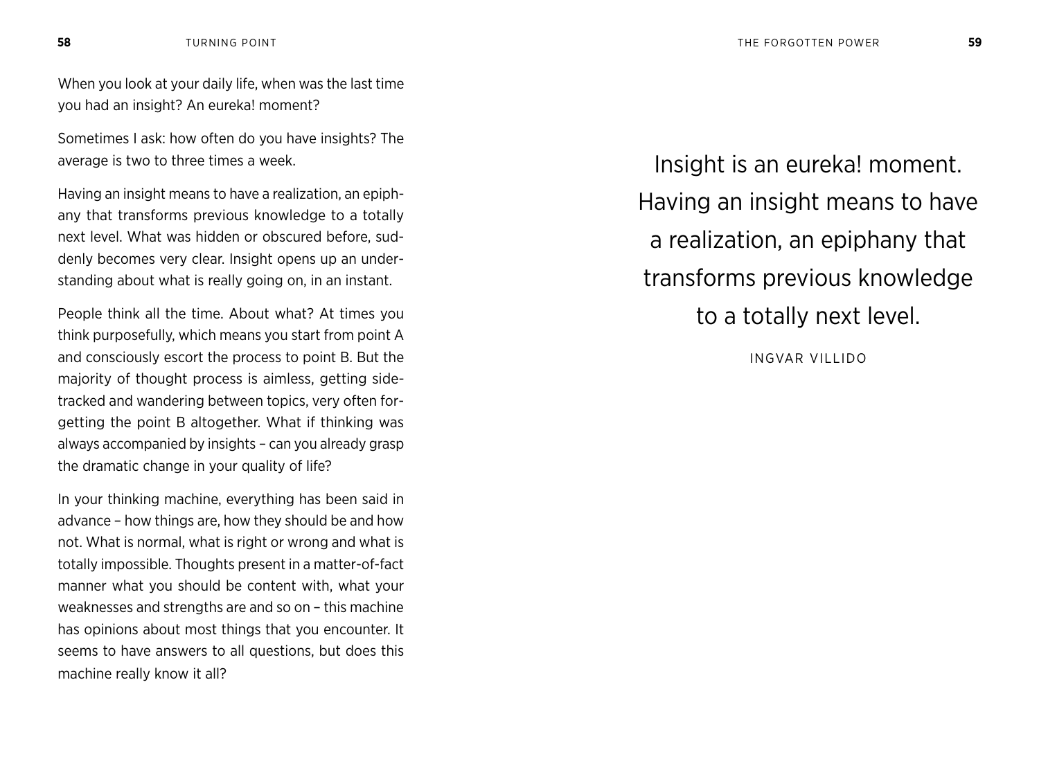When you look at your daily life, when was the last time you had an insight? An eureka! moment?

Sometimes I ask: how often do you have insights? The average is two to three times a week.

Having an insight means to have a realization, an epiphany that transforms previous knowledge to a totally next level. What was hidden or obscured before, suddenly becomes very clear. Insight opens up an understanding about what is really going on, in an instant.

People think all the time. About what? At times you think purposefully, which means you start from point A and consciously escort the process to point B. But the majority of thought process is aimless, getting sidetracked and wandering between topics, very often forgetting the point B altogether. What if thinking was always accompanied by insights – can you already grasp the dramatic change in your quality of life?

In your thinking machine, everything has been said in advance – how things are, how they should be and how not. What is normal, what is right or wrong and what is totally impossible. Thoughts present in a matter-of-fact manner what you should be content with, what your weaknesses and strengths are and so on – this machine has opinions about most things that you encounter. It seems to have answers to all questions, but does this machine really know it all?

> Insight is an eureka! moment. Having an insight means to have a realization, an epiphany that transforms previous knowledge to a totally next level.
>
> INGVAR VILLIDO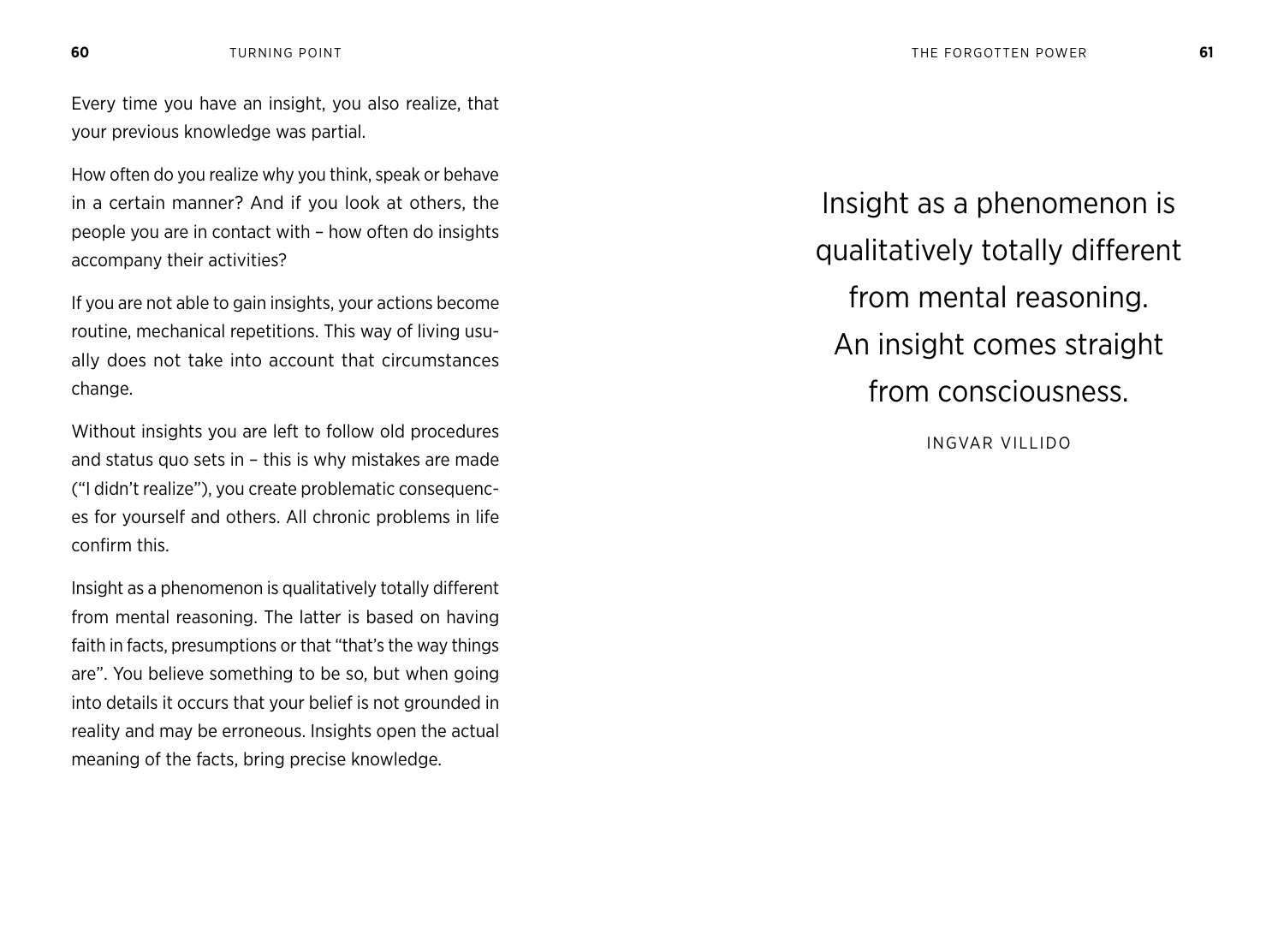Every time you have an insight, you also realize, that your previous knowledge was partial.

How often do you realize why you think, speak or behave in a certain manner? And if you look at others, the people you are in contact with – how often do insights accompany their activities?

If you are not able to gain insights, your actions become routine, mechanical repetitions. This way of living usually does not take into account that circumstances change.

Without insights you are left to follow old procedures and status quo sets in – this is why mistakes are made ("I didn't realize"), you create problematic consequences for yourself and others. All chronic problems in life confirm this.

Insight as a phenomenon is qualitatively totally different from mental reasoning. The latter is based on having faith in facts, presumptions or that "that's the way things are". You believe something to be so, but when going into details it occurs that your belief is not grounded in reality and may be erroneous. Insights open the actual meaning of the facts, bring precise knowledge.

> Insight as a phenomenon is qualitatively totally different from mental reasoning. An insight comes straight from consciousness.
>
> INGVAR VILLIDO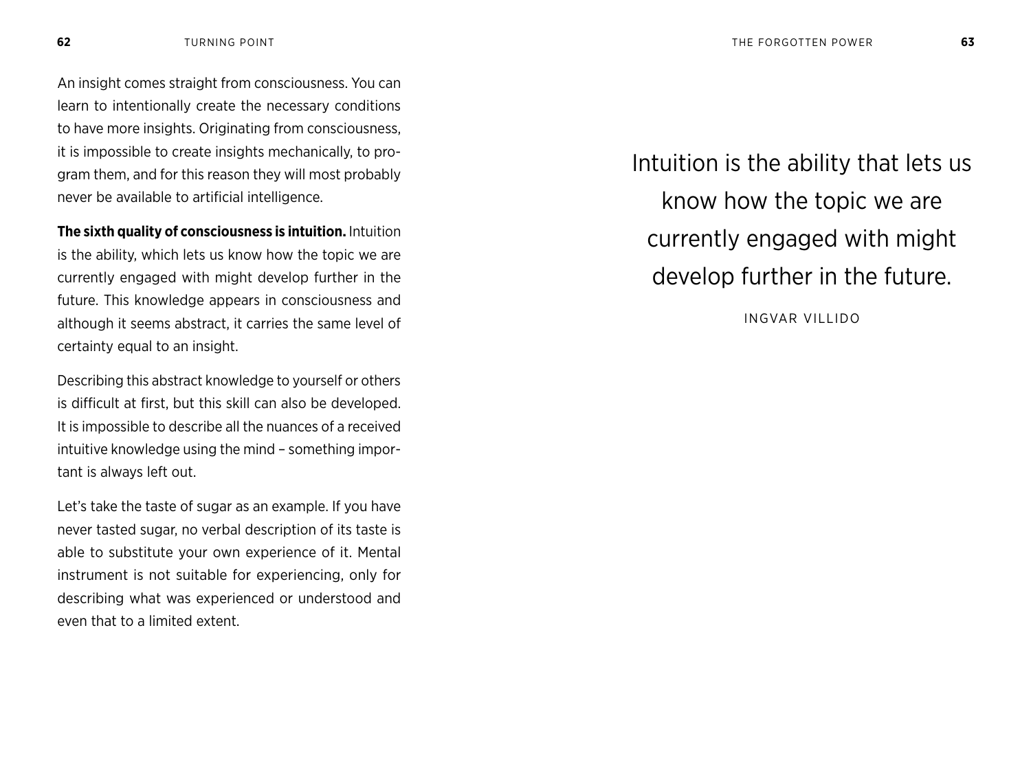An insight comes straight from consciousness. You can learn to intentionally create the necessary conditions to have more insights. Originating from consciousness, it is impossible to create insights mechanically, to program them, and for this reason they will most probably never be available to artificial intelligence.

**The sixth quality of consciousness is intuition.** Intuition is the ability, which lets us know how the topic we are currently engaged with might develop further in the future. This knowledge appears in consciousness and although it seems abstract, it carries the same level of certainty equal to an insight.

Describing this abstract knowledge to yourself or others is difficult at first, but this skill can also be developed. It is impossible to describe all the nuances of a received intuitive knowledge using the mind – something important is always left out.

Let's take the taste of sugar as an example. If you have never tasted sugar, no verbal description of its taste is able to substitute your own experience of it. Mental instrument is not suitable for experiencing, only for describing what was experienced or understood and even that to a limited extent.

> Intuition is the ability that lets us know how the topic we are currently engaged with might develop further in the future.
>
> INGVAR VILLIDO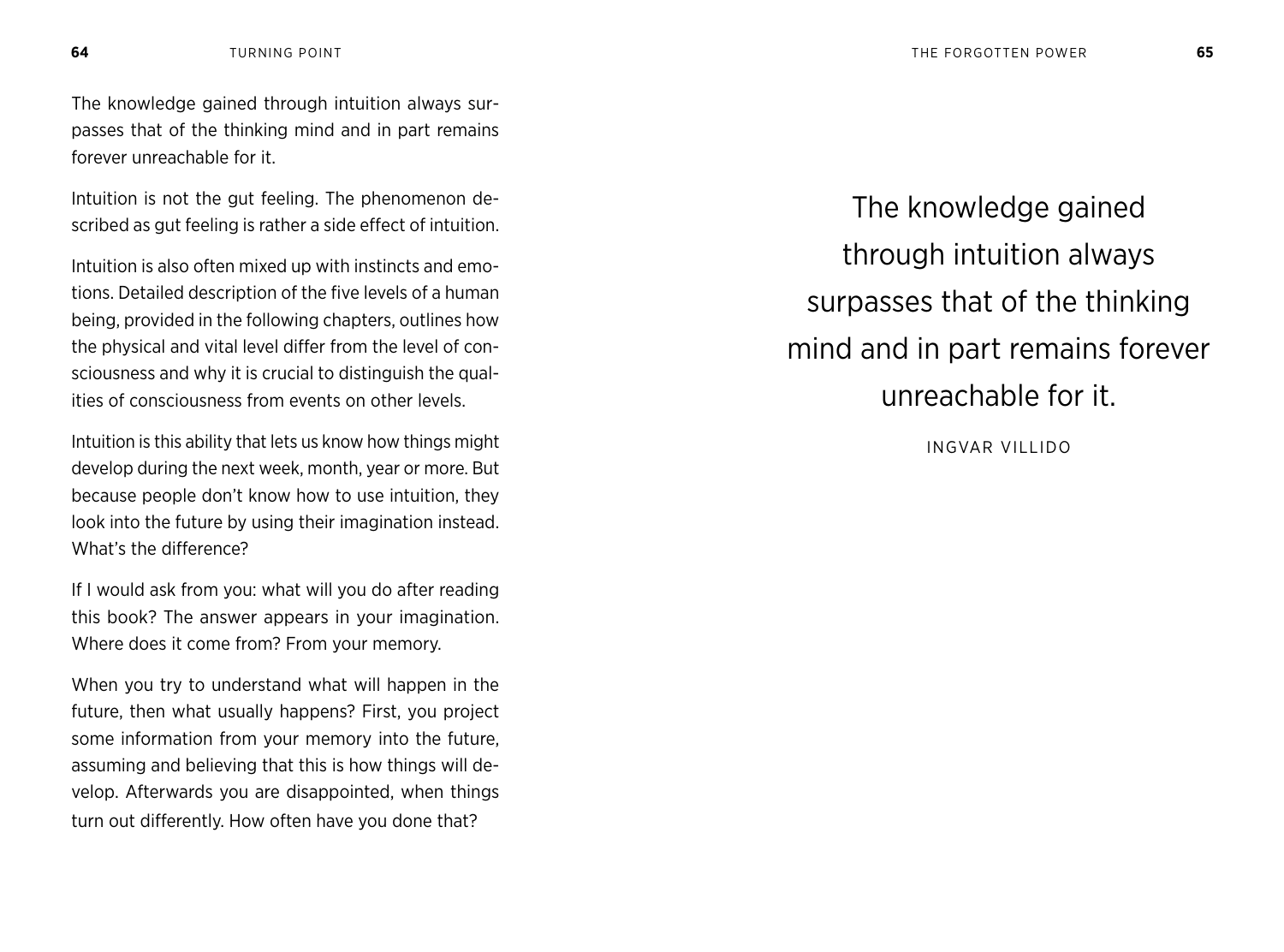The knowledge gained through intuition always surpasses that of the thinking mind and in part remains forever unreachable for it.

Intuition is not the gut feeling. The phenomenon described as gut feeling is rather a side effect of intuition.

Intuition is also often mixed up with instincts and emotions. Detailed description of the five levels of a human being, provided in the following chapters, outlines how the physical and vital level differ from the level of consciousness and why it is crucial to distinguish the qualities of consciousness from events on other levels.

Intuition is this ability that lets us know how things might develop during the next week, month, year or more. But because people don't know how to use intuition, they look into the future by using their imagination instead. What's the difference?

If I would ask from you: what will you do after reading this book? The answer appears in your imagination. Where does it come from? From your memory.

When you try to understand what will happen in the future, then what usually happens? First, you project some information from your memory into the future, assuming and believing that this is how things will develop. Afterwards you are disappointed, when things turn out differently. How often have you done that?

> The knowledge gained through intuition always surpasses that of the thinking mind and in part remains forever unreachable for it.
>
> INGVAR VILLIDO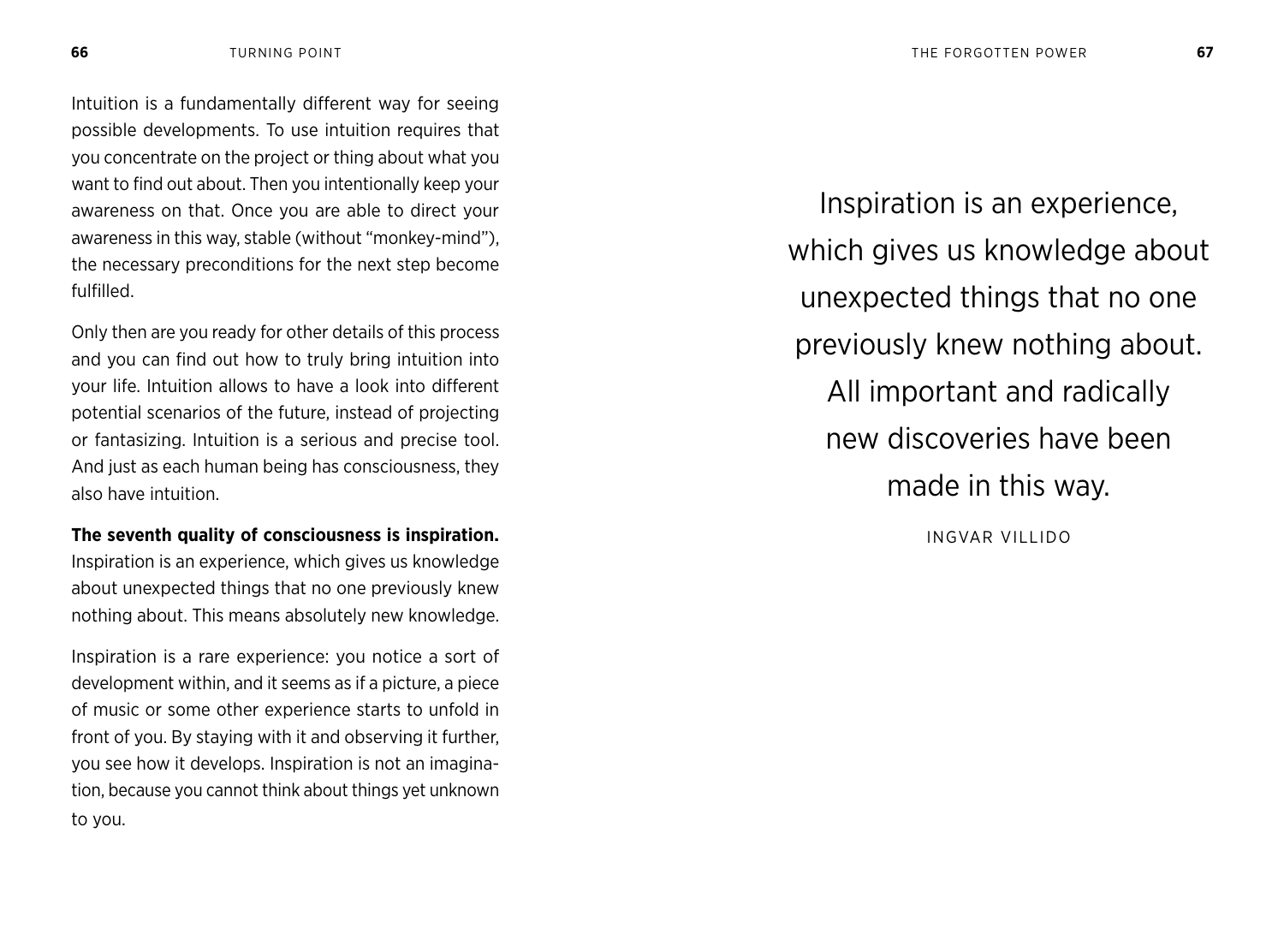Intuition is a fundamentally different way for seeing possible developments. To use intuition requires that you concentrate on the project or thing about what you want to find out about. Then you intentionally keep your awareness on that. Once you are able to direct your awareness in this way, stable (without "monkey-mind"), the necessary preconditions for the next step become fulfilled.

Only then are you ready for other details of this process and you can find out how to truly bring intuition into your life. Intuition allows to have a look into different potential scenarios of the future, instead of projecting or fantasizing. Intuition is a serious and precise tool. And just as each human being has consciousness, they also have intuition.

**The seventh quality of consciousness is inspiration.** Inspiration is an experience, which gives us knowledge about unexpected things that no one previously knew nothing about. This means absolutely new knowledge.

Inspiration is a rare experience: you notice a sort of development within, and it seems as if a picture, a piece of music or some other experience starts to unfold in front of you. By staying with it and observing it further, you see how it develops. Inspiration is not an imagination, because you cannot think about things yet unknown to you.

> Inspiration is an experience, which gives us knowledge about unexpected things that no one previously knew nothing about. All important and radically new discoveries have been made in this way.
>
> INGVAR VILLIDO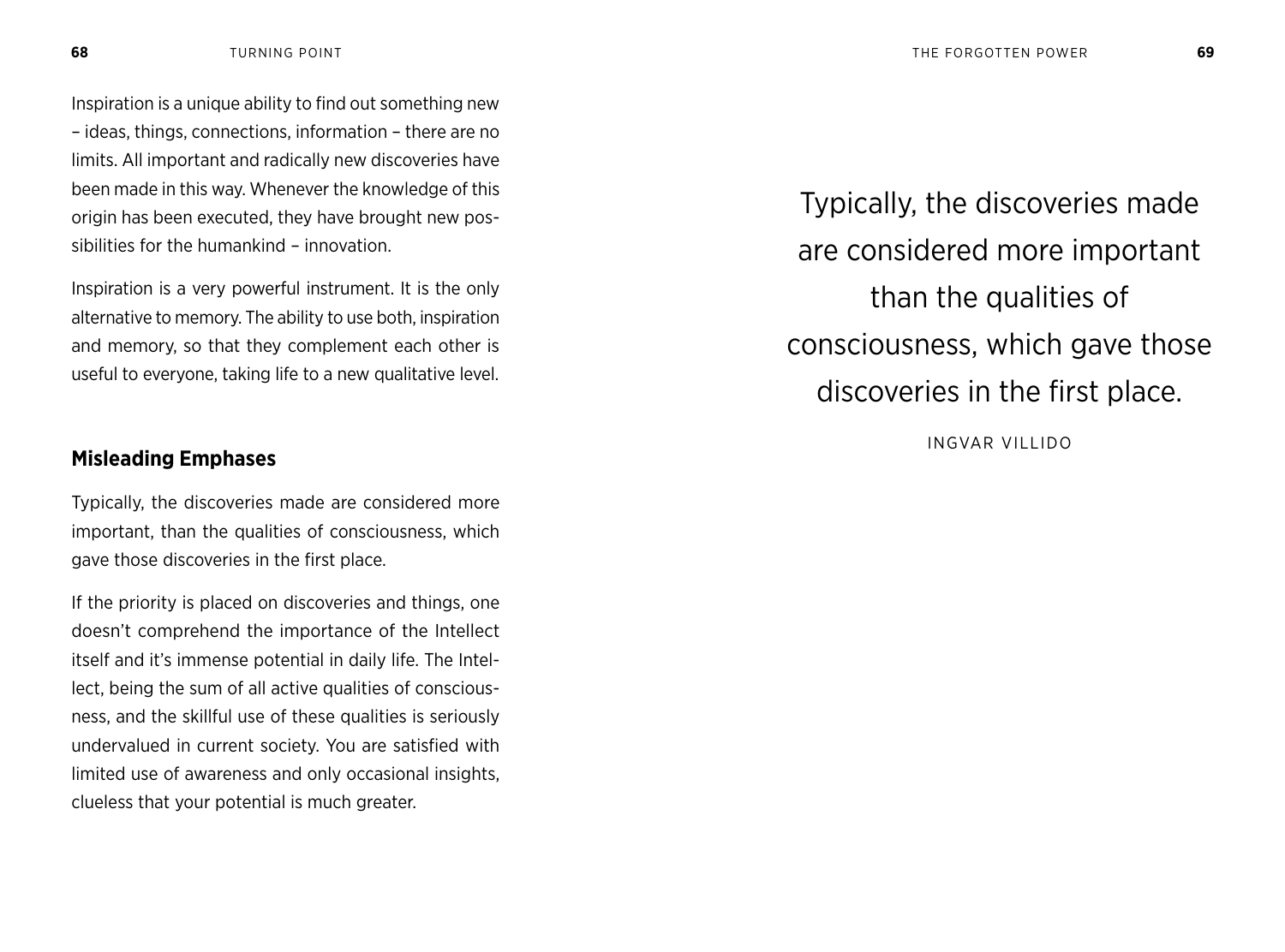Inspiration is a unique ability to find out something new – ideas, things, connections, information – there are no limits. All important and radically new discoveries have been made in this way. Whenever the knowledge of this origin has been executed, they have brought new possibilities for the humankind – innovation.

Inspiration is a very powerful instrument. It is the only alternative to memory. The ability to use both, inspiration and memory, so that they complement each other is useful to everyone, taking life to a new qualitative level.

## Misleading Emphases

Typically, the discoveries made are considered more important, than the qualities of consciousness, which gave those discoveries in the first place.

If the priority is placed on discoveries and things, one doesn't comprehend the importance of the Intellect itself and it's immense potential in daily life. The Intellect, being the sum of all active qualities of consciousness, and the skillful use of these qualities is seriously undervalued in current society. You are satisfied with limited use of awareness and only occasional insights, clueless that your potential is much greater.

> Typically, the discoveries made are considered more important than the qualities of consciousness, which gave those discoveries in the first place.
>
> INGVAR VILLIDO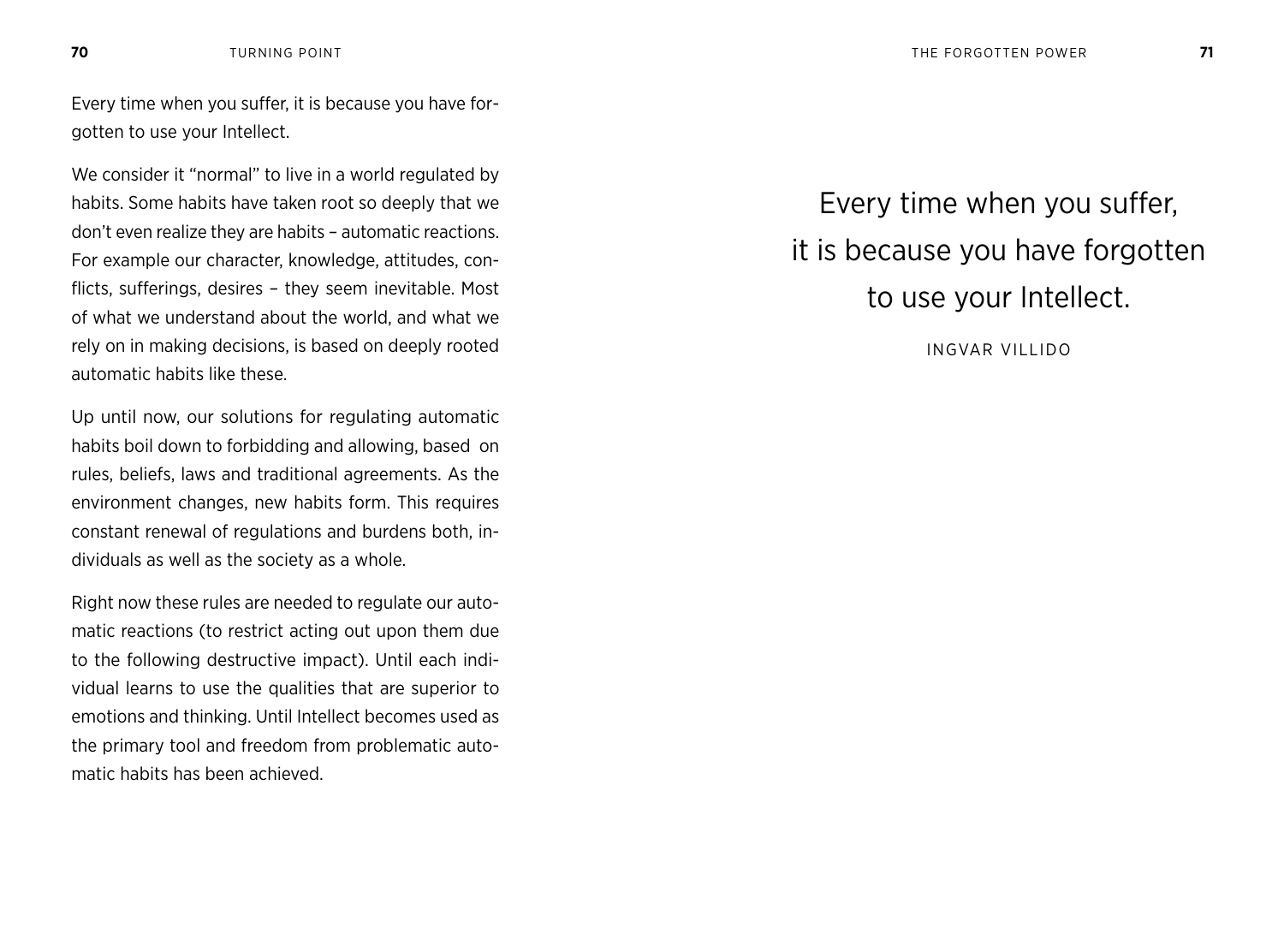Every time when you suffer, it is because you have forgotten to use your Intellect.

We consider it "normal" to live in a world regulated by habits. Some habits have taken root so deeply that we don't even realize they are habits – automatic reactions. For example our character, knowledge, attitudes, conflicts, sufferings, desires – they seem inevitable. Most of what we understand about the world, and what we rely on in making decisions, is based on deeply rooted automatic habits like these.

Up until now, our solutions for regulating automatic habits boil down to forbidding and allowing, based on rules, beliefs, laws and traditional agreements. As the environment changes, new habits form. This requires constant renewal of regulations and burdens both, individuals as well as the society as a whole.

Right now these rules are needed to regulate our automatic reactions (to restrict acting out upon them due to the following destructive impact). Until each individual learns to use the qualities that are superior to emotions and thinking. Until Intellect becomes used as the primary tool and freedom from problematic automatic habits has been achieved.

> Every time when you suffer,
> it is because you have forgotten
> to use your Intellect.
>
> INGVAR VILLIDO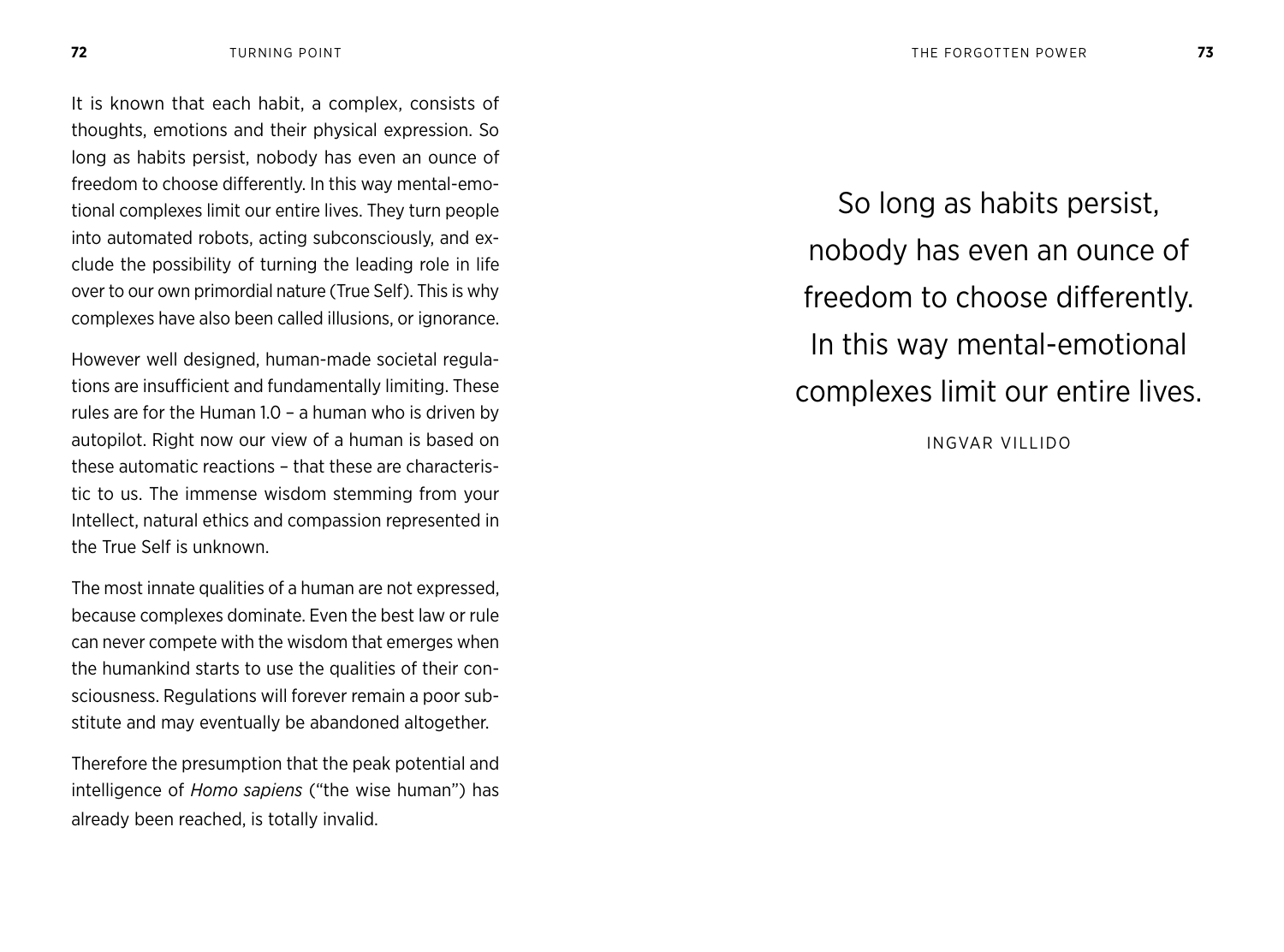It is known that each habit, a complex, consists of thoughts, emotions and their physical expression. So long as habits persist, nobody has even an ounce of freedom to choose differently. In this way mental-emotional complexes limit our entire lives. They turn people into automated robots, acting subconsciously, and exclude the possibility of turning the leading role in life over to our own primordial nature (True Self). This is why complexes have also been called illusions, or ignorance.

However well designed, human-made societal regulations are insufficient and fundamentally limiting. These rules are for the Human 1.0 – a human who is driven by autopilot. Right now our view of a human is based on these automatic reactions – that these are characteristic to us. The immense wisdom stemming from your Intellect, natural ethics and compassion represented in the True Self is unknown.

The most innate qualities of a human are not expressed, because complexes dominate. Even the best law or rule can never compete with the wisdom that emerges when the humankind starts to use the qualities of their consciousness. Regulations will forever remain a poor substitute and may eventually be abandoned altogether.

Therefore the presumption that the peak potential and intelligence of *Homo sapiens* ("the wise human") has already been reached, is totally invalid.

> So long as habits persist, nobody has even an ounce of freedom to choose differently. In this way mental-emotional complexes limit our entire lives.
>
> INGVAR VILLIDO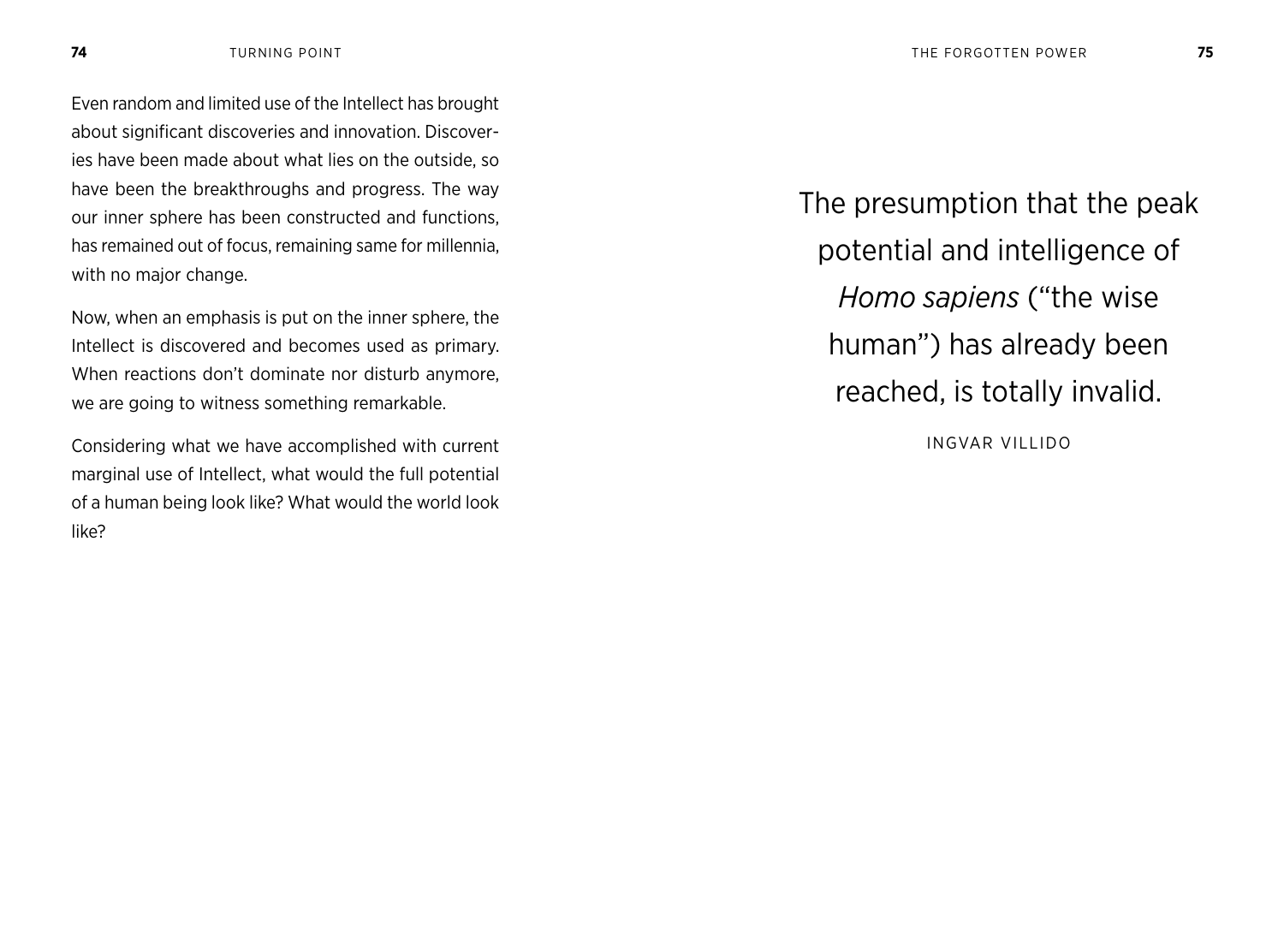Even random and limited use of the Intellect has brought about significant discoveries and innovation. Discoveries have been made about what lies on the outside, so have been the breakthroughs and progress. The way our inner sphere has been constructed and functions, has remained out of focus, remaining same for millennia, with no major change.

Now, when an emphasis is put on the inner sphere, the Intellect is discovered and becomes used as primary. When reactions don't dominate nor disturb anymore, we are going to witness something remarkable.

Considering what we have accomplished with current marginal use of Intellect, what would the full potential of a human being look like? What would the world look like?

> The presumption that the peak potential and intelligence of *Homo sapiens* ("the wise human") has already been reached, is totally invalid.
>
> INGVAR VILLIDO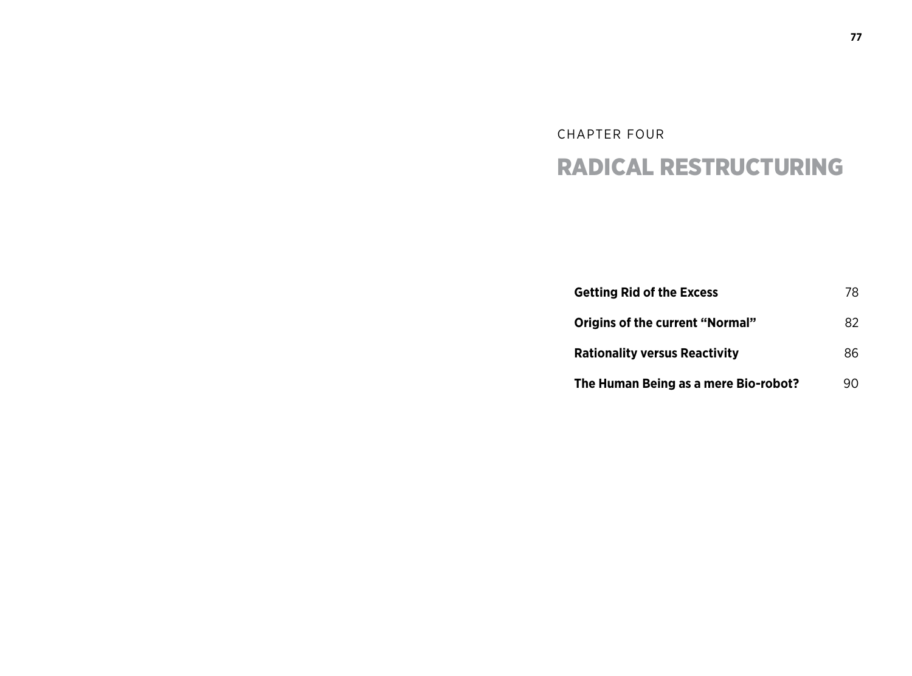CHAPTER FOUR

# RADICAL RESTRUCTURING

| | |
|---|---|
| **Getting Rid of the Excess** | 78 |
| **Origins of the current "Normal"** | 82 |
| **Rationality versus Reactivity** | 86 |
| **The Human Being as a mere Bio-robot?** | 90 |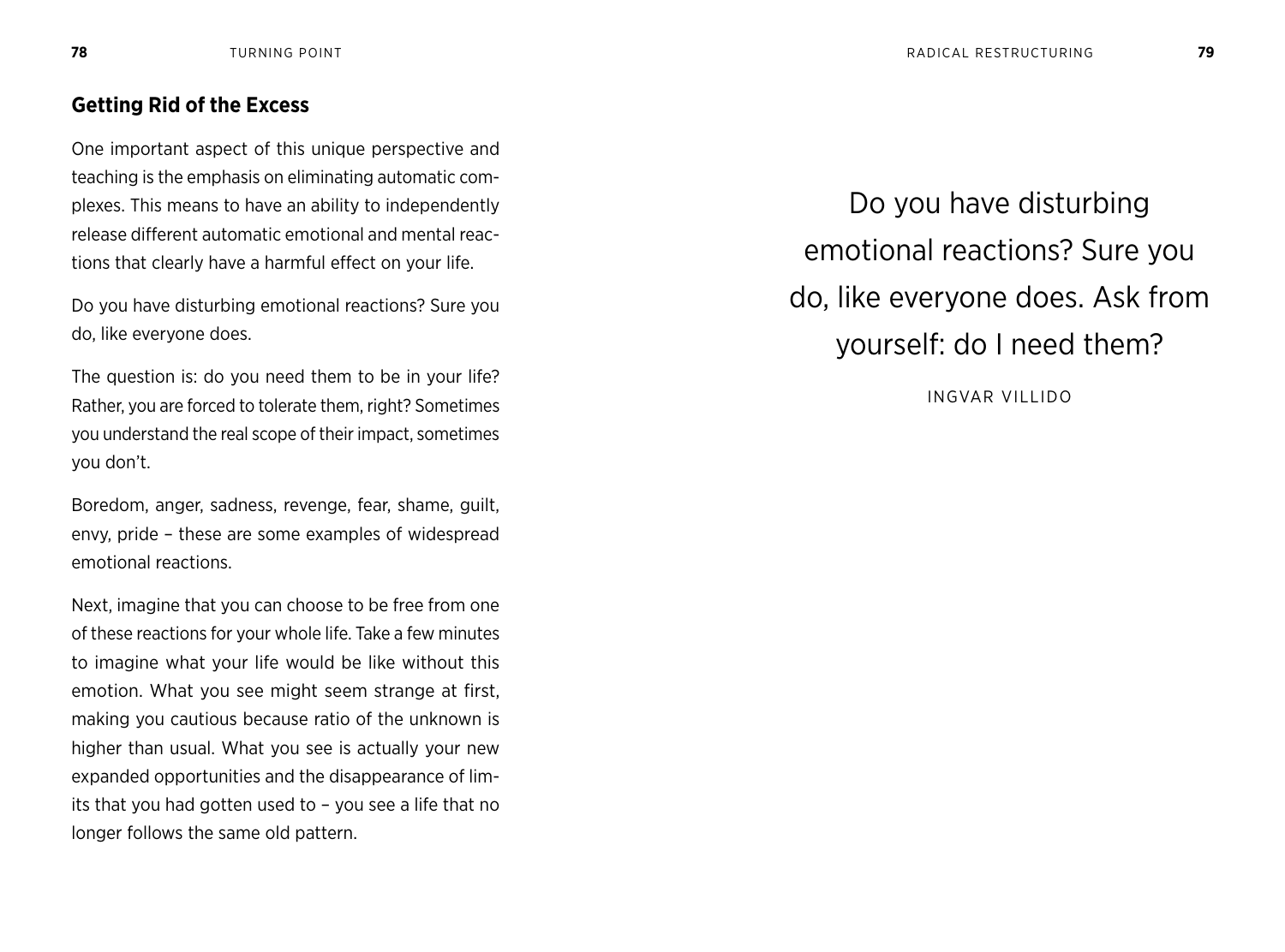## Getting Rid of the Excess

One important aspect of this unique perspective and teaching is the emphasis on eliminating automatic complexes. This means to have an ability to independently release different automatic emotional and mental reactions that clearly have a harmful effect on your life.

Do you have disturbing emotional reactions? Sure you do, like everyone does.

The question is: do you need them to be in your life? Rather, you are forced to tolerate them, right? Sometimes you understand the real scope of their impact, sometimes you don't.

Boredom, anger, sadness, revenge, fear, shame, guilt, envy, pride – these are some examples of widespread emotional reactions.

Next, imagine that you can choose to be free from one of these reactions for your whole life. Take a few minutes to imagine what your life would be like without this emotion. What you see might seem strange at first, making you cautious because ratio of the unknown is higher than usual. What you see is actually your new expanded opportunities and the disappearance of limits that you had gotten used to – you see a life that no longer follows the same old pattern.

> Do you have disturbing emotional reactions? Sure you do, like everyone does. Ask from yourself: do I need them?
>
> INGVAR VILLIDO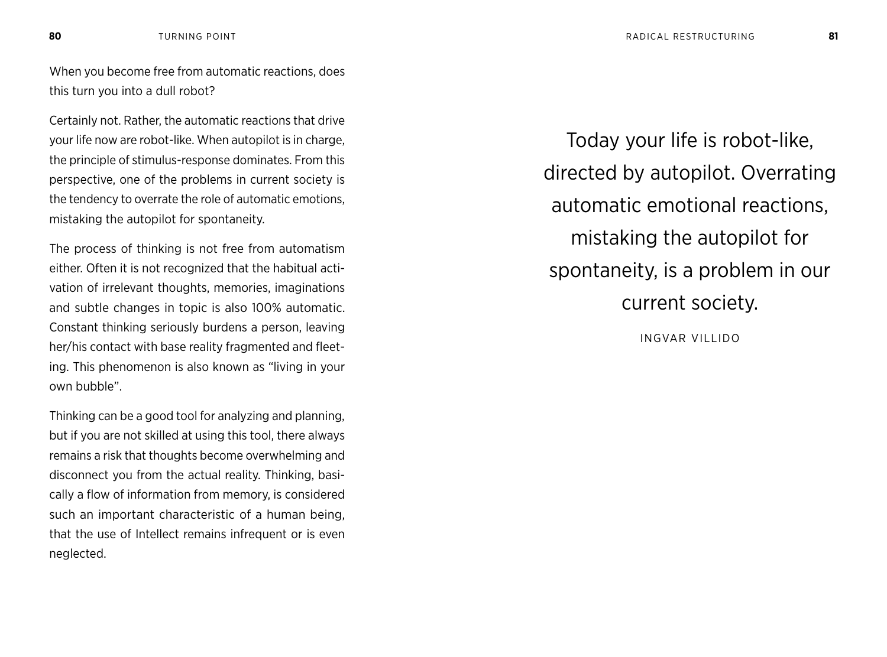When you become free from automatic reactions, does this turn you into a dull robot?

Certainly not. Rather, the automatic reactions that drive your life now are robot-like. When autopilot is in charge, the principle of stimulus-response dominates. From this perspective, one of the problems in current society is the tendency to overrate the role of automatic emotions, mistaking the autopilot for spontaneity.

The process of thinking is not free from automatism either. Often it is not recognized that the habitual activation of irrelevant thoughts, memories, imaginations and subtle changes in topic is also 100% automatic. Constant thinking seriously burdens a person, leaving her/his contact with base reality fragmented and fleeting. This phenomenon is also known as "living in your own bubble".

Thinking can be a good tool for analyzing and planning, but if you are not skilled at using this tool, there always remains a risk that thoughts become overwhelming and disconnect you from the actual reality. Thinking, basically a flow of information from memory, is considered such an important characteristic of a human being, that the use of Intellect remains infrequent or is even neglected.

> Today your life is robot-like, directed by autopilot. Overrating automatic emotional reactions, mistaking the autopilot for spontaneity, is a problem in our current society.
>
> INGVAR VILLIDO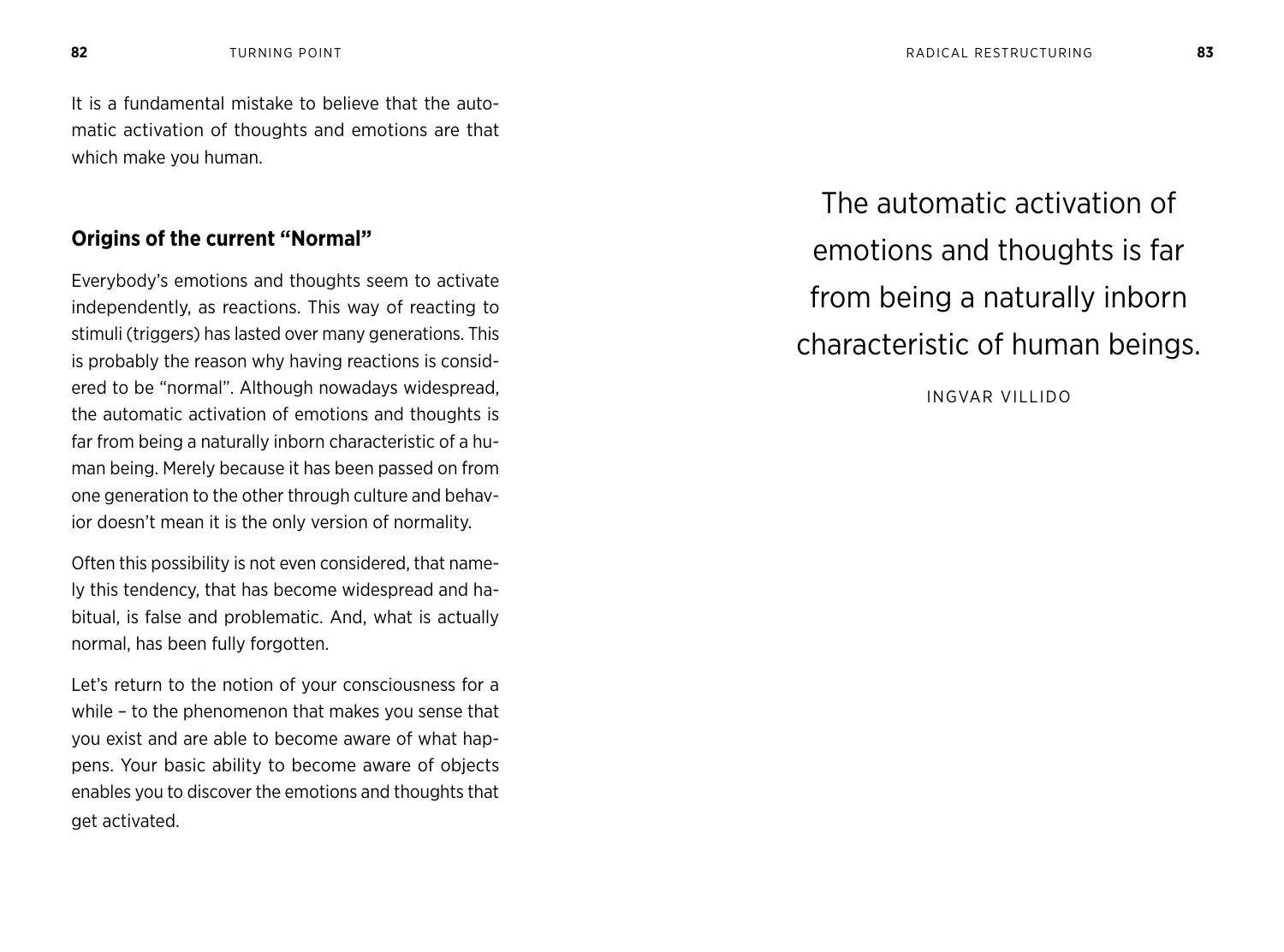It is a fundamental mistake to believe that the automatic activation of thoughts and emotions are that which make you human.

## Origins of the current "Normal"

Everybody's emotions and thoughts seem to activate independently, as reactions. This way of reacting to stimuli (triggers) has lasted over many generations. This is probably the reason why having reactions is considered to be "normal". Although nowadays widespread, the automatic activation of emotions and thoughts is far from being a naturally inborn characteristic of a human being. Merely because it has been passed on from one generation to the other through culture and behavior doesn't mean it is the only version of normality.

Often this possibility is not even considered, that namely this tendency, that has become widespread and habitual, is false and problematic. And, what is actually normal, has been fully forgotten.

Let's return to the notion of your consciousness for a while – to the phenomenon that makes you sense that you exist and are able to become aware of what happens. Your basic ability to become aware of objects enables you to discover the emotions and thoughts that get activated.

> The automatic activation of emotions and thoughts is far from being a naturally inborn characteristic of human beings.
>
> INGVAR VILLIDO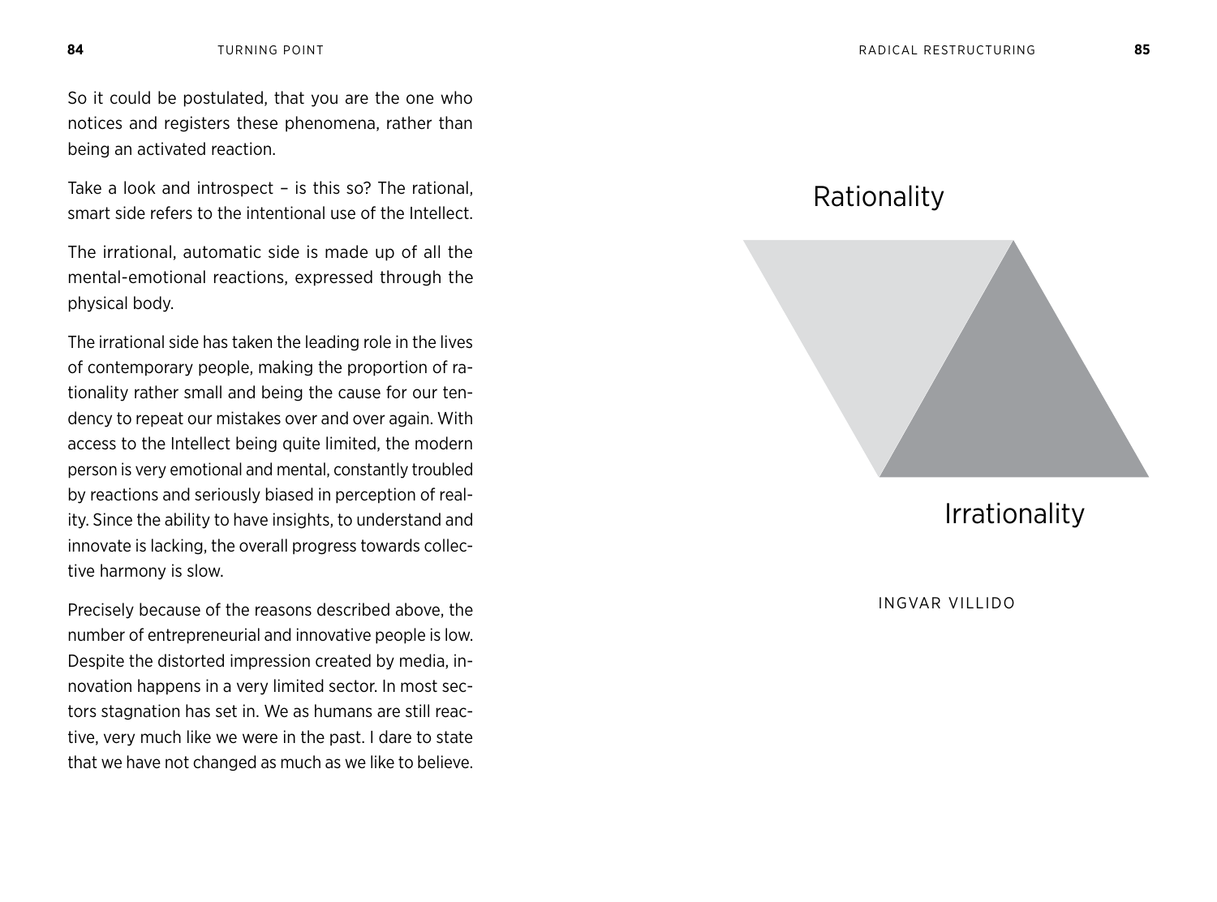So it could be postulated, that you are the one who notices and registers these phenomena, rather than being an activated reaction.

Take a look and introspect – is this so? The rational, smart side refers to the intentional use of the Intellect.

The irrational, automatic side is made up of all the mental-emotional reactions, expressed through the physical body.

The irrational side has taken the leading role in the lives of contemporary people, making the proportion of rationality rather small and being the cause for our tendency to repeat our mistakes over and over again. With access to the Intellect being quite limited, the modern person is very emotional and mental, constantly troubled by reactions and seriously biased in perception of reality. Since the ability to have insights, to understand and innovate is lacking, the overall progress towards collective harmony is slow.

Precisely because of the reasons described above, the number of entrepreneurial and innovative people is low. Despite the distorted impression created by media, innovation happens in a very limited sector. In most sectors stagnation has set in. We as humans are still reactive, very much like we were in the past. I dare to state that we have not changed as much as we like to believe.

Rationality

Irrationality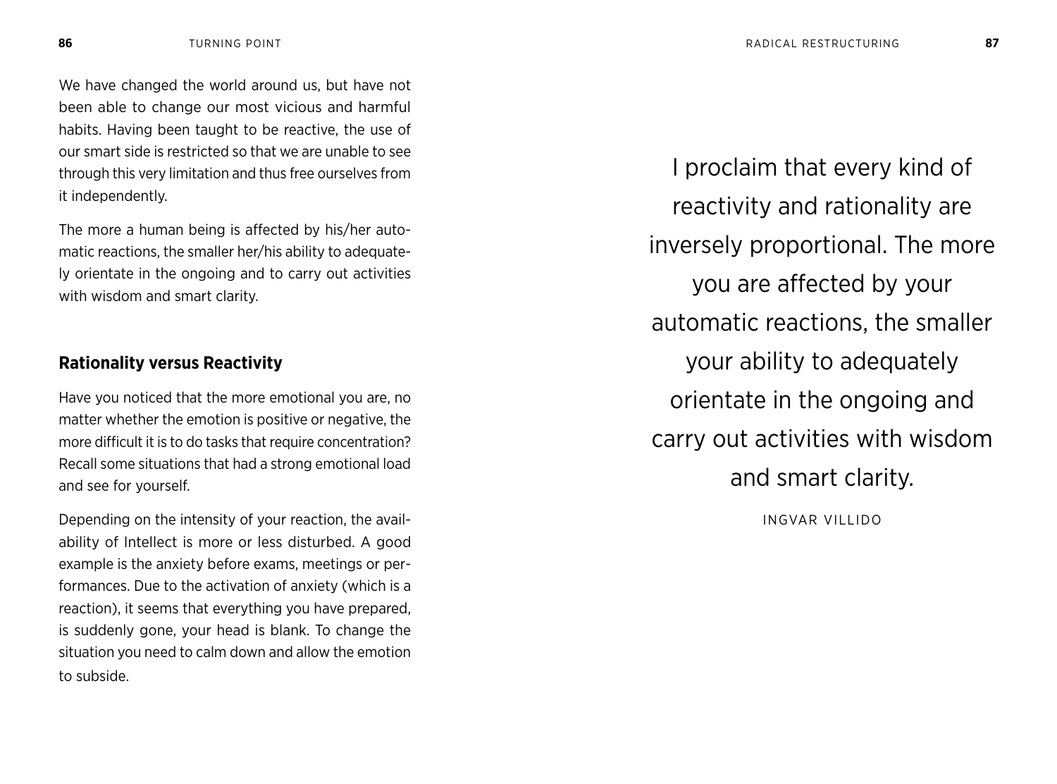We have changed the world around us, but have not been able to change our most vicious and harmful habits. Having been taught to be reactive, the use of our smart side is restricted so that we are unable to see through this very limitation and thus free ourselves from it independently.

The more a human being is affected by his/her automatic reactions, the smaller her/his ability to adequately orientate in the ongoing and to carry out activities with wisdom and smart clarity.

### Rationality versus Reactivity

Have you noticed that the more emotional you are, no matter whether the emotion is positive or negative, the more difficult it is to do tasks that require concentration? Recall some situations that had a strong emotional load and see for yourself.

Depending on the intensity of your reaction, the availability of Intellect is more or less disturbed. A good example is the anxiety before exams, meetings or performances. Due to the activation of anxiety (which is a reaction), it seems that everything you have prepared, is suddenly gone, your head is blank. To change the situation you need to calm down and allow the emotion to subside.

> I proclaim that every kind of reactivity and rationality are inversely proportional. The more you are affected by your automatic reactions, the smaller your ability to adequately orientate in the ongoing and carry out activities with wisdom and smart clarity.
>
> INGVAR VILLIDO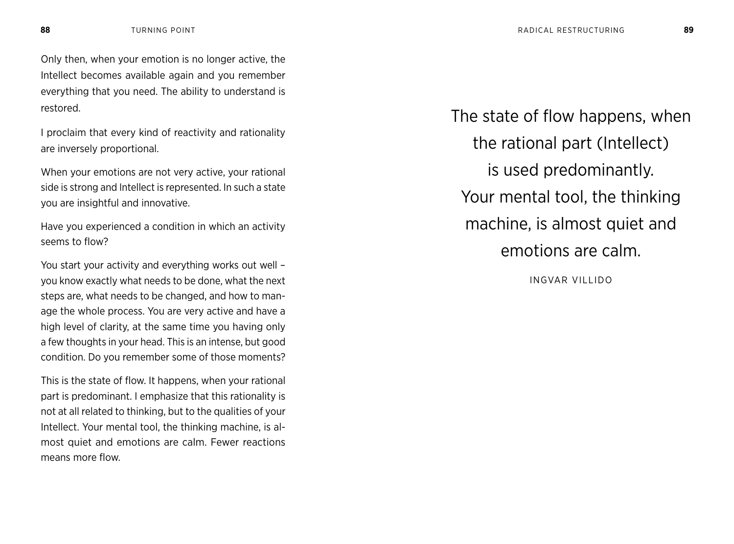Only then, when your emotion is no longer active, the Intellect becomes available again and you remember everything that you need. The ability to understand is restored.

I proclaim that every kind of reactivity and rationality are inversely proportional.

When your emotions are not very active, your rational side is strong and Intellect is represented. In such a state you are insightful and innovative.

Have you experienced a condition in which an activity seems to flow?

You start your activity and everything works out well – you know exactly what needs to be done, what the next steps are, what needs to be changed, and how to manage the whole process. You are very active and have a high level of clarity, at the same time you having only a few thoughts in your head. This is an intense, but good condition. Do you remember some of those moments?

This is the state of flow. It happens, when your rational part is predominant. I emphasize that this rationality is not at all related to thinking, but to the qualities of your Intellect. Your mental tool, the thinking machine, is almost quiet and emotions are calm. Fewer reactions means more flow.

> The state of flow happens, when the rational part (Intellect) is used predominantly. Your mental tool, the thinking machine, is almost quiet and emotions are calm.
>
> INGVAR VILLIDO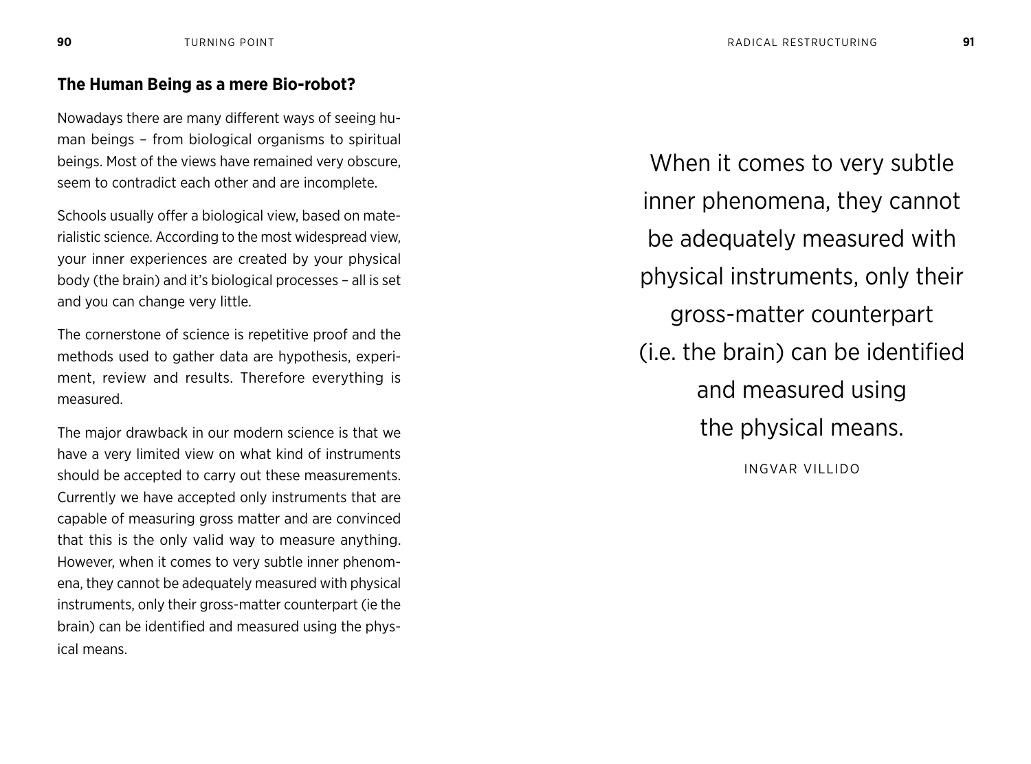## The Human Being as a mere Bio-robot?

Nowadays there are many different ways of seeing human beings – from biological organisms to spiritual beings. Most of the views have remained very obscure, seem to contradict each other and are incomplete.

Schools usually offer a biological view, based on materialistic science. According to the most widespread view, your inner experiences are created by your physical body (the brain) and it's biological processes – all is set and you can change very little.

The cornerstone of science is repetitive proof and the methods used to gather data are hypothesis, experiment, review and results. Therefore everything is measured.

The major drawback in our modern science is that we have a very limited view on what kind of instruments should be accepted to carry out these measurements. Currently we have accepted only instruments that are capable of measuring gross matter and are convinced that this is the only valid way to measure anything. However, when it comes to very subtle inner phenomena, they cannot be adequately measured with physical instruments, only their gross-matter counterpart (ie the brain) can be identified and measured using the physical means.

> When it comes to very subtle inner phenomena, they cannot be adequately measured with physical instruments, only their gross-matter counterpart (i.e. the brain) can be identified and measured using the physical means.
>
> INGVAR VILLIDO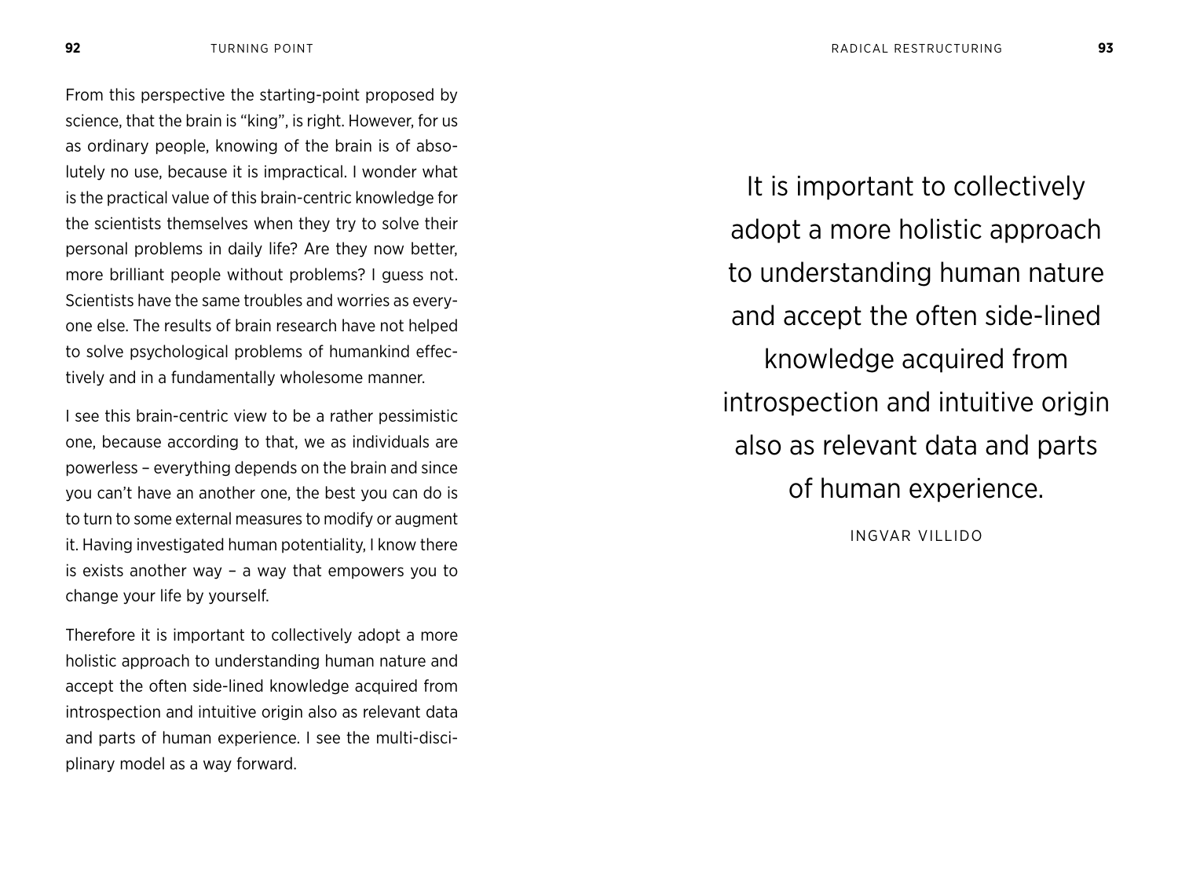From this perspective the starting-point proposed by science, that the brain is "king", is right. However, for us as ordinary people, knowing of the brain is of absolutely no use, because it is impractical. I wonder what is the practical value of this brain-centric knowledge for the scientists themselves when they try to solve their personal problems in daily life? Are they now better, more brilliant people without problems? I guess not. Scientists have the same troubles and worries as everyone else. The results of brain research have not helped to solve psychological problems of humankind effectively and in a fundamentally wholesome manner.

I see this brain-centric view to be a rather pessimistic one, because according to that, we as individuals are powerless – everything depends on the brain and since you can't have an another one, the best you can do is to turn to some external measures to modify or augment it. Having investigated human potentiality, I know there is exists another way – a way that empowers you to change your life by yourself.

Therefore it is important to collectively adopt a more holistic approach to understanding human nature and accept the often side-lined knowledge acquired from introspection and intuitive origin also as relevant data and parts of human experience. I see the multi-disciplinary model as a way forward.

> It is important to collectively adopt a more holistic approach to understanding human nature and accept the often side-lined knowledge acquired from introspection and intuitive origin also as relevant data and parts of human experience.
>
> INGVAR VILLIDO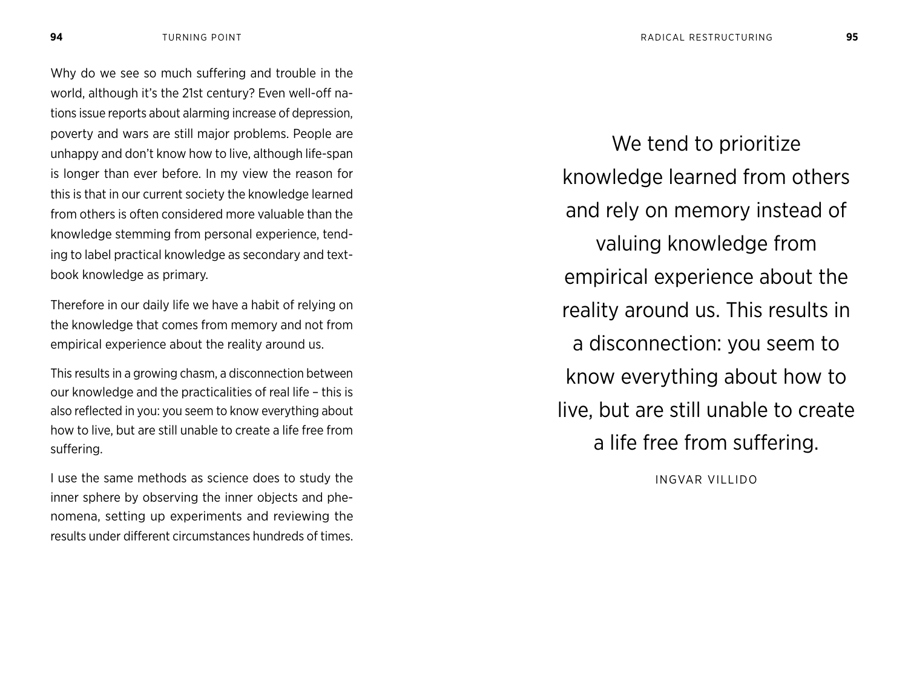Why do we see so much suffering and trouble in the world, although it's the 21st century? Even well-off nations issue reports about alarming increase of depression, poverty and wars are still major problems. People are unhappy and don't know how to live, although life-span is longer than ever before. In my view the reason for this is that in our current society the knowledge learned from others is often considered more valuable than the knowledge stemming from personal experience, tending to label practical knowledge as secondary and textbook knowledge as primary.

Therefore in our daily life we have a habit of relying on the knowledge that comes from memory and not from empirical experience about the reality around us.

This results in a growing chasm, a disconnection between our knowledge and the practicalities of real life – this is also reflected in you: you seem to know everything about how to live, but are still unable to create a life free from suffering.

I use the same methods as science does to study the inner sphere by observing the inner objects and phenomena, setting up experiments and reviewing the results under different circumstances hundreds of times.

> We tend to prioritize knowledge learned from others and rely on memory instead of valuing knowledge from empirical experience about the reality around us. This results in a disconnection: you seem to know everything about how to live, but are still unable to create a life free from suffering.
>
> INGVAR VILLIDO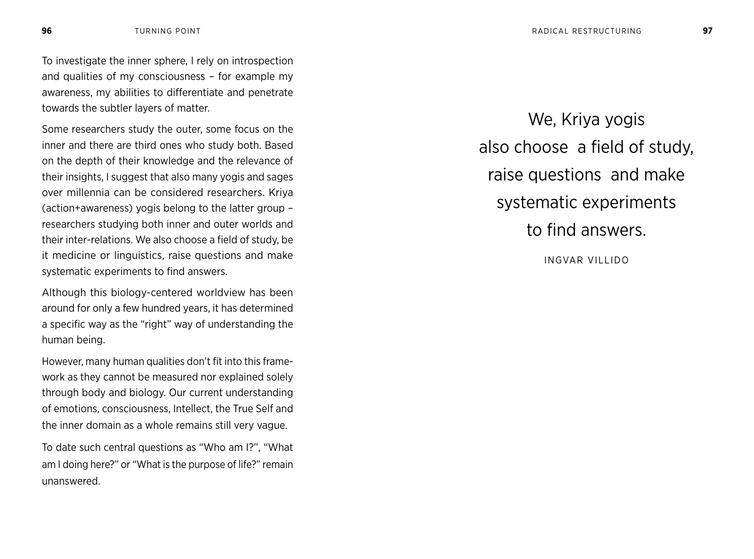To investigate the inner sphere, I rely on introspection and qualities of my consciousness – for example my awareness, my abilities to differentiate and penetrate towards the subtler layers of matter.

Some researchers study the outer, some focus on the inner and there are third ones who study both. Based on the depth of their knowledge and the relevance of their insights, I suggest that also many yogis and sages over millennia can be considered researchers. Kriya (action+awareness) yogis belong to the latter group – researchers studying both inner and outer worlds and their inter-relations. We also choose a field of study, be it medicine or linguistics, raise questions and make systematic experiments to find answers.

Although this biology-centered worldview has been around for only a few hundred years, it has determined a specific way as the "right" way of understanding the human being.

However, many human qualities don't fit into this framework as they cannot be measured nor explained solely through body and biology. Our current understanding of emotions, consciousness, Intellect, the True Self and the inner domain as a whole remains still very vague.

To date such central questions as "Who am I?", "What am I doing here?" or "What is the purpose of life?" remain unanswered.

> We, Kriya yogis also choose a field of study, raise questions and make systematic experiments to find answers.
>
> INGVAR VILLIDO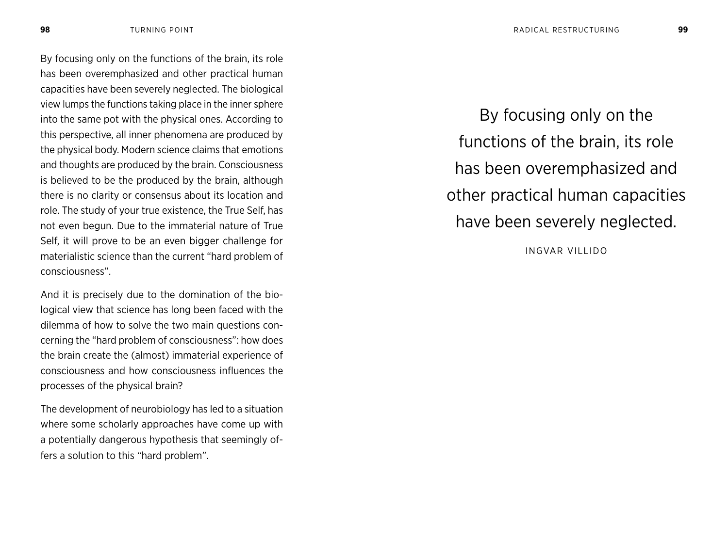By focusing only on the functions of the brain, its role has been overemphasized and other practical human capacities have been severely neglected. The biological view lumps the functions taking place in the inner sphere into the same pot with the physical ones. According to this perspective, all inner phenomena are produced by the physical body. Modern science claims that emotions and thoughts are produced by the brain. Consciousness is believed to be the produced by the brain, although there is no clarity or consensus about its location and role. The study of your true existence, the True Self, has not even begun. Due to the immaterial nature of True Self, it will prove to be an even bigger challenge for materialistic science than the current "hard problem of consciousness".

And it is precisely due to the domination of the biological view that science has long been faced with the dilemma of how to solve the two main questions concerning the "hard problem of consciousness": how does the brain create the (almost) immaterial experience of consciousness and how consciousness influences the processes of the physical brain?

The development of neurobiology has led to a situation where some scholarly approaches have come up with a potentially dangerous hypothesis that seemingly offers a solution to this "hard problem".

> By focusing only on the functions of the brain, its role has been overemphasized and other practical human capacities have been severely neglected.
>
> INGVAR VILLIDO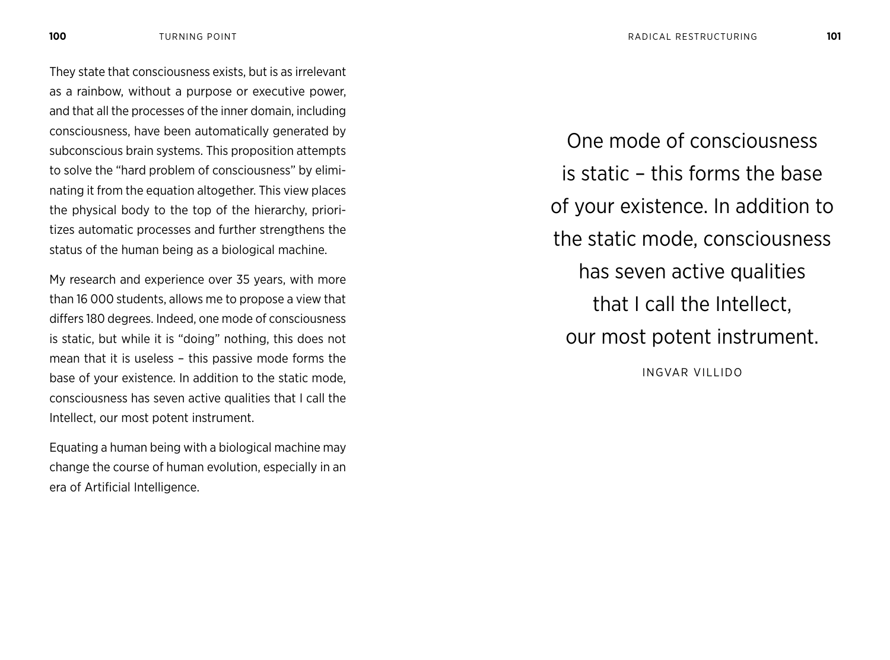They state that consciousness exists, but is as irrelevant as a rainbow, without a purpose or executive power, and that all the processes of the inner domain, including consciousness, have been automatically generated by subconscious brain systems. This proposition attempts to solve the "hard problem of consciousness" by eliminating it from the equation altogether. This view places the physical body to the top of the hierarchy, prioritizes automatic processes and further strengthens the status of the human being as a biological machine.

My research and experience over 35 years, with more than 16 000 students, allows me to propose a view that differs 180 degrees. Indeed, one mode of consciousness is static, but while it is "doing" nothing, this does not mean that it is useless – this passive mode forms the base of your existence. In addition to the static mode, consciousness has seven active qualities that I call the Intellect, our most potent instrument.

Equating a human being with a biological machine may change the course of human evolution, especially in an era of Artificial Intelligence.

> One mode of consciousness is static – this forms the base of your existence. In addition to the static mode, consciousness has seven active qualities that I call the Intellect, our most potent instrument.
>
> INGVAR VILLIDO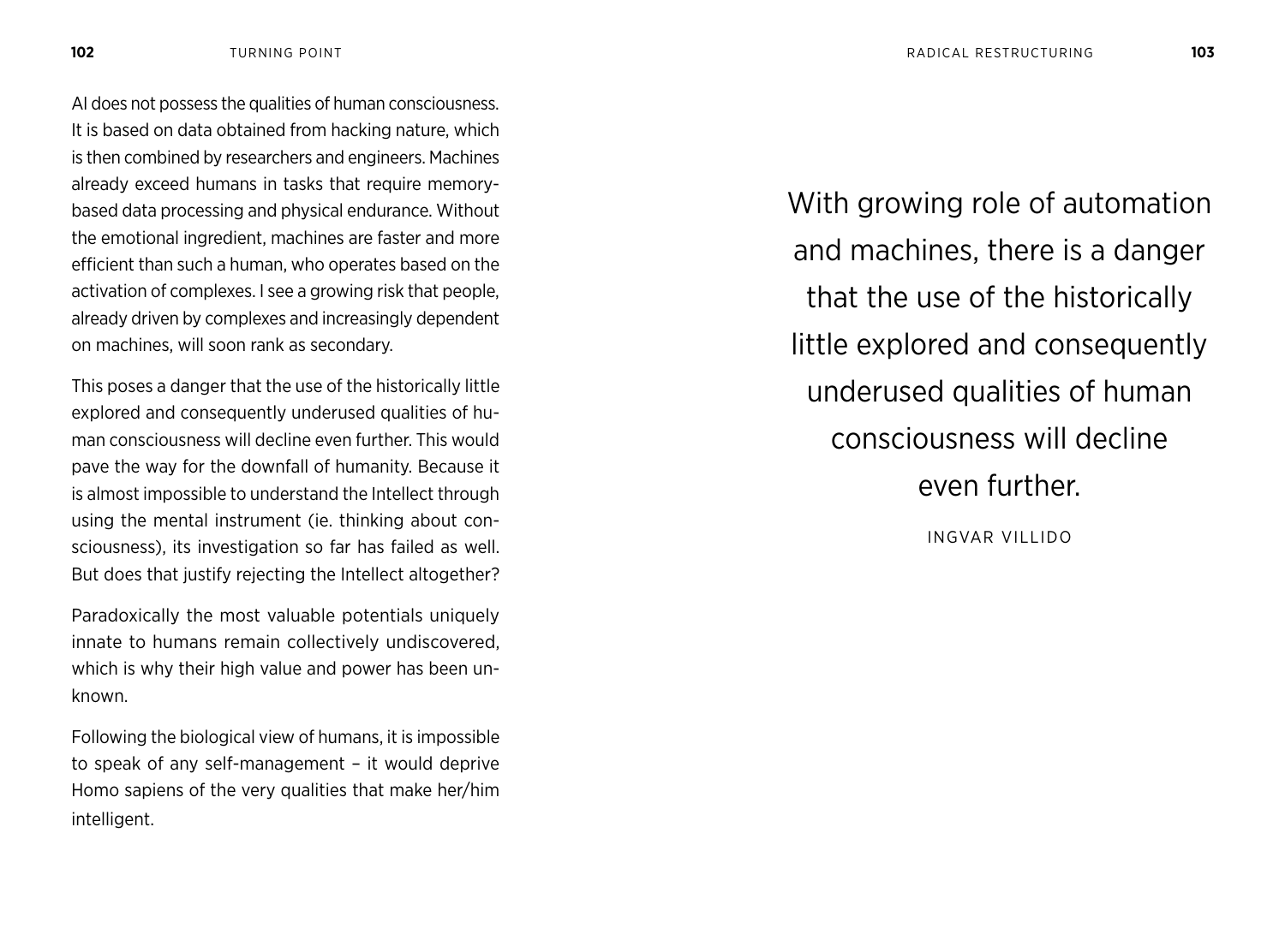AI does not possess the qualities of human consciousness. It is based on data obtained from hacking nature, which is then combined by researchers and engineers. Machines already exceed humans in tasks that require memory-based data processing and physical endurance. Without the emotional ingredient, machines are faster and more efficient than such a human, who operates based on the activation of complexes. I see a growing risk that people, already driven by complexes and increasingly dependent on machines, will soon rank as secondary.

This poses a danger that the use of the historically little explored and consequently underused qualities of human consciousness will decline even further. This would pave the way for the downfall of humanity. Because it is almost impossible to understand the Intellect through using the mental instrument (ie. thinking about consciousness), its investigation so far has failed as well. But does that justify rejecting the Intellect altogether?

Paradoxically the most valuable potentials uniquely innate to humans remain collectively undiscovered, which is why their high value and power has been unknown.

Following the biological view of humans, it is impossible to speak of any self-management – it would deprive Homo sapiens of the very qualities that make her/him intelligent.

> With growing role of automation and machines, there is a danger that the use of the historically little explored and consequently underused qualities of human consciousness will decline even further.
>
> INGVAR VILLIDO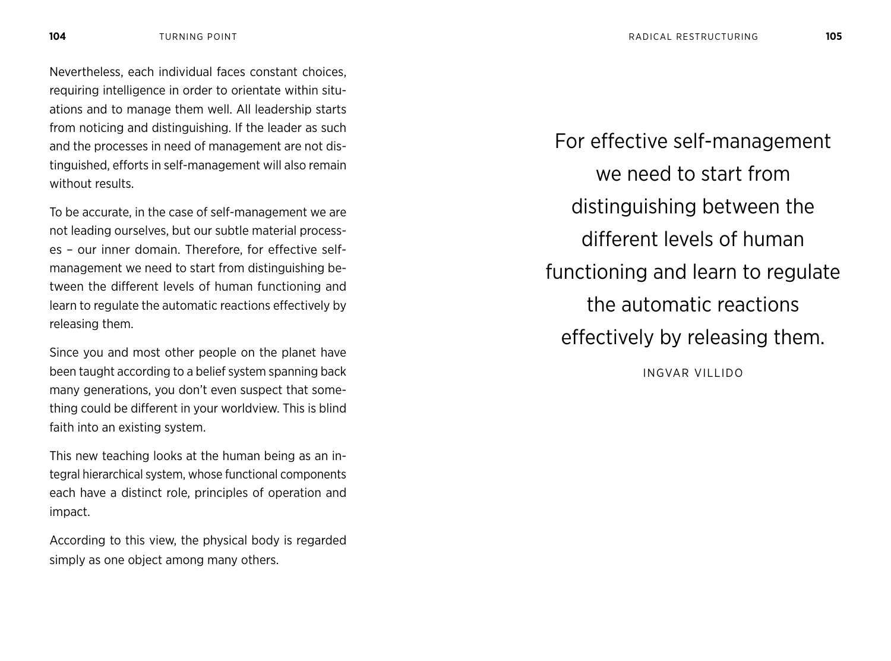Nevertheless, each individual faces constant choices, requiring intelligence in order to orientate within situations and to manage them well. All leadership starts from noticing and distinguishing. If the leader as such and the processes in need of management are not distinguished, efforts in self-management will also remain without results.

To be accurate, in the case of self-management we are not leading ourselves, but our subtle material processes – our inner domain. Therefore, for effective self-management we need to start from distinguishing between the different levels of human functioning and learn to regulate the automatic reactions effectively by releasing them.

Since you and most other people on the planet have been taught according to a belief system spanning back many generations, you don't even suspect that something could be different in your worldview. This is blind faith into an existing system.

This new teaching looks at the human being as an integral hierarchical system, whose functional components each have a distinct role, principles of operation and impact.

According to this view, the physical body is regarded simply as one object among many others.

> For effective self-management we need to start from distinguishing between the different levels of human functioning and learn to regulate the automatic reactions effectively by releasing them.
>
> INGVAR VILLIDO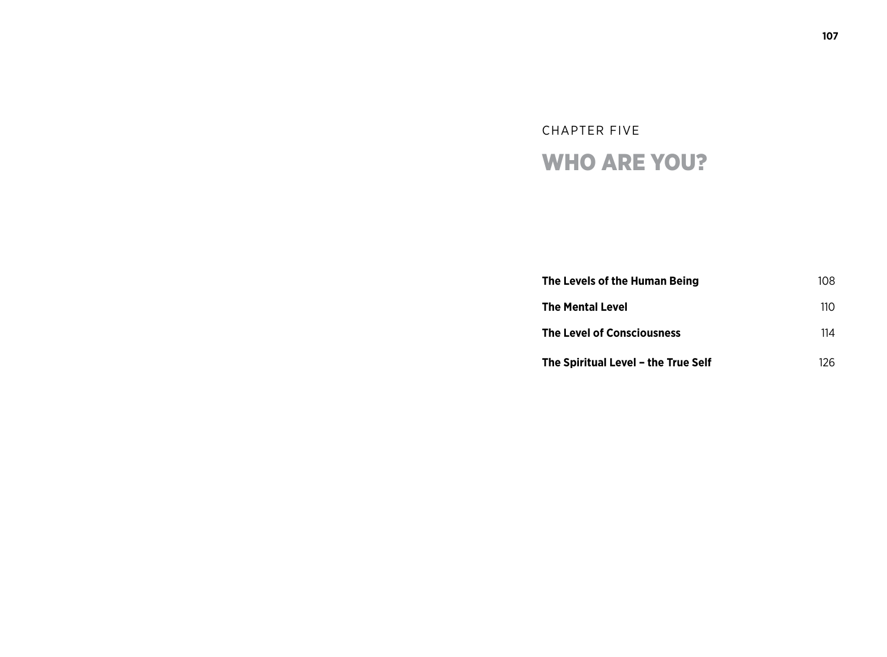CHAPTER FIVE

# WHO ARE YOU?

| | |
|---|---|
| **The Levels of the Human Being** | 108 |
| **The Mental Level** | 110 |
| **The Level of Consciousness** | 114 |
| **The Spiritual Level – the True Self** | 126 |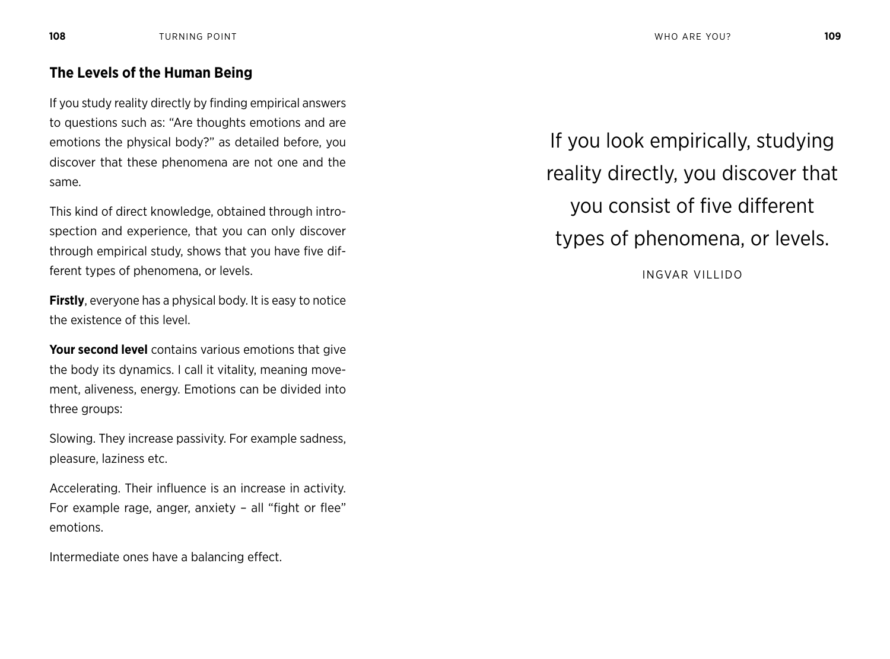## The Levels of the Human Being

If you study reality directly by finding empirical answers to questions such as: "Are thoughts emotions and are emotions the physical body?" as detailed before, you discover that these phenomena are not one and the same.

This kind of direct knowledge, obtained through introspection and experience, that you can only discover through empirical study, shows that you have five different types of phenomena, or levels.

**Firstly**, everyone has a physical body. It is easy to notice the existence of this level.

**Your second level** contains various emotions that give the body its dynamics. I call it vitality, meaning movement, aliveness, energy. Emotions can be divided into three groups:

Slowing. They increase passivity. For example sadness, pleasure, laziness etc.

Accelerating. Their influence is an increase in activity. For example rage, anger, anxiety – all "fight or flee" emotions.

Intermediate ones have a balancing effect.

> If you look empirically, studying reality directly, you discover that you consist of five different types of phenomena, or levels.
>
> INGVAR VILLIDO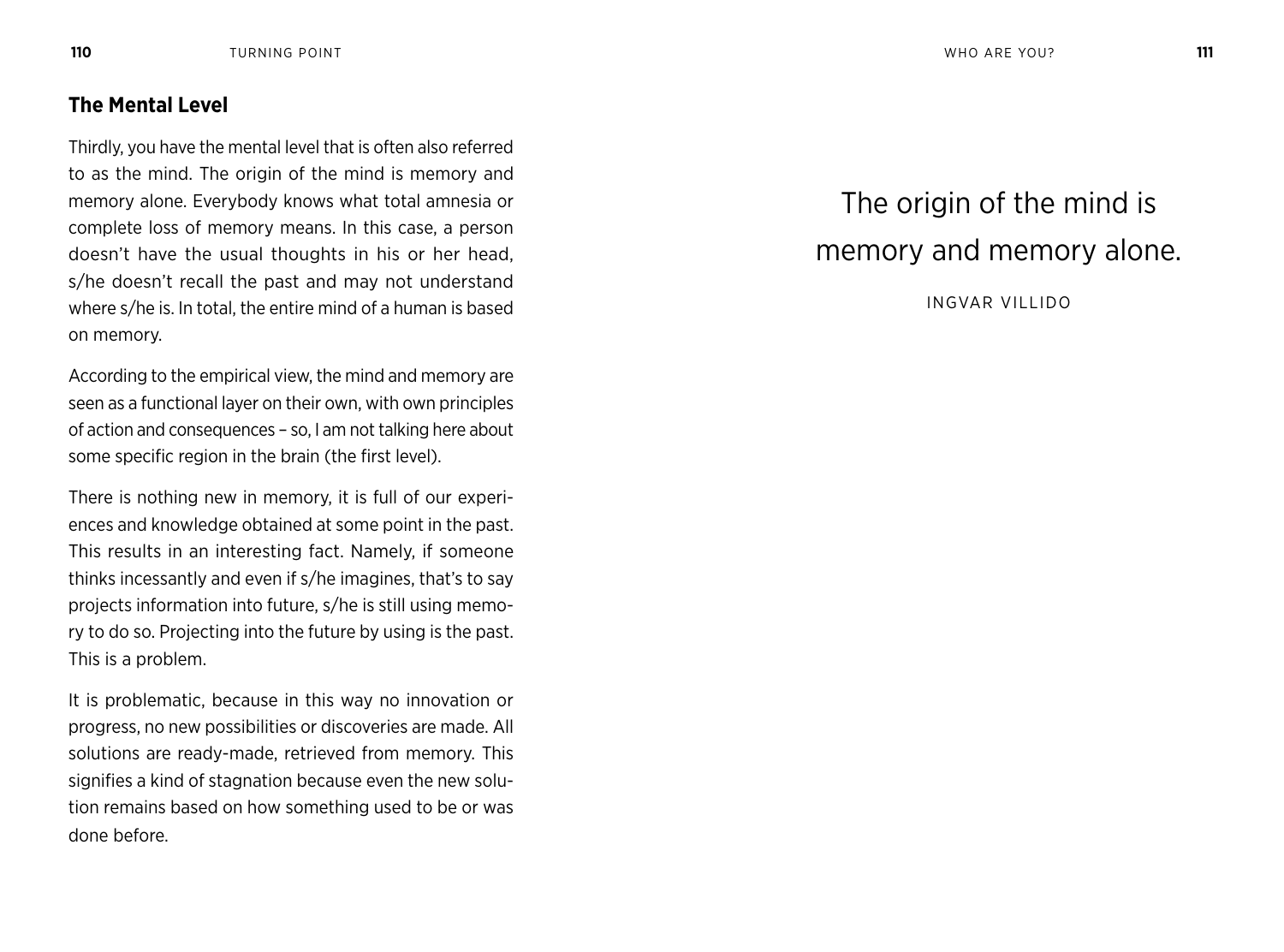## The Mental Level

Thirdly, you have the mental level that is often also referred to as the mind. The origin of the mind is memory and memory alone. Everybody knows what total amnesia or complete loss of memory means. In this case, a person doesn't have the usual thoughts in his or her head, s/he doesn't recall the past and may not understand where s/he is. In total, the entire mind of a human is based on memory.

According to the empirical view, the mind and memory are seen as a functional layer on their own, with own principles of action and consequences – so, I am not talking here about some specific region in the brain (the first level).

There is nothing new in memory, it is full of our experiences and knowledge obtained at some point in the past. This results in an interesting fact. Namely, if someone thinks incessantly and even if s/he imagines, that's to say projects information into future, s/he is still using memory to do so. Projecting into the future by using is the past. This is a problem.

It is problematic, because in this way no innovation or progress, no new possibilities or discoveries are made. All solutions are ready-made, retrieved from memory. This signifies a kind of stagnation because even the new solution remains based on how something used to be or was done before.

> The origin of the mind is memory and memory alone.
>
> INGVAR VILLIDO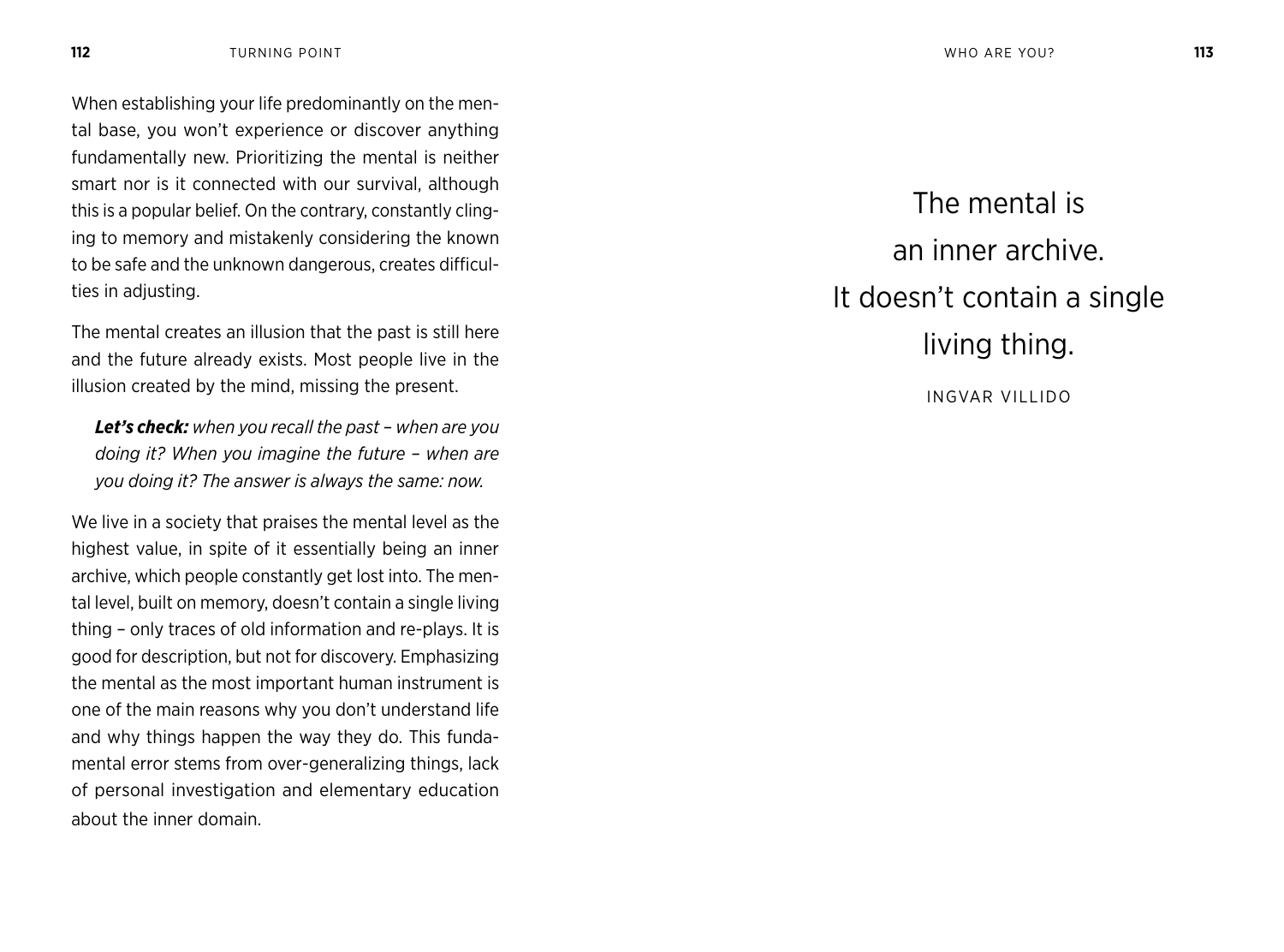When establishing your life predominantly on the mental base, you won't experience or discover anything fundamentally new. Prioritizing the mental is neither smart nor is it connected with our survival, although this is a popular belief. On the contrary, constantly clinging to memory and mistakenly considering the known to be safe and the unknown dangerous, creates difficulties in adjusting.

The mental creates an illusion that the past is still here and the future already exists. Most people live in the illusion created by the mind, missing the present.

> ***Let's check:*** *when you recall the past – when are you doing it? When you imagine the future – when are you doing it? The answer is always the same: now.*

We live in a society that praises the mental level as the highest value, in spite of it essentially being an inner archive, which people constantly get lost into. The mental level, built on memory, doesn't contain a single living thing – only traces of old information and re-plays. It is good for description, but not for discovery. Emphasizing the mental as the most important human instrument is one of the main reasons why you don't understand life and why things happen the way they do. This fundamental error stems from over-generalizing things, lack of personal investigation and elementary education about the inner domain.

> The mental is
> an inner archive.
> It doesn't contain a single
> living thing.
>
> INGVAR VILLIDO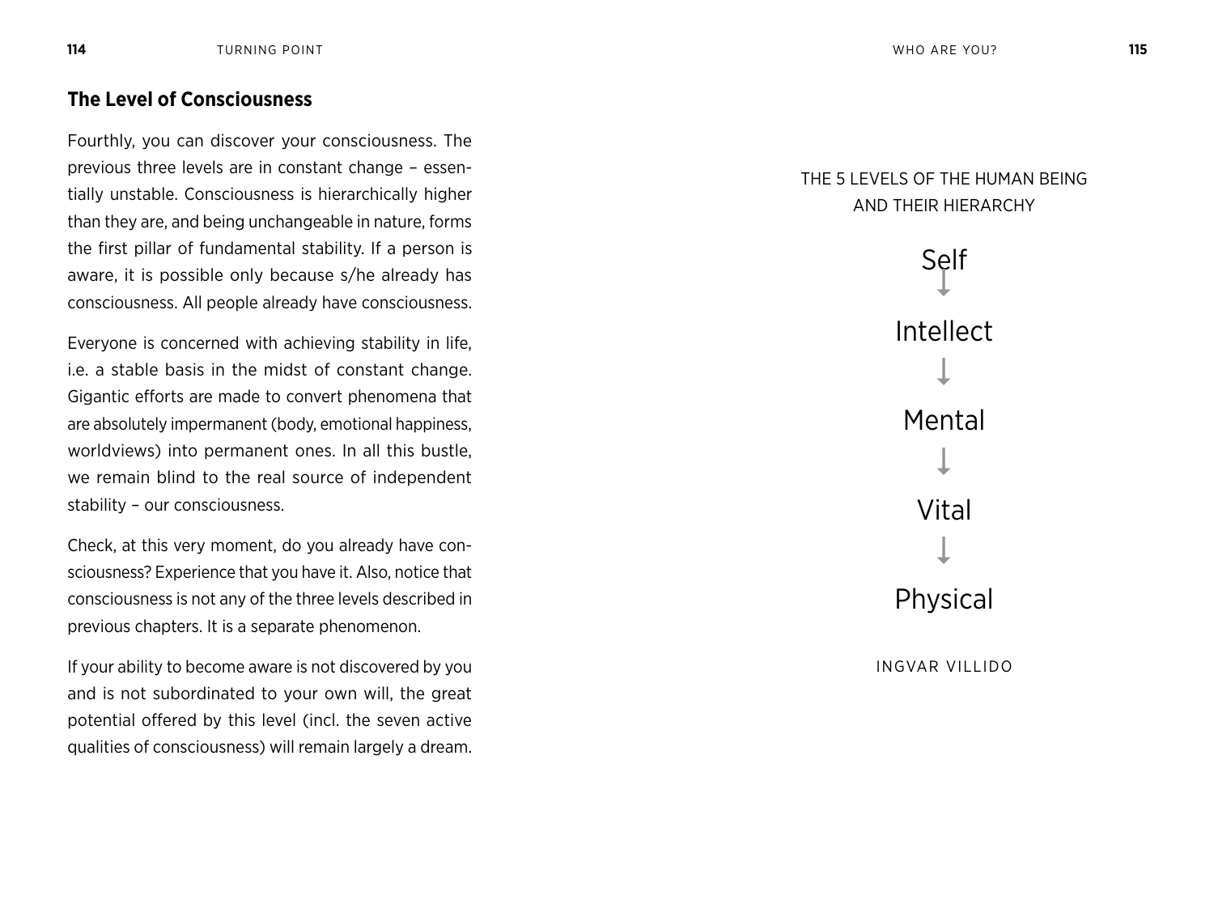## The Level of Consciousness

Fourthly, you can discover your consciousness. The previous three levels are in constant change – essentially unstable. Consciousness is hierarchically higher than they are, and being unchangeable in nature, forms the first pillar of fundamental stability. If a person is aware, it is possible only because s/he already has consciousness. All people already have consciousness.

Everyone is concerned with achieving stability in life, i.e. a stable basis in the midst of constant change. Gigantic efforts are made to convert phenomena that are absolutely impermanent (body, emotional happiness, worldviews) into permanent ones. In all this bustle, we remain blind to the real source of independent stability – our consciousness.

Check, at this very moment, do you already have consciousness? Experience that you have it. Also, notice that consciousness is not any of the three levels described in previous chapters. It is a separate phenomenon.

If your ability to become aware is not discovered by you and is not subordinated to your own will, the great potential offered by this level (incl. the seven active qualities of consciousness) will remain largely a dream.

THE 5 LEVELS OF THE HUMAN BEING AND THEIR HIERARCHY

Self
↓
Intellect
↓
Mental
↓
Vital
↓
Physical

INGVAR VILLIDO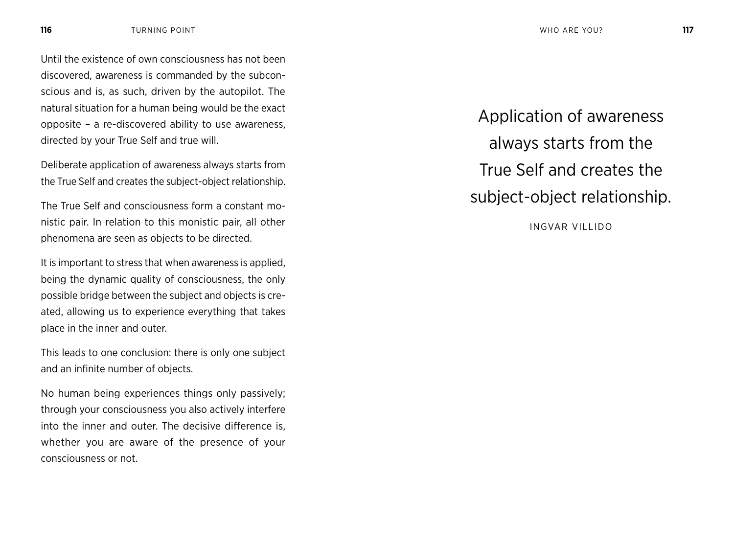Until the existence of own consciousness has not been discovered, awareness is commanded by the subconscious and is, as such, driven by the autopilot. The natural situation for a human being would be the exact opposite – a re-discovered ability to use awareness, directed by your True Self and true will.

Deliberate application of awareness always starts from the True Self and creates the subject-object relationship.

The True Self and consciousness form a constant monistic pair. In relation to this monistic pair, all other phenomena are seen as objects to be directed.

It is important to stress that when awareness is applied, being the dynamic quality of consciousness, the only possible bridge between the subject and objects is created, allowing us to experience everything that takes place in the inner and outer.

This leads to one conclusion: there is only one subject and an infinite number of objects.

No human being experiences things only passively; through your consciousness you also actively interfere into the inner and outer. The decisive difference is, whether you are aware of the presence of your consciousness or not.

> Application of awareness always starts from the True Self and creates the subject-object relationship.
>
> INGVAR VILLIDO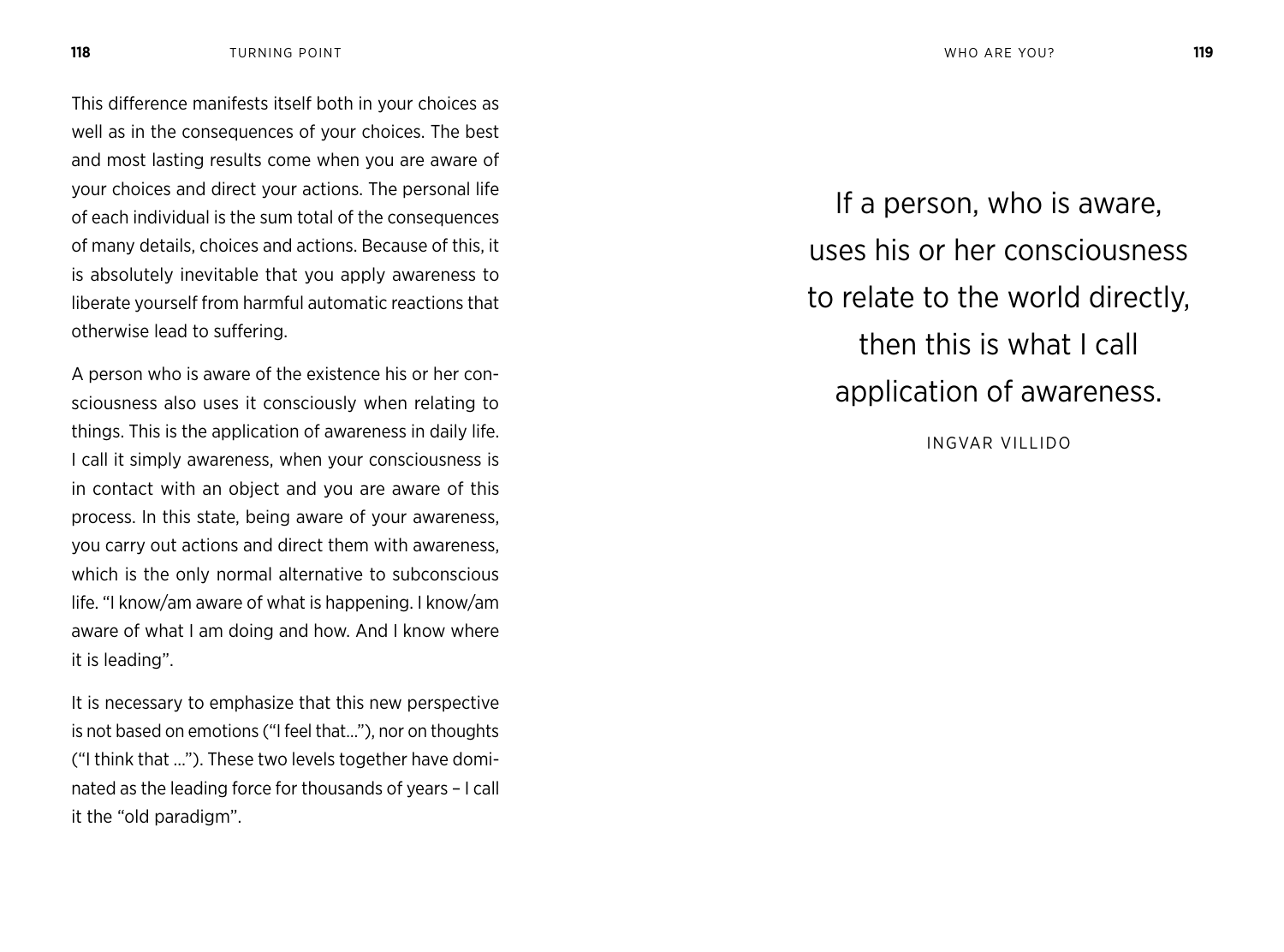This difference manifests itself both in your choices as well as in the consequences of your choices. The best and most lasting results come when you are aware of your choices and direct your actions. The personal life of each individual is the sum total of the consequences of many details, choices and actions. Because of this, it is absolutely inevitable that you apply awareness to liberate yourself from harmful automatic reactions that otherwise lead to suffering.

A person who is aware of the existence his or her consciousness also uses it consciously when relating to things. This is the application of awareness in daily life. I call it simply awareness, when your consciousness is in contact with an object and you are aware of this process. In this state, being aware of your awareness, you carry out actions and direct them with awareness, which is the only normal alternative to subconscious life. "I know/am aware of what is happening. I know/am aware of what I am doing and how. And I know where it is leading".

It is necessary to emphasize that this new perspective is not based on emotions ("I feel that..."), nor on thoughts ("I think that ..."). These two levels together have dominated as the leading force for thousands of years – I call it the "old paradigm".

> If a person, who is aware, uses his or her consciousness to relate to the world directly, then this is what I call application of awareness.
>
> INGVAR VILLIDO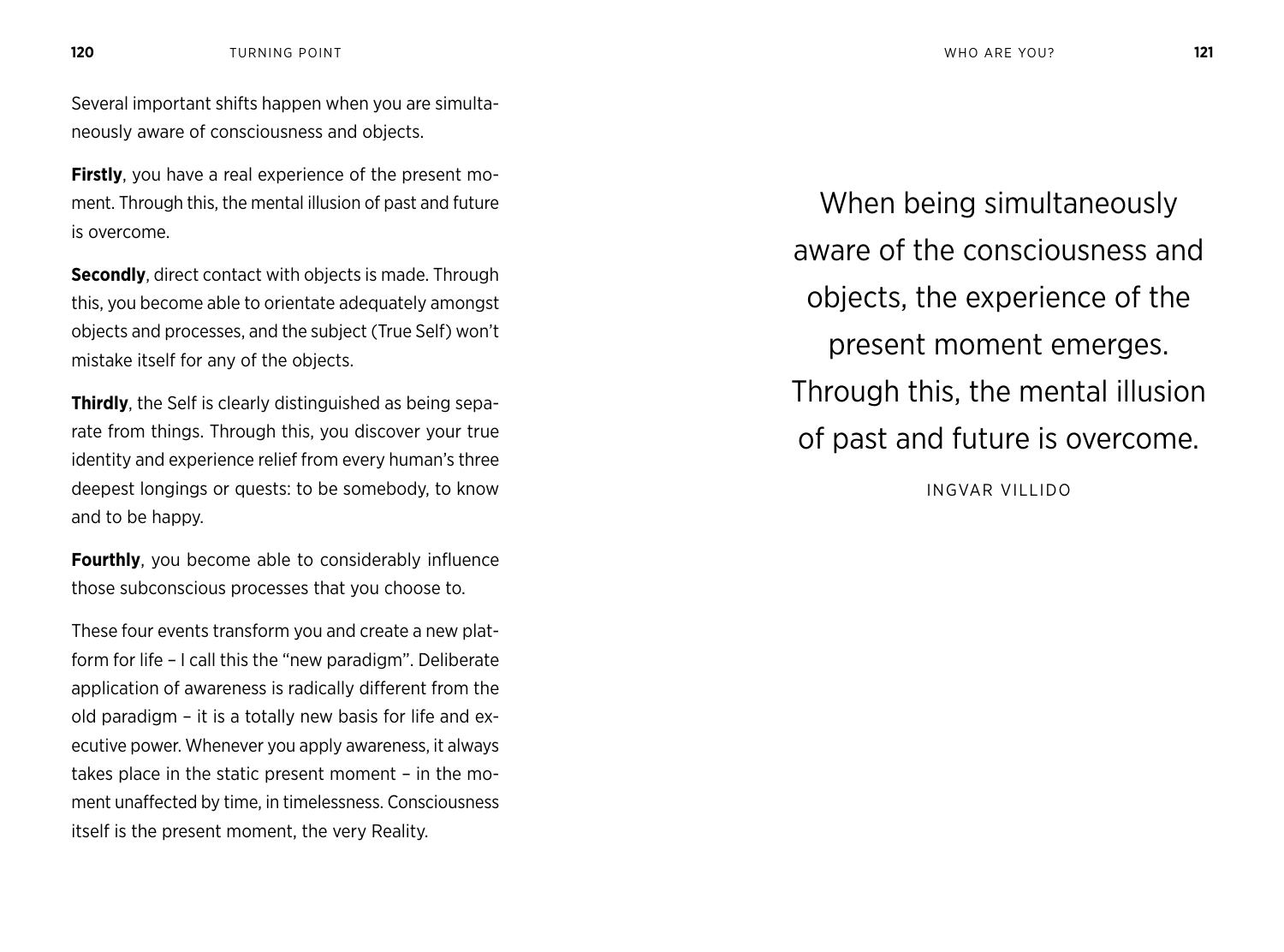Several important shifts happen when you are simultaneously aware of consciousness and objects.

**Firstly**, you have a real experience of the present moment. Through this, the mental illusion of past and future is overcome.

**Secondly**, direct contact with objects is made. Through this, you become able to orientate adequately amongst objects and processes, and the subject (True Self) won't mistake itself for any of the objects.

**Thirdly**, the Self is clearly distinguished as being separate from things. Through this, you discover your true identity and experience relief from every human's three deepest longings or quests: to be somebody, to know and to be happy.

**Fourthly**, you become able to considerably influence those subconscious processes that you choose to.

These four events transform you and create a new platform for life – I call this the "new paradigm". Deliberate application of awareness is radically different from the old paradigm – it is a totally new basis for life and executive power. Whenever you apply awareness, it always takes place in the static present moment – in the moment unaffected by time, in timelessness. Consciousness itself is the present moment, the very Reality.

> When being simultaneously aware of the consciousness and objects, the experience of the present moment emerges. Through this, the mental illusion of past and future is overcome.
>
> INGVAR VILLIDO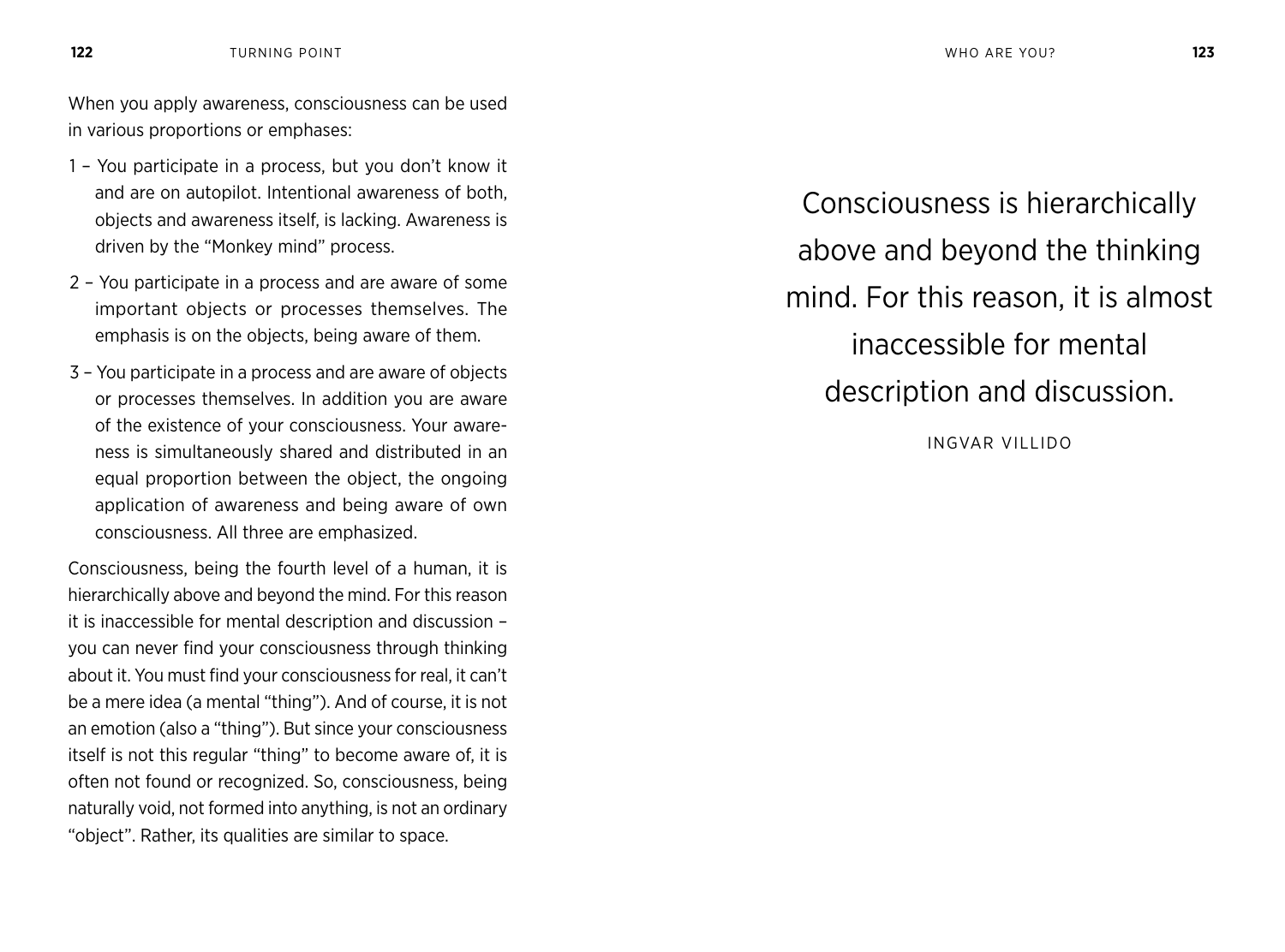When you apply awareness, consciousness can be used in various proportions or emphases:

1 – You participate in a process, but you don't know it and are on autopilot. Intentional awareness of both, objects and awareness itself, is lacking. Awareness is driven by the "Monkey mind" process.

2 – You participate in a process and are aware of some important objects or processes themselves. The emphasis is on the objects, being aware of them.

3 – You participate in a process and are aware of objects or processes themselves. In addition you are aware of the existence of your consciousness. Your awareness is simultaneously shared and distributed in an equal proportion between the object, the ongoing application of awareness and being aware of own consciousness. All three are emphasized.

Consciousness, being the fourth level of a human, it is hierarchically above and beyond the mind. For this reason it is inaccessible for mental description and discussion – you can never find your consciousness through thinking about it. You must find your consciousness for real, it can't be a mere idea (a mental "thing"). And of course, it is not an emotion (also a "thing"). But since your consciousness itself is not this regular "thing" to become aware of, it is often not found or recognized. So, consciousness, being naturally void, not formed into anything, is not an ordinary "object". Rather, its qualities are similar to space.

> Consciousness is hierarchically above and beyond the thinking mind. For this reason, it is almost inaccessible for mental description and discussion.
>
> INGVAR VILLIDO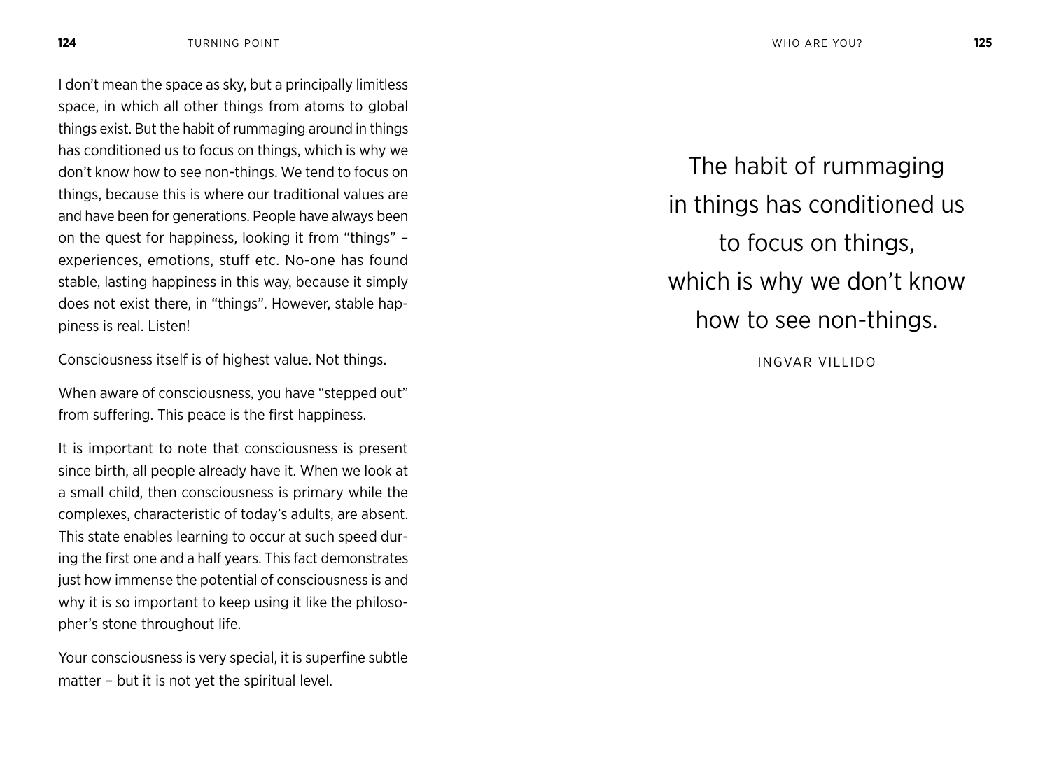I don't mean the space as sky, but a principally limitless space, in which all other things from atoms to global things exist. But the habit of rummaging around in things has conditioned us to focus on things, which is why we don't know how to see non-things. We tend to focus on things, because this is where our traditional values are and have been for generations. People have always been on the quest for happiness, looking it from "things" – experiences, emotions, stuff etc. No-one has found stable, lasting happiness in this way, because it simply does not exist there, in "things". However, stable happiness is real. Listen!

Consciousness itself is of highest value. Not things.

When aware of consciousness, you have "stepped out" from suffering. This peace is the first happiness.

It is important to note that consciousness is present since birth, all people already have it. When we look at a small child, then consciousness is primary while the complexes, characteristic of today's adults, are absent. This state enables learning to occur at such speed during the first one and a half years. This fact demonstrates just how immense the potential of consciousness is and why it is so important to keep using it like the philosopher's stone throughout life.

Your consciousness is very special, it is superfine subtle matter – but it is not yet the spiritual level.

> The habit of rummaging in things has conditioned us to focus on things, which is why we don't know how to see non-things.
>
> INGVAR VILLIDO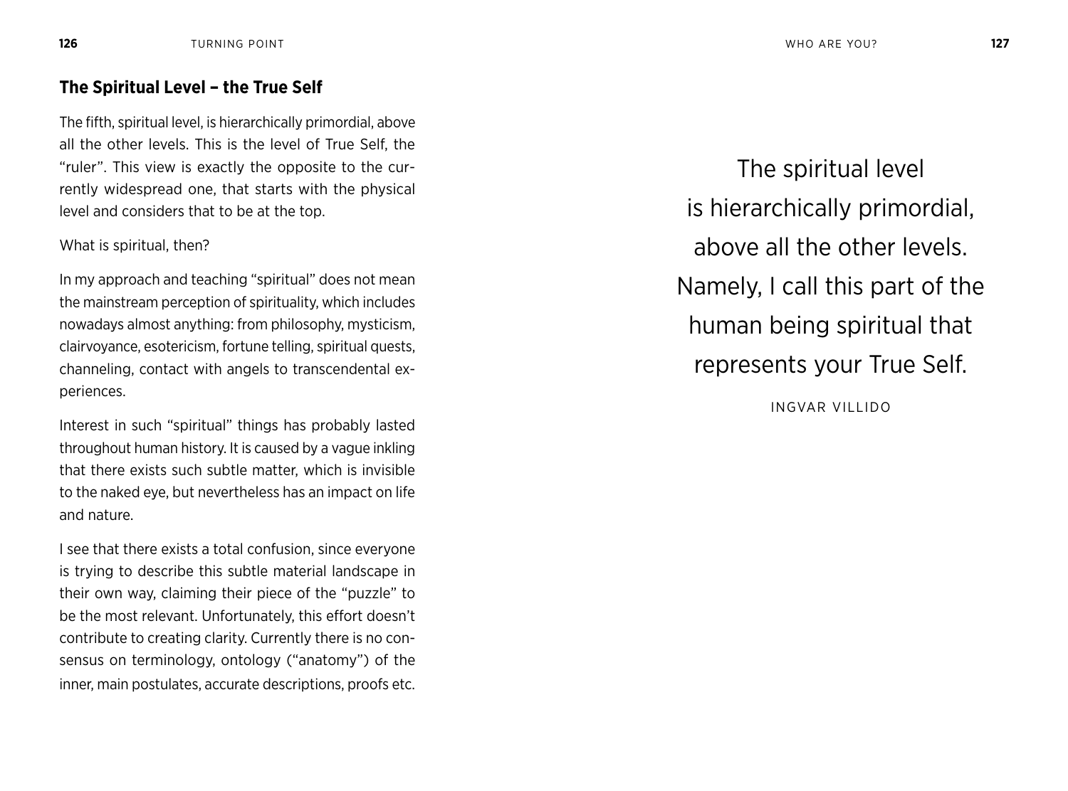### The Spiritual Level – the True Self

The fifth, spiritual level, is hierarchically primordial, above all the other levels. This is the level of True Self, the "ruler". This view is exactly the opposite to the currently widespread one, that starts with the physical level and considers that to be at the top.

What is spiritual, then?

In my approach and teaching "spiritual" does not mean the mainstream perception of spirituality, which includes nowadays almost anything: from philosophy, mysticism, clairvoyance, esotericism, fortune telling, spiritual quests, channeling, contact with angels to transcendental experiences.

Interest in such "spiritual" things has probably lasted throughout human history. It is caused by a vague inkling that there exists such subtle matter, which is invisible to the naked eye, but nevertheless has an impact on life and nature.

I see that there exists a total confusion, since everyone is trying to describe this subtle material landscape in their own way, claiming their piece of the "puzzle" to be the most relevant. Unfortunately, this effort doesn't contribute to creating clarity. Currently there is no consensus on terminology, ontology ("anatomy") of the inner, main postulates, accurate descriptions, proofs etc.

> The spiritual level is hierarchically primordial, above all the other levels. Namely, I call this part of the human being spiritual that represents your True Self.
>
> INGVAR VILLIDO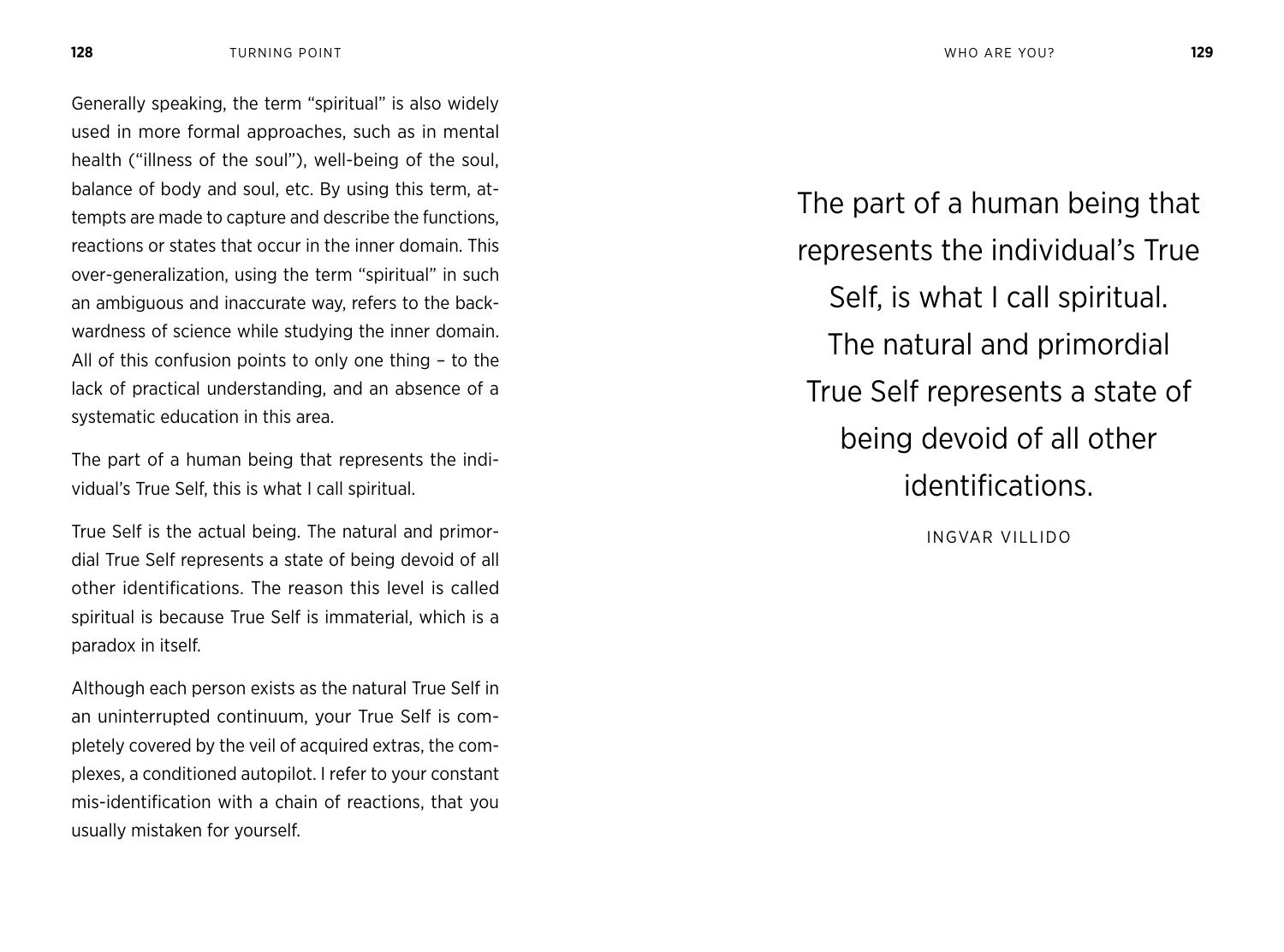Generally speaking, the term "spiritual" is also widely used in more formal approaches, such as in mental health ("illness of the soul"), well-being of the soul, balance of body and soul, etc. By using this term, attempts are made to capture and describe the functions, reactions or states that occur in the inner domain. This over-generalization, using the term "spiritual" in such an ambiguous and inaccurate way, refers to the backwardness of science while studying the inner domain. All of this confusion points to only one thing – to the lack of practical understanding, and an absence of a systematic education in this area.

The part of a human being that represents the individual's True Self, this is what I call spiritual.

True Self is the actual being. The natural and primordial True Self represents a state of being devoid of all other identifications. The reason this level is called spiritual is because True Self is immaterial, which is a paradox in itself.

Although each person exists as the natural True Self in an uninterrupted continuum, your True Self is completely covered by the veil of acquired extras, the complexes, a conditioned autopilot. I refer to your constant mis-identification with a chain of reactions, that you usually mistaken for yourself.

> The part of a human being that represents the individual's True Self, is what I call spiritual. The natural and primordial True Self represents a state of being devoid of all other identifications.
>
> INGVAR VILLIDO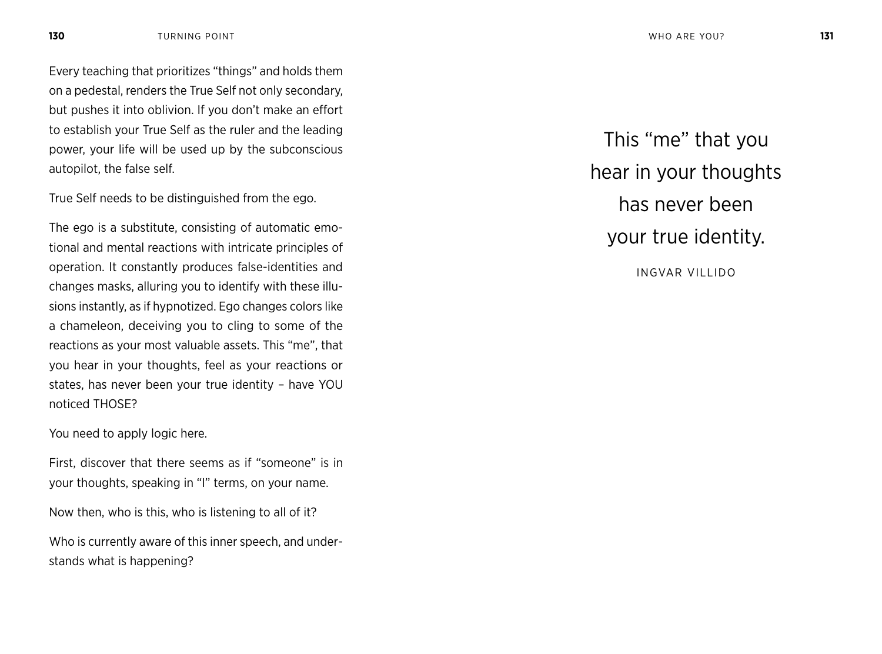Every teaching that prioritizes "things" and holds them on a pedestal, renders the True Self not only secondary, but pushes it into oblivion. If you don't make an effort to establish your True Self as the ruler and the leading power, your life will be used up by the subconscious autopilot, the false self.

True Self needs to be distinguished from the ego.

The ego is a substitute, consisting of automatic emotional and mental reactions with intricate principles of operation. It constantly produces false-identities and changes masks, alluring you to identify with these illusions instantly, as if hypnotized. Ego changes colors like a chameleon, deceiving you to cling to some of the reactions as your most valuable assets. This "me", that you hear in your thoughts, feel as your reactions or states, has never been your true identity – have YOU noticed THOSE?

You need to apply logic here.

First, discover that there seems as if "someone" is in your thoughts, speaking in "I" terms, on your name.

Now then, who is this, who is listening to all of it?

Who is currently aware of this inner speech, and understands what is happening?

> This "me" that you hear in your thoughts has never been your true identity.
>
> INGVAR VILLIDO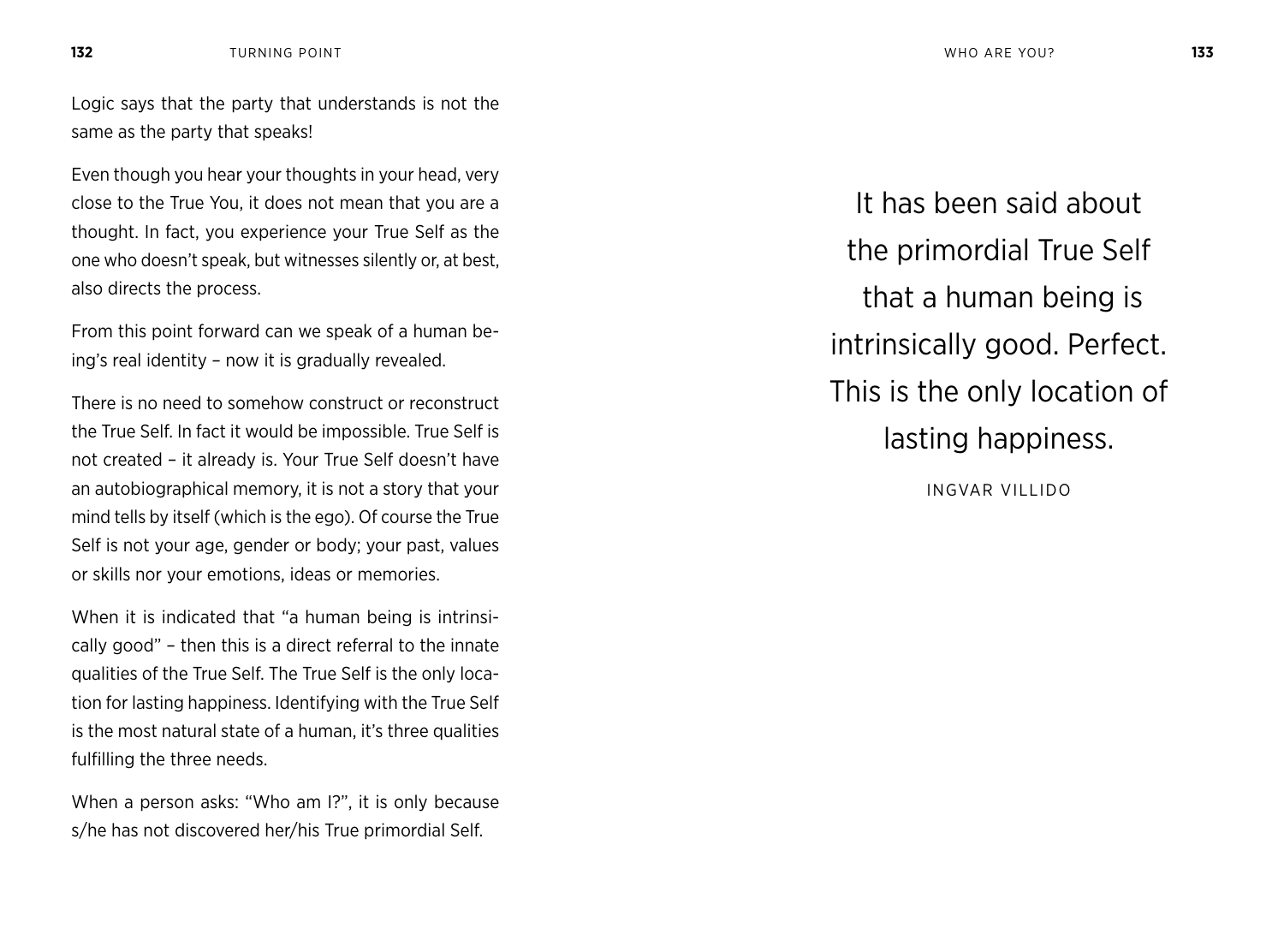Logic says that the party that understands is not the same as the party that speaks!

Even though you hear your thoughts in your head, very close to the True You, it does not mean that you are a thought. In fact, you experience your True Self as the one who doesn't speak, but witnesses silently or, at best, also directs the process.

From this point forward can we speak of a human being's real identity – now it is gradually revealed.

There is no need to somehow construct or reconstruct the True Self. In fact it would be impossible. True Self is not created – it already is. Your True Self doesn't have an autobiographical memory, it is not a story that your mind tells by itself (which is the ego). Of course the True Self is not your age, gender or body; your past, values or skills nor your emotions, ideas or memories.

When it is indicated that "a human being is intrinsically good" – then this is a direct referral to the innate qualities of the True Self. The True Self is the only location for lasting happiness. Identifying with the True Self is the most natural state of a human, it's three qualities fulfilling the three needs.

When a person asks: "Who am I?", it is only because s/he has not discovered her/his True primordial Self.

> It has been said about the primordial True Self that a human being is intrinsically good. Perfect. This is the only location of lasting happiness.
>
> INGVAR VILLIDO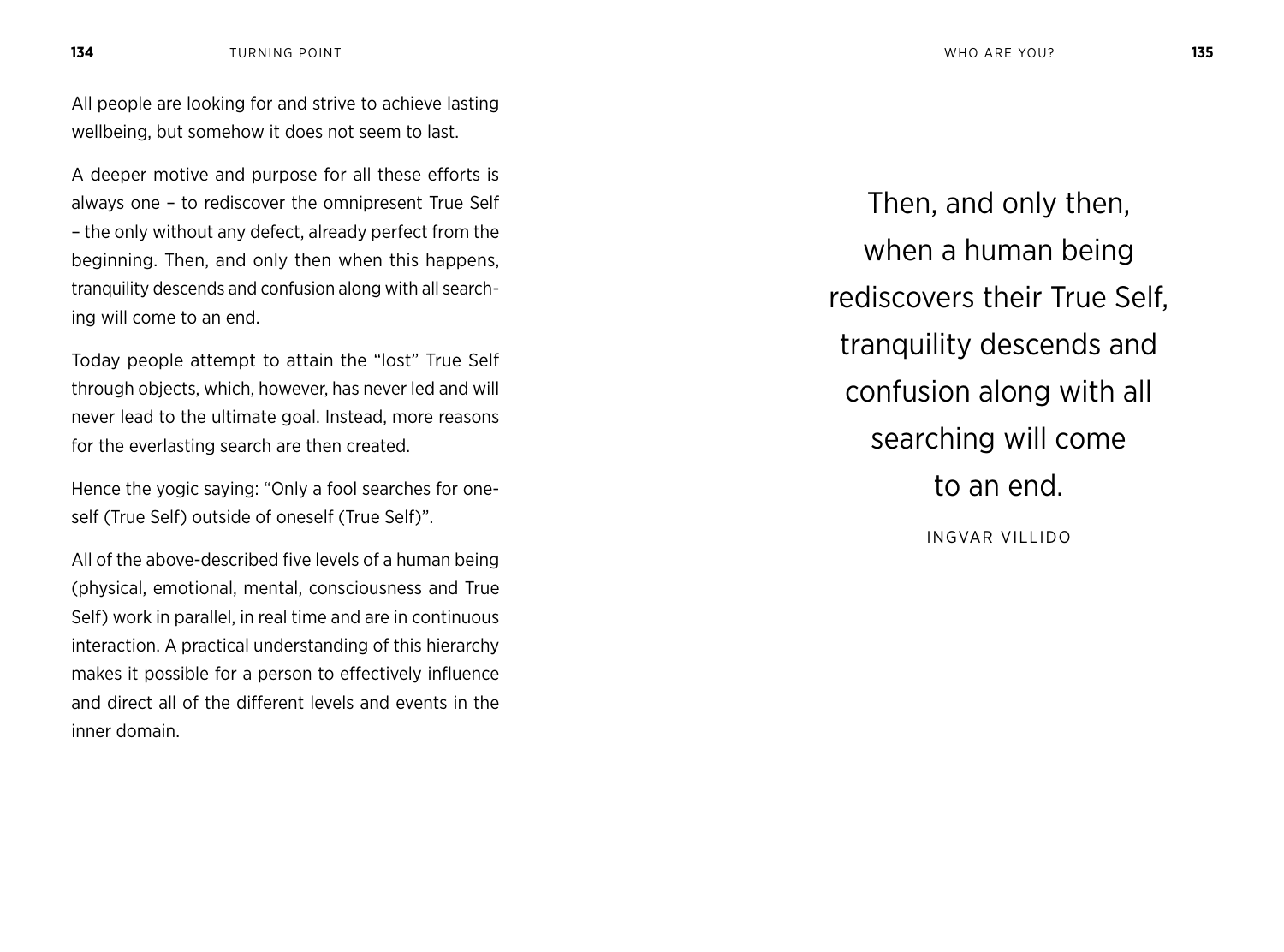All people are looking for and strive to achieve lasting wellbeing, but somehow it does not seem to last.

A deeper motive and purpose for all these efforts is always one – to rediscover the omnipresent True Self – the only without any defect, already perfect from the beginning. Then, and only then when this happens, tranquility descends and confusion along with all searching will come to an end.

Today people attempt to attain the "lost" True Self through objects, which, however, has never led and will never lead to the ultimate goal. Instead, more reasons for the everlasting search are then created.

Hence the yogic saying: "Only a fool searches for oneself (True Self) outside of oneself (True Self)".

All of the above-described five levels of a human being (physical, emotional, mental, consciousness and True Self) work in parallel, in real time and are in continuous interaction. A practical understanding of this hierarchy makes it possible for a person to effectively influence and direct all of the different levels and events in the inner domain.

> Then, and only then,
> when a human being
> rediscovers their True Self,
> tranquility descends and
> confusion along with all
> searching will come
> to an end.
>
> INGVAR VILLIDO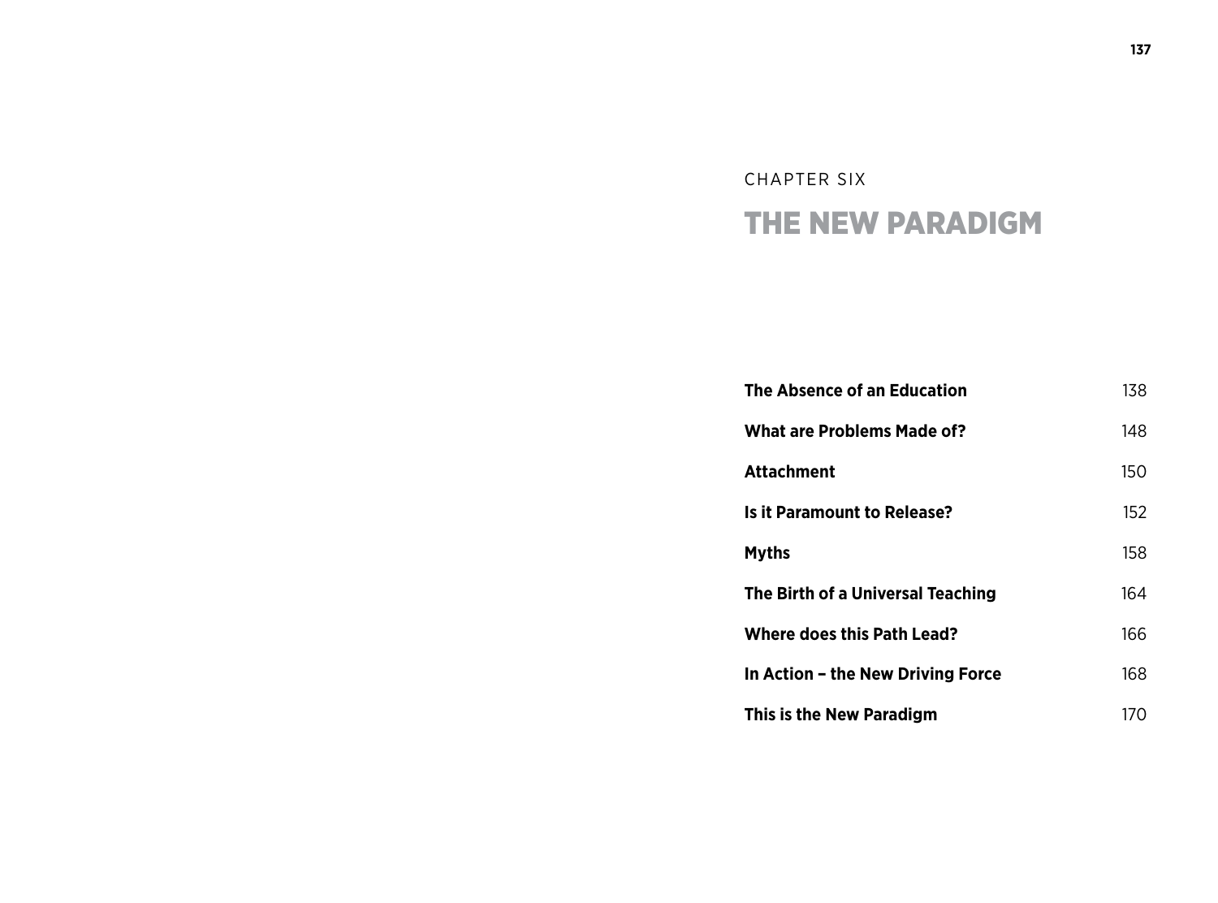CHAPTER SIX

# THE NEW PARADIGM

| | |
|---|---|
| **The Absence of an Education** | 138 |
| **What are Problems Made of?** | 148 |
| **Attachment** | 150 |
| **Is it Paramount to Release?** | 152 |
| **Myths** | 158 |
| **The Birth of a Universal Teaching** | 164 |
| **Where does this Path Lead?** | 166 |
| **In Action – the New Driving Force** | 168 |
| **This is the New Paradigm** | 170 |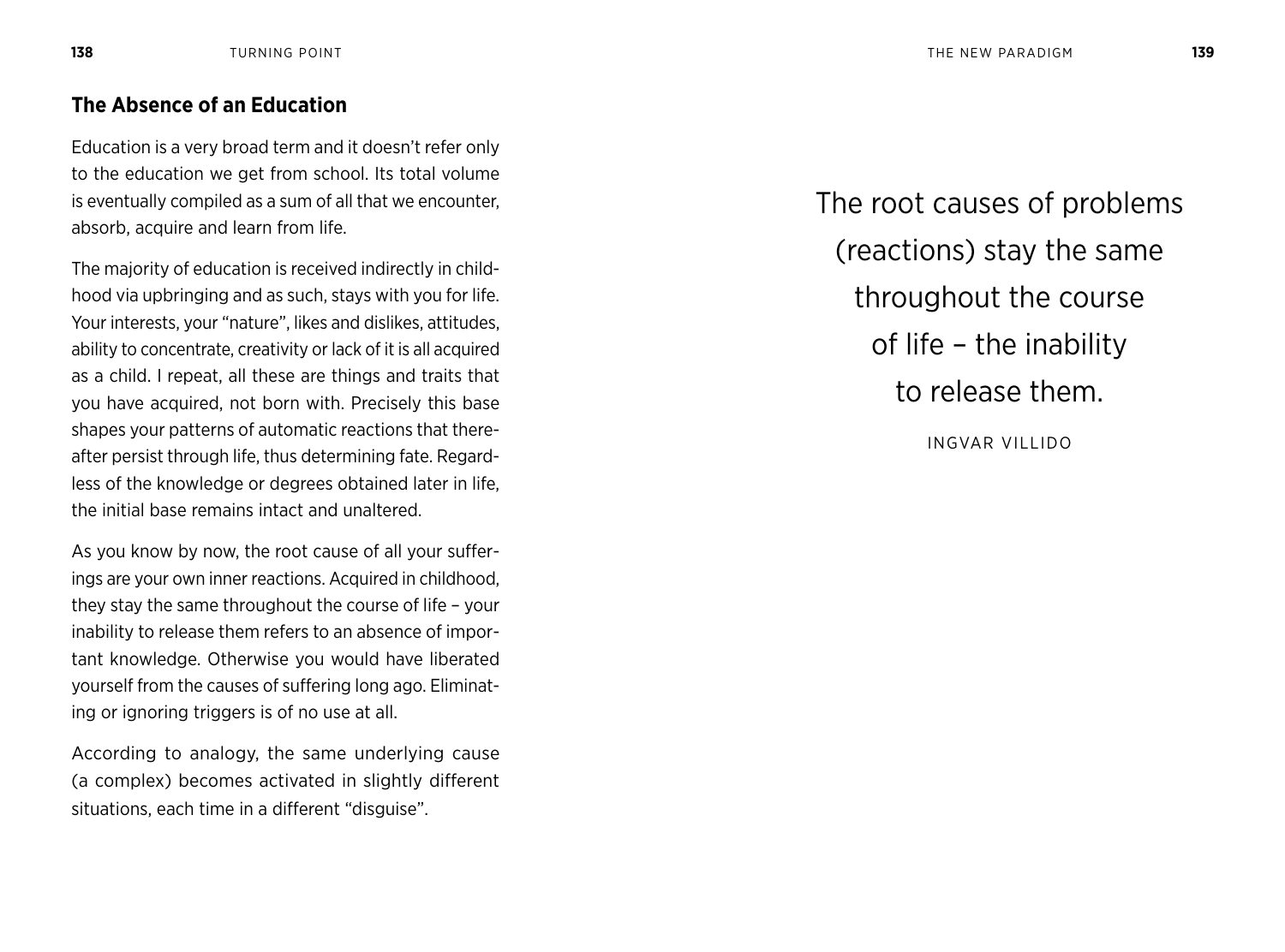## The Absence of an Education

Education is a very broad term and it doesn't refer only to the education we get from school. Its total volume is eventually compiled as a sum of all that we encounter, absorb, acquire and learn from life.

The majority of education is received indirectly in childhood via upbringing and as such, stays with you for life. Your interests, your "nature", likes and dislikes, attitudes, ability to concentrate, creativity or lack of it is all acquired as a child. I repeat, all these are things and traits that you have acquired, not born with. Precisely this base shapes your patterns of automatic reactions that thereafter persist through life, thus determining fate. Regardless of the knowledge or degrees obtained later in life, the initial base remains intact and unaltered.

As you know by now, the root cause of all your sufferings are your own inner reactions. Acquired in childhood, they stay the same throughout the course of life – your inability to release them refers to an absence of important knowledge. Otherwise you would have liberated yourself from the causes of suffering long ago. Eliminating or ignoring triggers is of no use at all.

According to analogy, the same underlying cause (a complex) becomes activated in slightly different situations, each time in a different "disguise".

> The root causes of problems (reactions) stay the same throughout the course of life – the inability to release them.
>
> INGVAR VILLIDO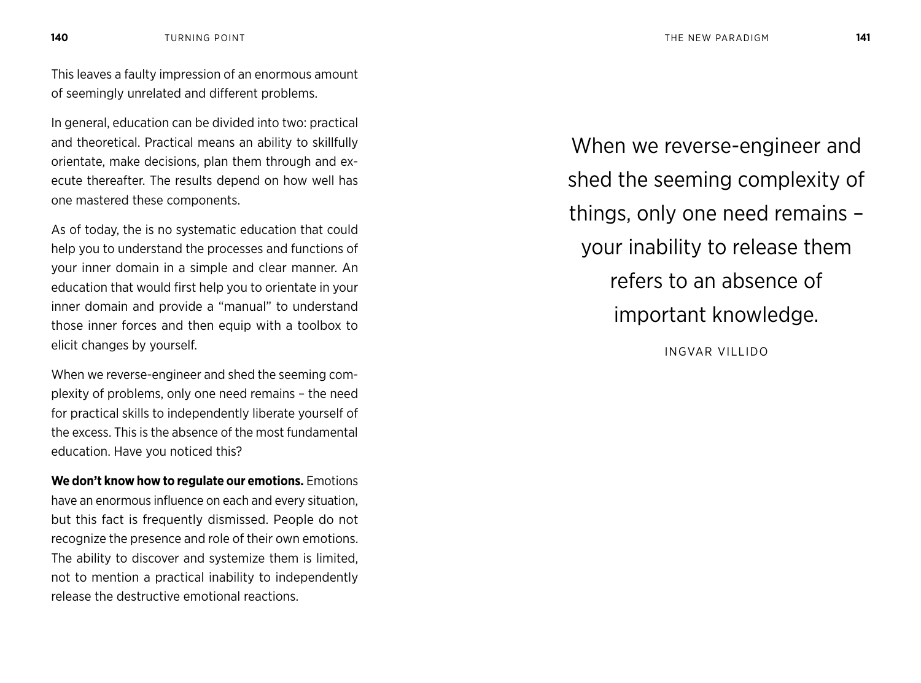This leaves a faulty impression of an enormous amount of seemingly unrelated and different problems.

In general, education can be divided into two: practical and theoretical. Practical means an ability to skillfully orientate, make decisions, plan them through and execute thereafter. The results depend on how well has one mastered these components.

As of today, the is no systematic education that could help you to understand the processes and functions of your inner domain in a simple and clear manner. An education that would first help you to orientate in your inner domain and provide a "manual" to understand those inner forces and then equip with a toolbox to elicit changes by yourself.

When we reverse-engineer and shed the seeming complexity of problems, only one need remains – the need for practical skills to independently liberate yourself of the excess. This is the absence of the most fundamental education. Have you noticed this?

**We don't know how to regulate our emotions.** Emotions have an enormous influence on each and every situation, but this fact is frequently dismissed. People do not recognize the presence and role of their own emotions. The ability to discover and systemize them is limited, not to mention a practical inability to independently release the destructive emotional reactions.

> When we reverse-engineer and shed the seeming complexity of things, only one need remains – your inability to release them refers to an absence of important knowledge.
>
> INGVAR VILLIDO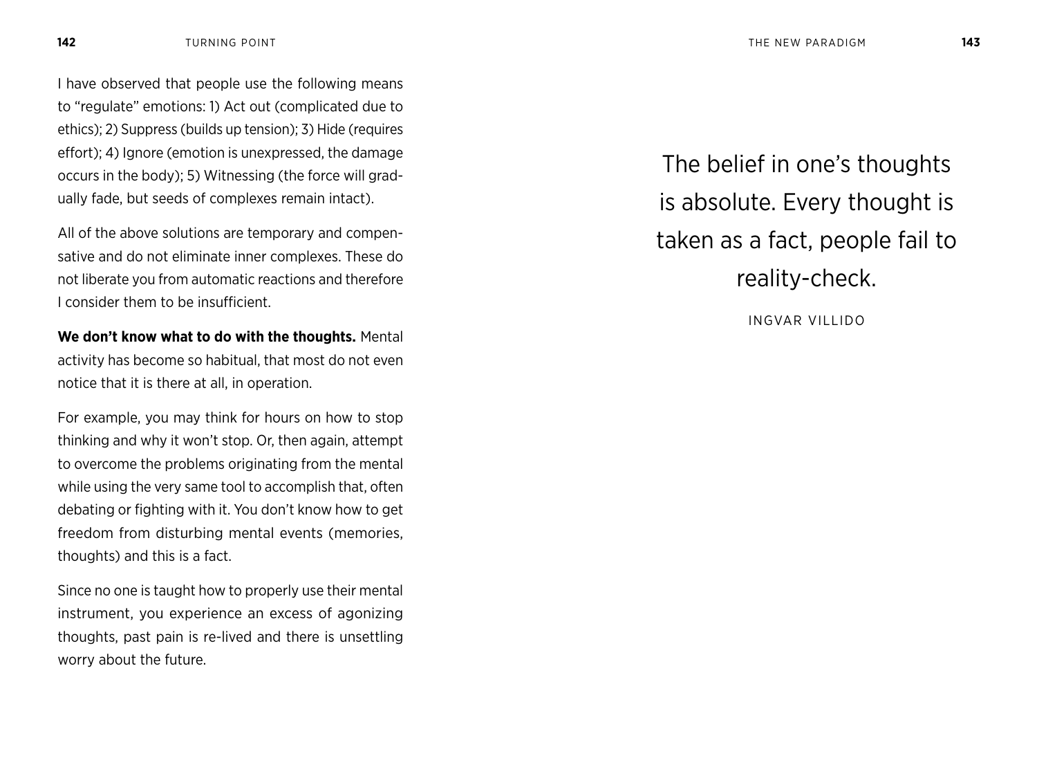I have observed that people use the following means to "regulate" emotions: 1) Act out (complicated due to ethics); 2) Suppress (builds up tension); 3) Hide (requires effort); 4) Ignore (emotion is unexpressed, the damage occurs in the body); 5) Witnessing (the force will gradually fade, but seeds of complexes remain intact).

All of the above solutions are temporary and compensative and do not eliminate inner complexes. These do not liberate you from automatic reactions and therefore I consider them to be insufficient.

**We don't know what to do with the thoughts.** Mental activity has become so habitual, that most do not even notice that it is there at all, in operation.

For example, you may think for hours on how to stop thinking and why it won't stop. Or, then again, attempt to overcome the problems originating from the mental while using the very same tool to accomplish that, often debating or fighting with it. You don't know how to get freedom from disturbing mental events (memories, thoughts) and this is a fact.

Since no one is taught how to properly use their mental instrument, you experience an excess of agonizing thoughts, past pain is re-lived and there is unsettling worry about the future.

> The belief in one's thoughts is absolute. Every thought is taken as a fact, people fail to reality-check.
>
> INGVAR VILLIDO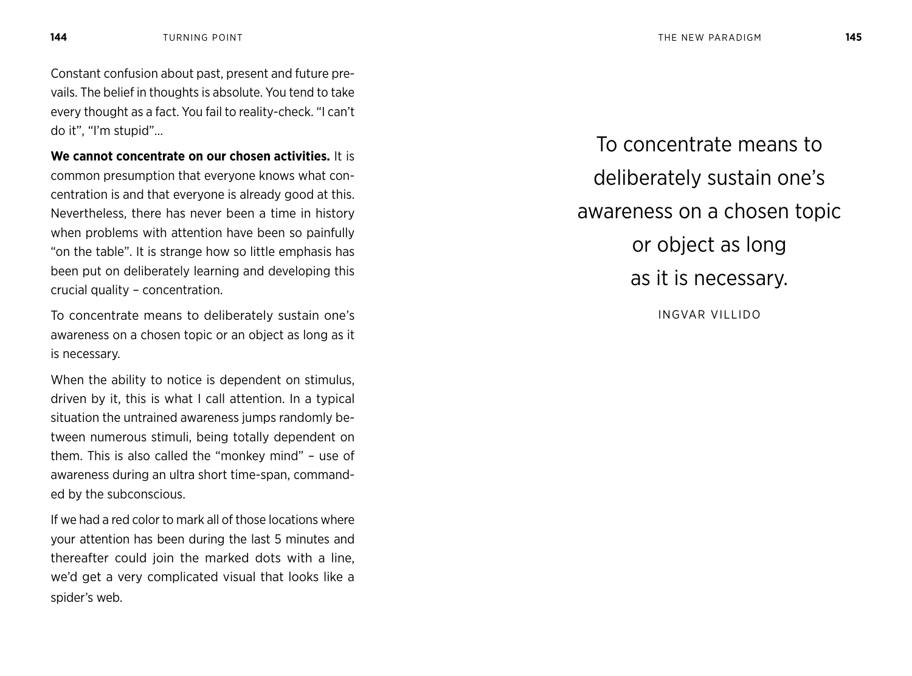Constant confusion about past, present and future prevails. The belief in thoughts is absolute. You tend to take every thought as a fact. You fail to reality-check. "I can't do it", "I'm stupid"...

**We cannot concentrate on our chosen activities.** It is common presumption that everyone knows what concentration is and that everyone is already good at this. Nevertheless, there has never been a time in history when problems with attention have been so painfully "on the table". It is strange how so little emphasis has been put on deliberately learning and developing this crucial quality – concentration.

To concentrate means to deliberately sustain one's awareness on a chosen topic or an object as long as it is necessary.

When the ability to notice is dependent on stimulus, driven by it, this is what I call attention. In a typical situation the untrained awareness jumps randomly between numerous stimuli, being totally dependent on them. This is also called the "monkey mind" – use of awareness during an ultra short time-span, commanded by the subconscious.

If we had a red color to mark all of those locations where your attention has been during the last 5 minutes and thereafter could join the marked dots with a line, we'd get a very complicated visual that looks like a spider's web.

> To concentrate means to deliberately sustain one's awareness on a chosen topic or object as long as it is necessary.
>
> INGVAR VILLIDO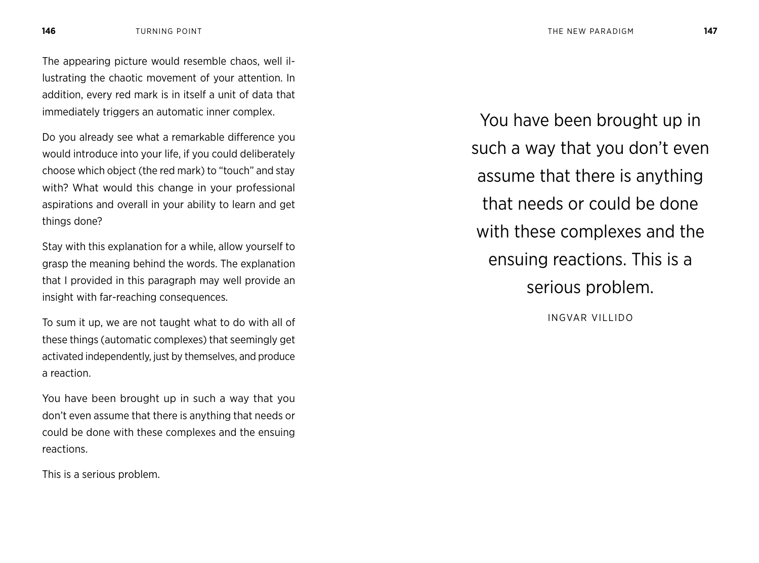The appearing picture would resemble chaos, well illustrating the chaotic movement of your attention. In addition, every red mark is in itself a unit of data that immediately triggers an automatic inner complex.

Do you already see what a remarkable difference you would introduce into your life, if you could deliberately choose which object (the red mark) to "touch" and stay with? What would this change in your professional aspirations and overall in your ability to learn and get things done?

Stay with this explanation for a while, allow yourself to grasp the meaning behind the words. The explanation that I provided in this paragraph may well provide an insight with far-reaching consequences.

To sum it up, we are not taught what to do with all of these things (automatic complexes) that seemingly get activated independently, just by themselves, and produce a reaction.

You have been brought up in such a way that you don't even assume that there is anything that needs or could be done with these complexes and the ensuing reactions.

This is a serious problem.

> You have been brought up in such a way that you don't even assume that there is anything that needs or could be done with these complexes and the ensuing reactions. This is a serious problem.
>
> INGVAR VILLIDO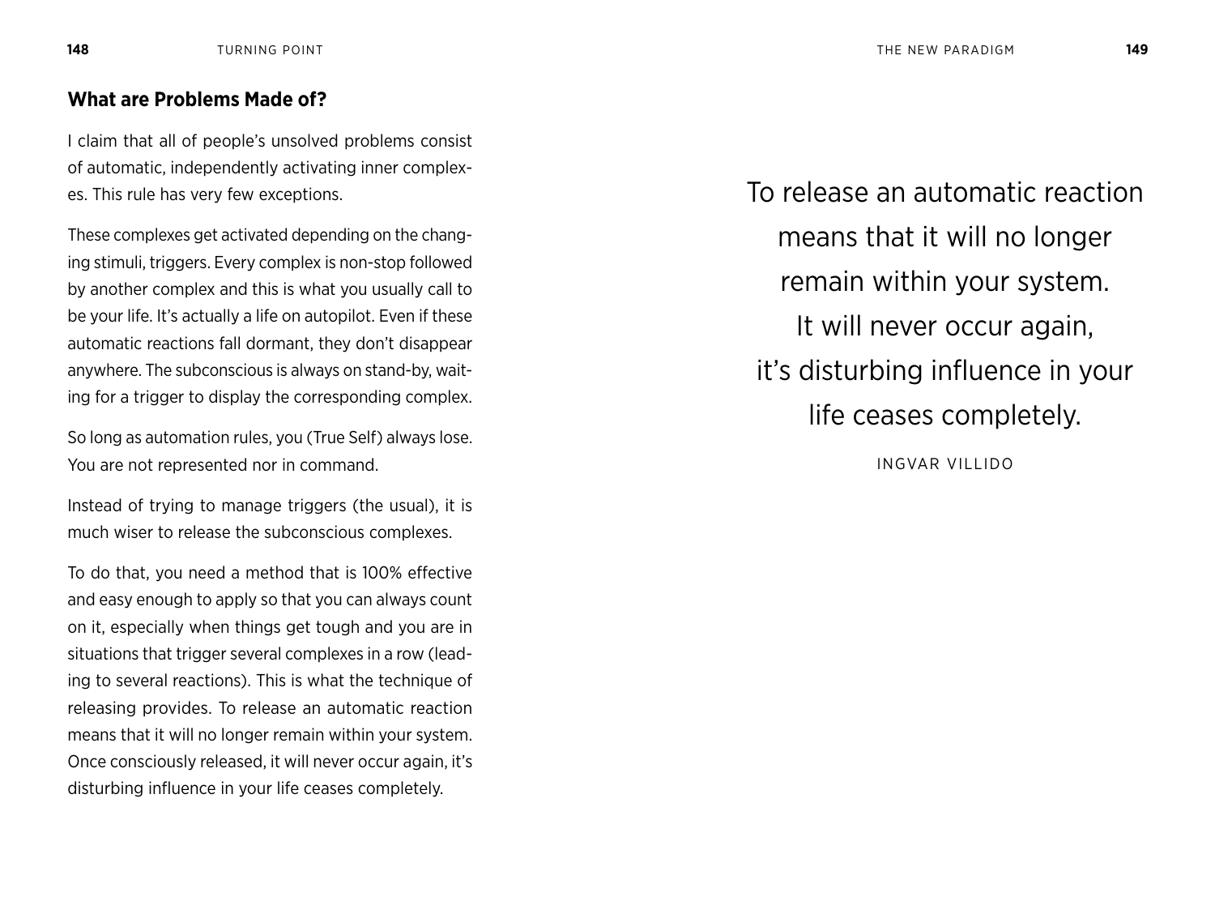## What are Problems Made of?

I claim that all of people's unsolved problems consist of automatic, independently activating inner complexes. This rule has very few exceptions.

These complexes get activated depending on the changing stimuli, triggers. Every complex is non-stop followed by another complex and this is what you usually call to be your life. It's actually a life on autopilot. Even if these automatic reactions fall dormant, they don't disappear anywhere. The subconscious is always on stand-by, waiting for a trigger to display the corresponding complex.

So long as automation rules, you (True Self) always lose. You are not represented nor in command.

Instead of trying to manage triggers (the usual), it is much wiser to release the subconscious complexes.

To do that, you need a method that is 100% effective and easy enough to apply so that you can always count on it, especially when things get tough and you are in situations that trigger several complexes in a row (leading to several reactions). This is what the technique of releasing provides. To release an automatic reaction means that it will no longer remain within your system. Once consciously released, it will never occur again, it's disturbing influence in your life ceases completely.

> To release an automatic reaction means that it will no longer remain within your system. It will never occur again, it's disturbing influence in your life ceases completely.
>
> INGVAR VILLIDO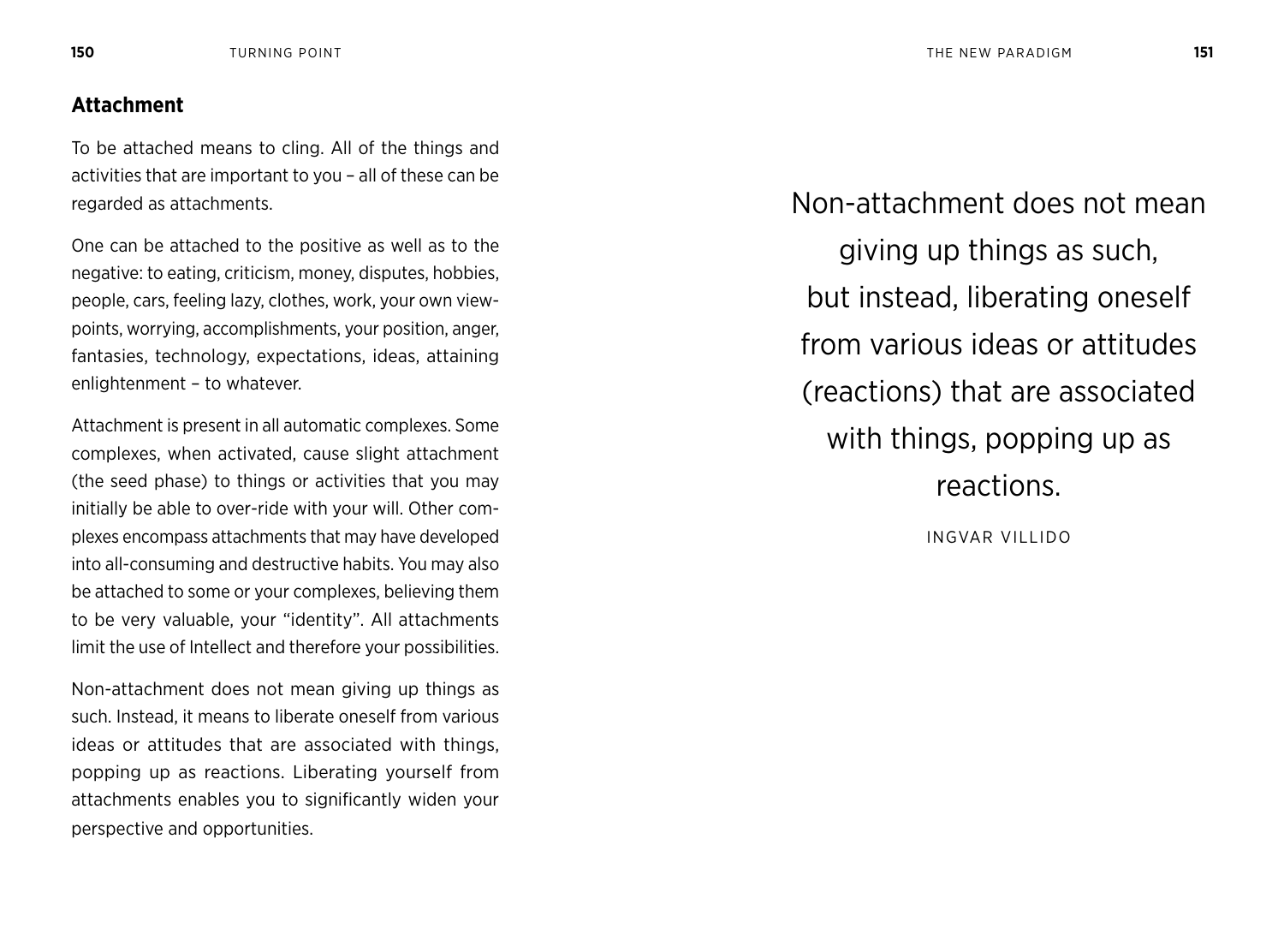## Attachment

To be attached means to cling. All of the things and activities that are important to you – all of these can be regarded as attachments.

One can be attached to the positive as well as to the negative: to eating, criticism, money, disputes, hobbies, people, cars, feeling lazy, clothes, work, your own viewpoints, worrying, accomplishments, your position, anger, fantasies, technology, expectations, ideas, attaining enlightenment – to whatever.

Attachment is present in all automatic complexes. Some complexes, when activated, cause slight attachment (the seed phase) to things or activities that you may initially be able to over-ride with your will. Other complexes encompass attachments that may have developed into all-consuming and destructive habits. You may also be attached to some or your complexes, believing them to be very valuable, your "identity". All attachments limit the use of Intellect and therefore your possibilities.

Non-attachment does not mean giving up things as such. Instead, it means to liberate oneself from various ideas or attitudes that are associated with things, popping up as reactions. Liberating yourself from attachments enables you to significantly widen your perspective and opportunities.

> Non-attachment does not mean giving up things as such, but instead, liberating oneself from various ideas or attitudes (reactions) that are associated with things, popping up as reactions.
>
> INGVAR VILLIDO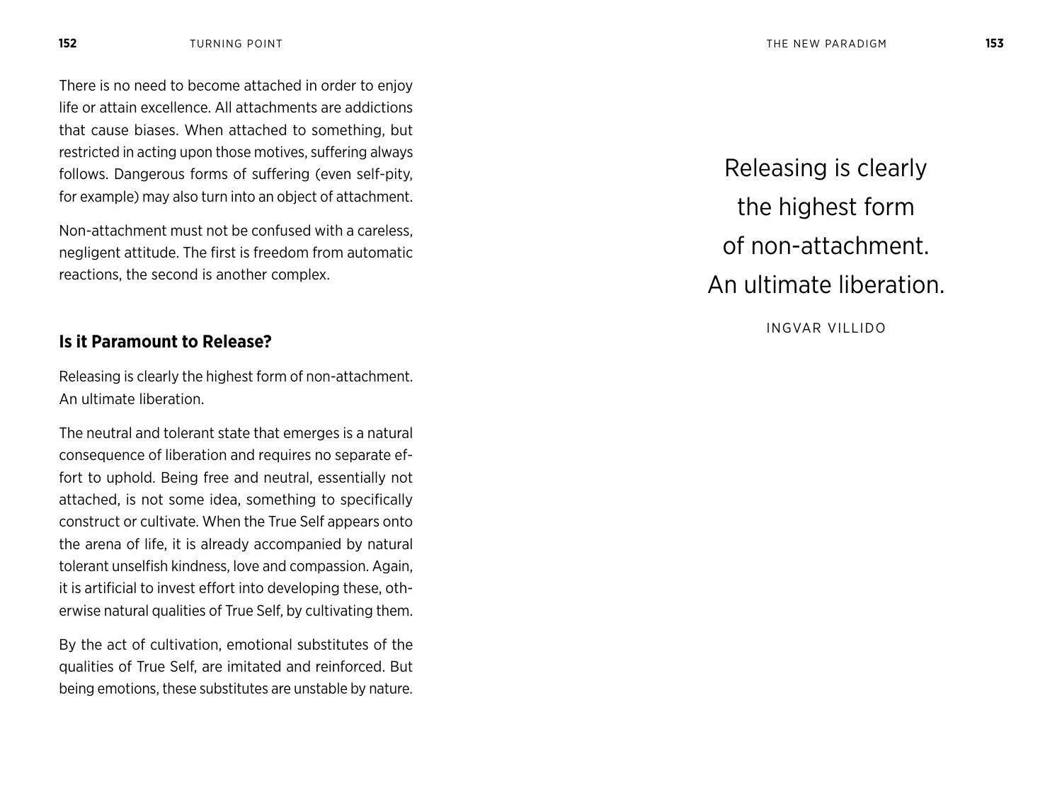There is no need to become attached in order to enjoy life or attain excellence. All attachments are addictions that cause biases. When attached to something, but restricted in acting upon those motives, suffering always follows. Dangerous forms of suffering (even self-pity, for example) may also turn into an object of attachment.

Non-attachment must not be confused with a careless, negligent attitude. The first is freedom from automatic reactions, the second is another complex.

### Is it Paramount to Release?

Releasing is clearly the highest form of non-attachment. An ultimate liberation.

The neutral and tolerant state that emerges is a natural consequence of liberation and requires no separate effort to uphold. Being free and neutral, essentially not attached, is not some idea, something to specifically construct or cultivate. When the True Self appears onto the arena of life, it is already accompanied by natural tolerant unselfish kindness, love and compassion. Again, it is artificial to invest effort into developing these, otherwise natural qualities of True Self, by cultivating them.

By the act of cultivation, emotional substitutes of the qualities of True Self, are imitated and reinforced. But being emotions, these substitutes are unstable by nature.

> Releasing is clearly the highest form of non-attachment. An ultimate liberation.
>
> INGVAR VILLIDO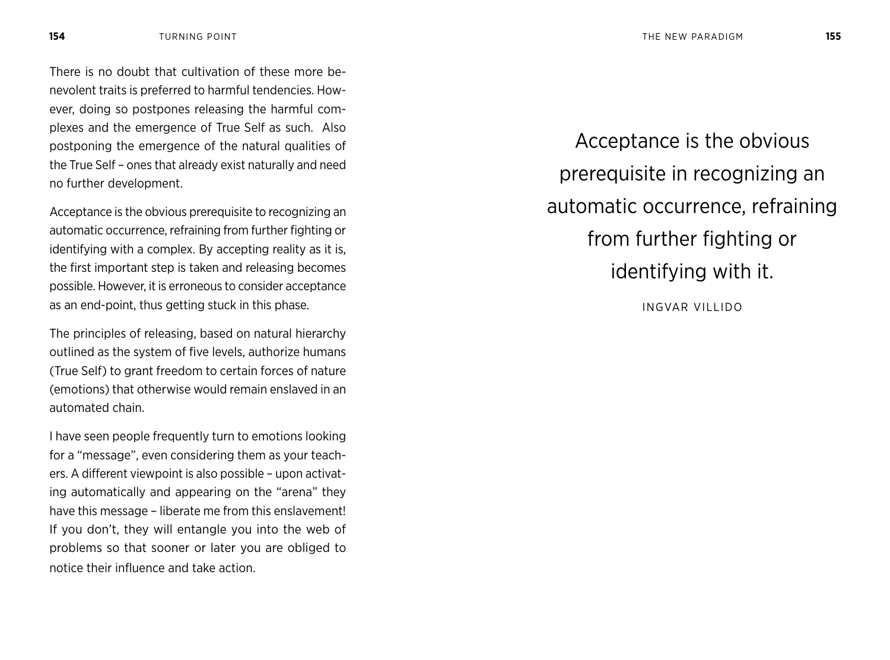There is no doubt that cultivation of these more benevolent traits is preferred to harmful tendencies. However, doing so postpones releasing the harmful complexes and the emergence of True Self as such. Also postponing the emergence of the natural qualities of the True Self – ones that already exist naturally and need no further development.

Acceptance is the obvious prerequisite to recognizing an automatic occurrence, refraining from further fighting or identifying with a complex. By accepting reality as it is, the first important step is taken and releasing becomes possible. However, it is erroneous to consider acceptance as an end-point, thus getting stuck in this phase.

The principles of releasing, based on natural hierarchy outlined as the system of five levels, authorize humans (True Self) to grant freedom to certain forces of nature (emotions) that otherwise would remain enslaved in an automated chain.

I have seen people frequently turn to emotions looking for a "message", even considering them as your teachers. A different viewpoint is also possible – upon activating automatically and appearing on the "arena" they have this message – liberate me from this enslavement! If you don't, they will entangle you into the web of problems so that sooner or later you are obliged to notice their influence and take action.

> Acceptance is the obvious prerequisite in recognizing an automatic occurrence, refraining from further fighting or identifying with it.
>
> INGVAR VILLIDO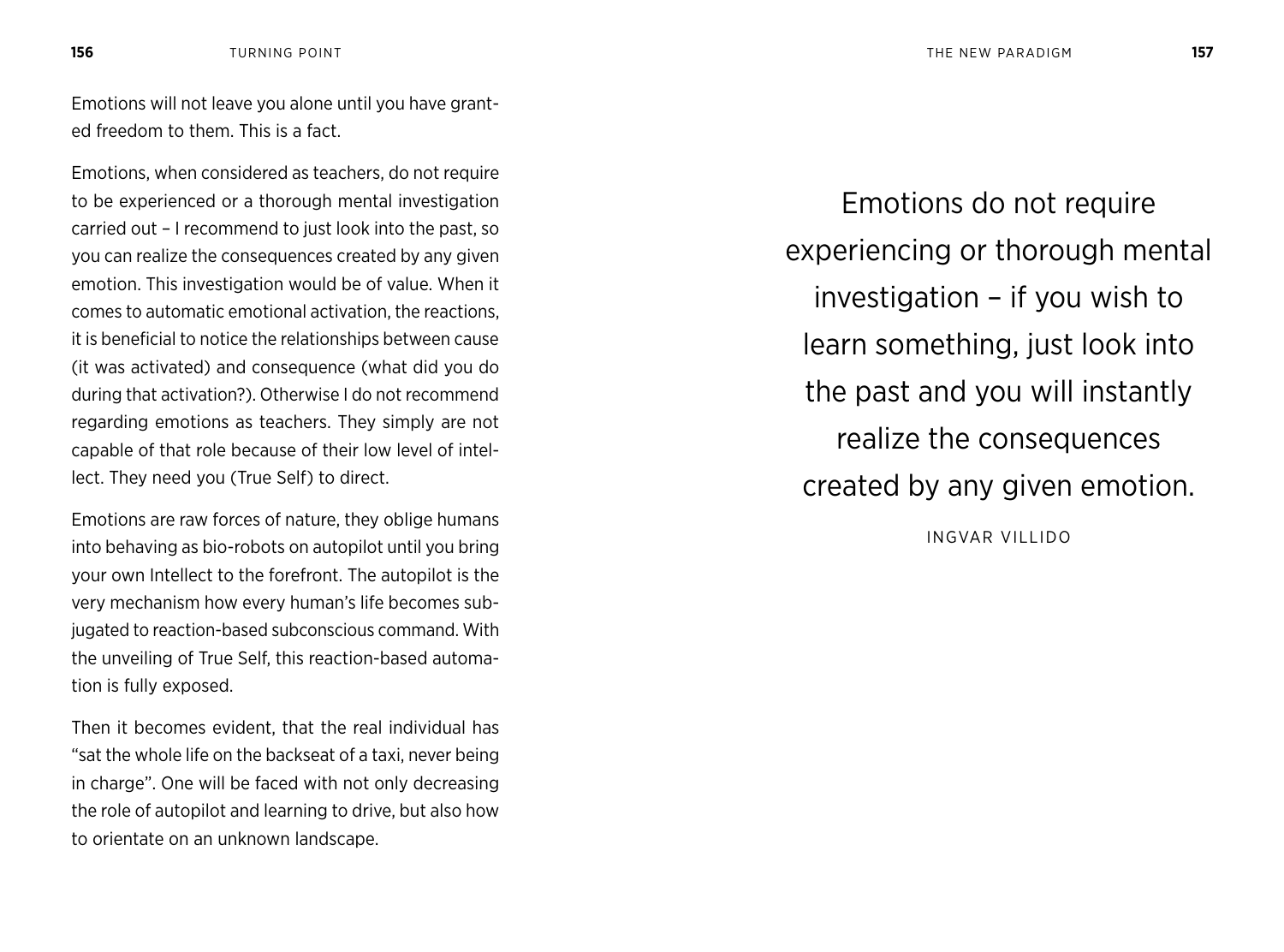Emotions will not leave you alone until you have granted freedom to them. This is a fact.

Emotions, when considered as teachers, do not require to be experienced or a thorough mental investigation carried out – I recommend to just look into the past, so you can realize the consequences created by any given emotion. This investigation would be of value. When it comes to automatic emotional activation, the reactions, it is beneficial to notice the relationships between cause (it was activated) and consequence (what did you do during that activation?). Otherwise I do not recommend regarding emotions as teachers. They simply are not capable of that role because of their low level of intellect. They need you (True Self) to direct.

Emotions are raw forces of nature, they oblige humans into behaving as bio-robots on autopilot until you bring your own Intellect to the forefront. The autopilot is the very mechanism how every human's life becomes subjugated to reaction-based subconscious command. With the unveiling of True Self, this reaction-based automation is fully exposed.

Then it becomes evident, that the real individual has "sat the whole life on the backseat of a taxi, never being in charge". One will be faced with not only decreasing the role of autopilot and learning to drive, but also how to orientate on an unknown landscape.

> Emotions do not require experiencing or thorough mental investigation – if you wish to learn something, just look into the past and you will instantly realize the consequences created by any given emotion.
>
> INGVAR VILLIDO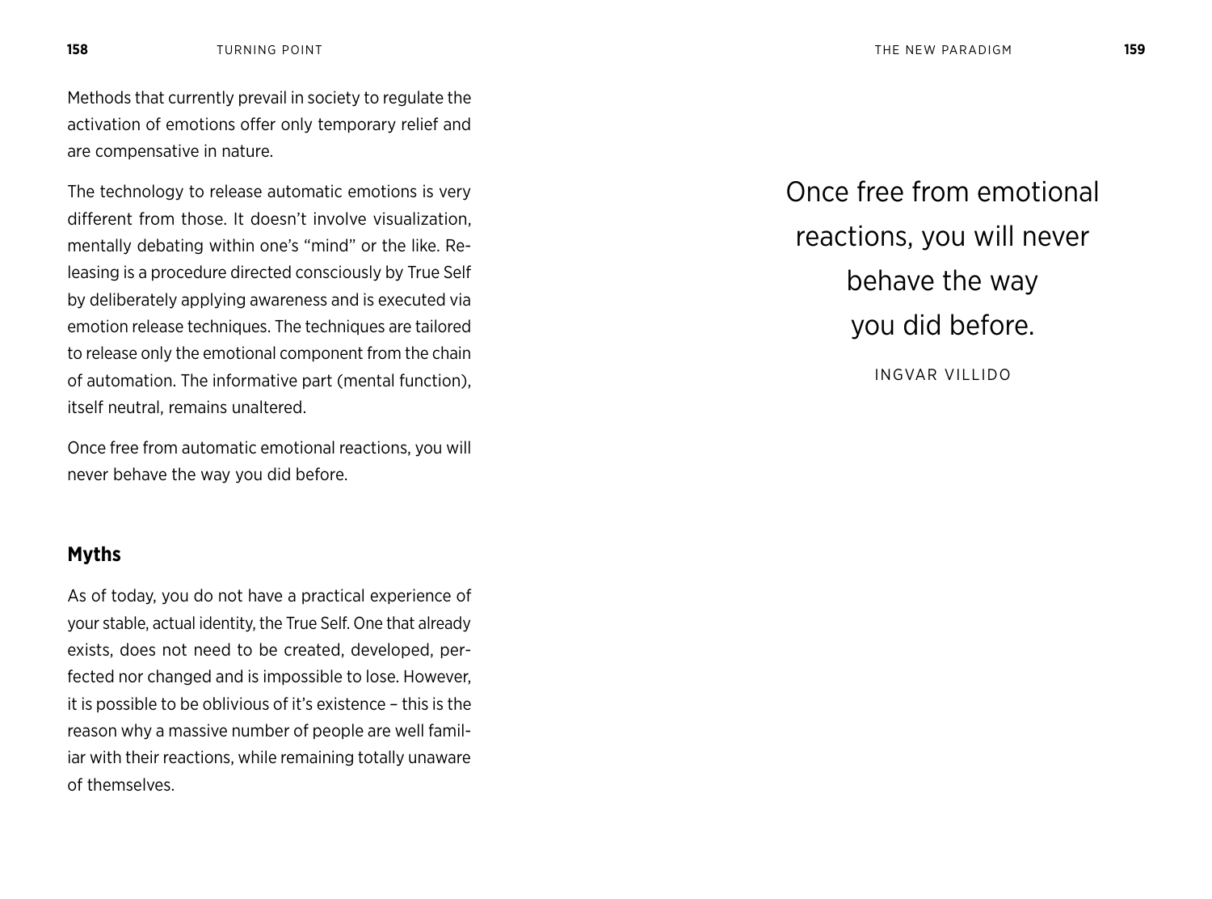Methods that currently prevail in society to regulate the activation of emotions offer only temporary relief and are compensative in nature.

The technology to release automatic emotions is very different from those. It doesn't involve visualization, mentally debating within one's "mind" or the like. Releasing is a procedure directed consciously by True Self by deliberately applying awareness and is executed via emotion release techniques. The techniques are tailored to release only the emotional component from the chain of automation. The informative part (mental function), itself neutral, remains unaltered.

Once free from automatic emotional reactions, you will never behave the way you did before.

## Myths

As of today, you do not have a practical experience of your stable, actual identity, the True Self. One that already exists, does not need to be created, developed, perfected nor changed and is impossible to lose. However, it is possible to be oblivious of it's existence – this is the reason why a massive number of people are well familiar with their reactions, while remaining totally unaware of themselves.

> Once free from emotional reactions, you will never behave the way you did before.
>
> INGVAR VILLIDO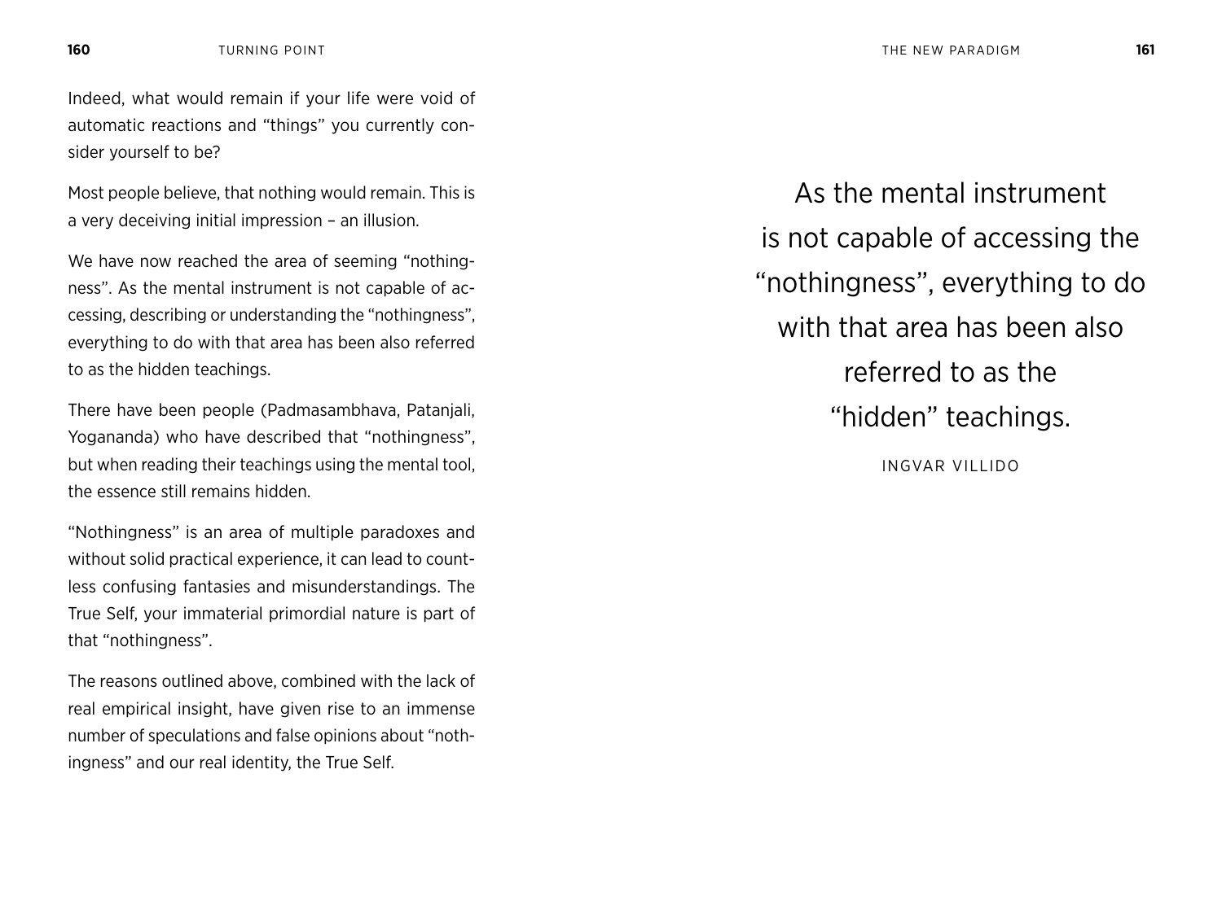Indeed, what would remain if your life were void of automatic reactions and "things" you currently consider yourself to be?

Most people believe, that nothing would remain. This is a very deceiving initial impression – an illusion.

We have now reached the area of seeming "nothingness". As the mental instrument is not capable of accessing, describing or understanding the "nothingness", everything to do with that area has been also referred to as the hidden teachings.

There have been people (Padmasambhava, Patanjali, Yogananda) who have described that "nothingness", but when reading their teachings using the mental tool, the essence still remains hidden.

"Nothingness" is an area of multiple paradoxes and without solid practical experience, it can lead to countless confusing fantasies and misunderstandings. The True Self, your immaterial primordial nature is part of that "nothingness".

The reasons outlined above, combined with the lack of real empirical insight, have given rise to an immense number of speculations and false opinions about "nothingness" and our real identity, the True Self.

> As the mental instrument is not capable of accessing the "nothingness", everything to do with that area has been also referred to as the "hidden" teachings.
>
> INGVAR VILLIDO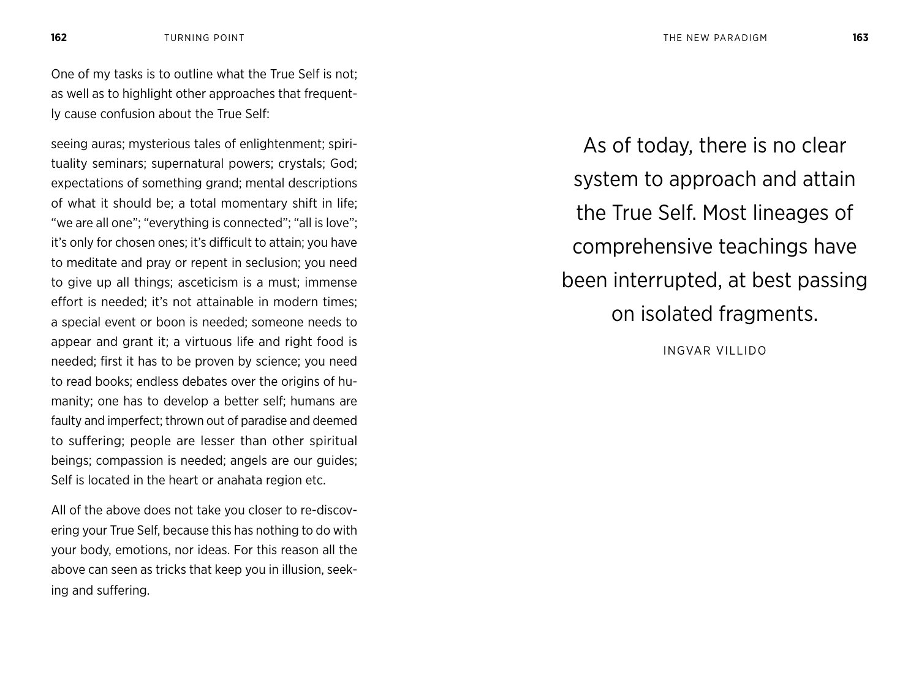One of my tasks is to outline what the True Self is not; as well as to highlight other approaches that frequently cause confusion about the True Self:

seeing auras; mysterious tales of enlightenment; spirituality seminars; supernatural powers; crystals; God; expectations of something grand; mental descriptions of what it should be; a total momentary shift in life; “we are all one”; “everything is connected”; “all is love”; it’s only for chosen ones; it’s difficult to attain; you have to meditate and pray or repent in seclusion; you need to give up all things; asceticism is a must; immense effort is needed; it’s not attainable in modern times; a special event or boon is needed; someone needs to appear and grant it; a virtuous life and right food is needed; first it has to be proven by science; you need to read books; endless debates over the origins of humanity; one has to develop a better self; humans are faulty and imperfect; thrown out of paradise and deemed to suffering; people are lesser than other spiritual beings; compassion is needed; angels are our guides; Self is located in the heart or anahata region etc.

All of the above does not take you closer to re-discovering your True Self, because this has nothing to do with your body, emotions, nor ideas. For this reason all the above can seen as tricks that keep you in illusion, seeking and suffering.

> As of today, there is no clear system to approach and attain the True Self. Most lineages of comprehensive teachings have been interrupted, at best passing on isolated fragments.
>
> INGVAR VILLIDO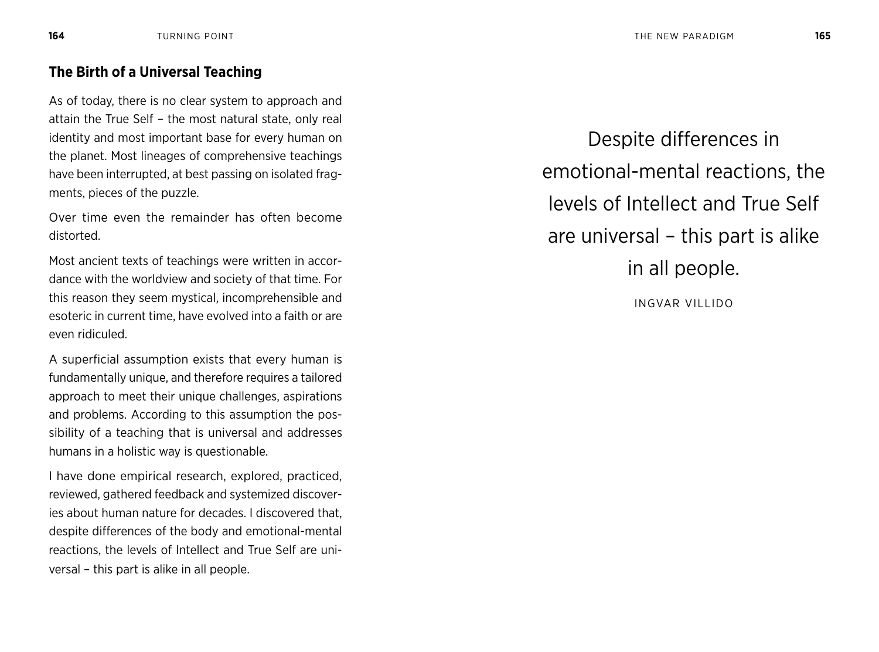### The Birth of a Universal Teaching

As of today, there is no clear system to approach and attain the True Self – the most natural state, only real identity and most important base for every human on the planet. Most lineages of comprehensive teachings have been interrupted, at best passing on isolated fragments, pieces of the puzzle.

Over time even the remainder has often become distorted.

Most ancient texts of teachings were written in accordance with the worldview and society of that time. For this reason they seem mystical, incomprehensible and esoteric in current time, have evolved into a faith or are even ridiculed.

A superficial assumption exists that every human is fundamentally unique, and therefore requires a tailored approach to meet their unique challenges, aspirations and problems. According to this assumption the possibility of a teaching that is universal and addresses humans in a holistic way is questionable.

I have done empirical research, explored, practiced, reviewed, gathered feedback and systemized discoveries about human nature for decades. I discovered that, despite differences of the body and emotional-mental reactions, the levels of Intellect and True Self are universal – this part is alike in all people.

> Despite differences in emotional-mental reactions, the levels of Intellect and True Self are universal – this part is alike in all people.
>
> INGVAR VILLIDO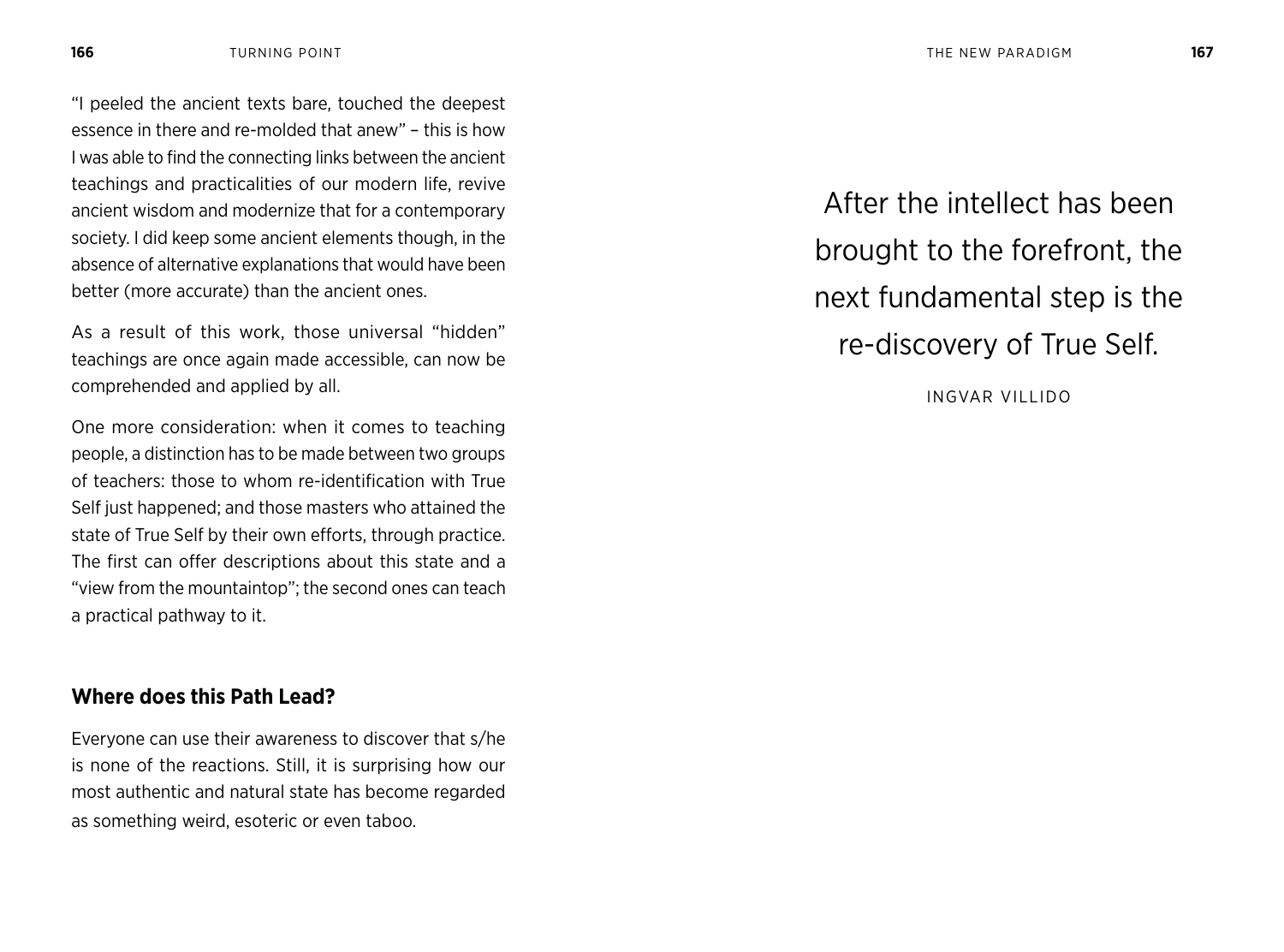"I peeled the ancient texts bare, touched the deepest essence in there and re-molded that anew" – this is how I was able to find the connecting links between the ancient teachings and practicalities of our modern life, revive ancient wisdom and modernize that for a contemporary society. I did keep some ancient elements though, in the absence of alternative explanations that would have been better (more accurate) than the ancient ones.

As a result of this work, those universal "hidden" teachings are once again made accessible, can now be comprehended and applied by all.

One more consideration: when it comes to teaching people, a distinction has to be made between two groups of teachers: those to whom re-identification with True Self just happened; and those masters who attained the state of True Self by their own efforts, through practice. The first can offer descriptions about this state and a "view from the mountaintop"; the second ones can teach a practical pathway to it.

## Where does this Path Lead?

Everyone can use their awareness to discover that s/he is none of the reactions. Still, it is surprising how our most authentic and natural state has become regarded as something weird, esoteric or even taboo.

> After the intellect has been brought to the forefront, the next fundamental step is the re-discovery of True Self.
>
> INGVAR VILLIDO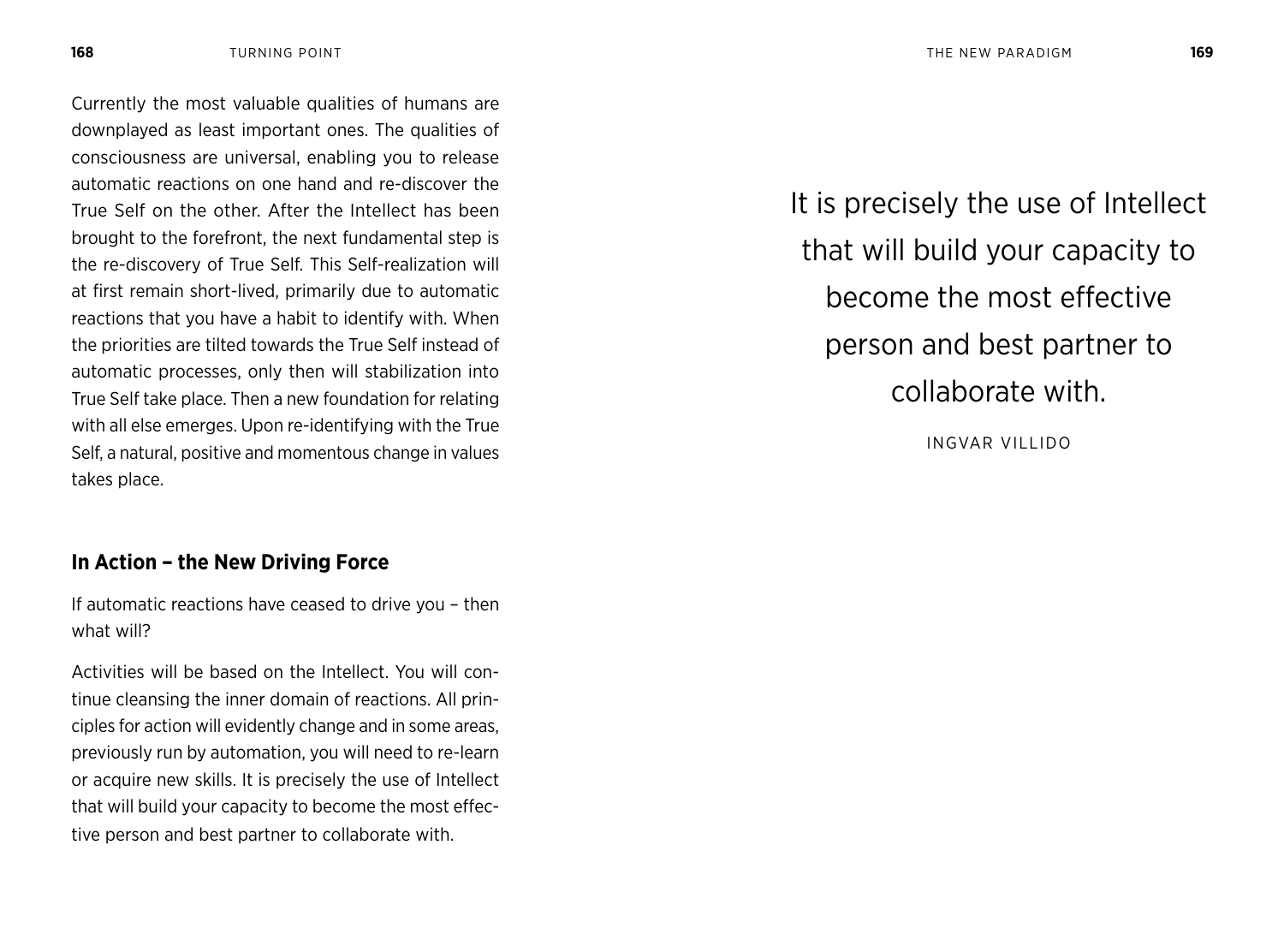Currently the most valuable qualities of humans are downplayed as least important ones. The qualities of consciousness are universal, enabling you to release automatic reactions on one hand and re-discover the True Self on the other. After the Intellect has been brought to the forefront, the next fundamental step is the re-discovery of True Self. This Self-realization will at first remain short-lived, primarily due to automatic reactions that you have a habit to identify with. When the priorities are tilted towards the True Self instead of automatic processes, only then will stabilization into True Self take place. Then a new foundation for relating with all else emerges. Upon re-identifying with the True Self, a natural, positive and momentous change in values takes place.

## In Action – the New Driving Force

If automatic reactions have ceased to drive you – then what will?

Activities will be based on the Intellect. You will continue cleansing the inner domain of reactions. All principles for action will evidently change and in some areas, previously run by automation, you will need to re-learn or acquire new skills. It is precisely the use of Intellect that will build your capacity to become the most effective person and best partner to collaborate with.

> It is precisely the use of Intellect that will build your capacity to become the most effective person and best partner to collaborate with.
>
> INGVAR VILLIDO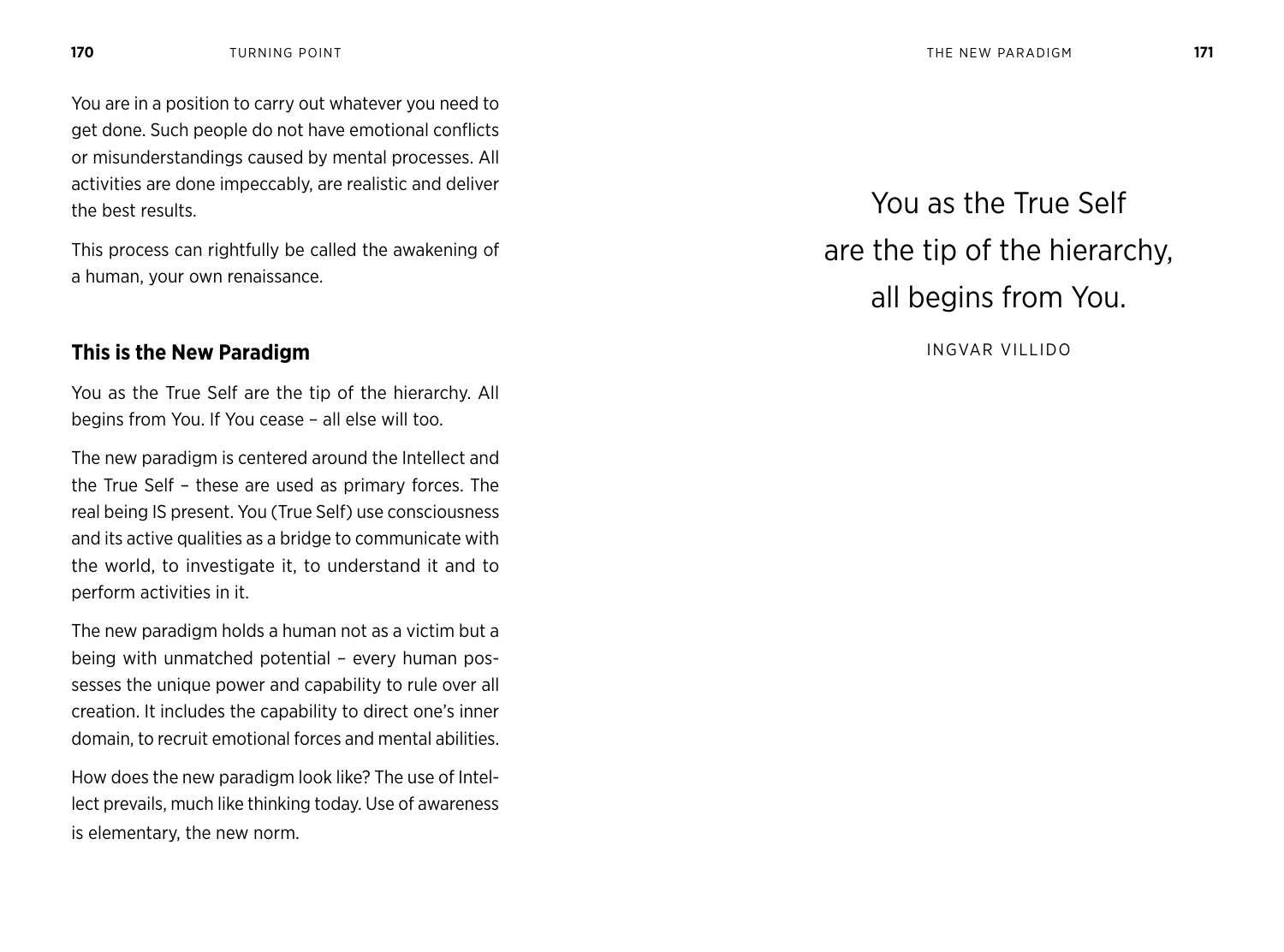You are in a position to carry out whatever you need to get done. Such people do not have emotional conflicts or misunderstandings caused by mental processes. All activities are done impeccably, are realistic and deliver the best results.

This process can rightfully be called the awakening of a human, your own renaissance.

### This is the New Paradigm

You as the True Self are the tip of the hierarchy. All begins from You. If You cease – all else will too.

The new paradigm is centered around the Intellect and the True Self – these are used as primary forces. The real being IS present. You (True Self) use consciousness and its active qualities as a bridge to communicate with the world, to investigate it, to understand it and to perform activities in it.

The new paradigm holds a human not as a victim but a being with unmatched potential – every human possesses the unique power and capability to rule over all creation. It includes the capability to direct one's inner domain, to recruit emotional forces and mental abilities.

How does the new paradigm look like? The use of Intellect prevails, much like thinking today. Use of awareness is elementary, the new norm.

> You as the True Self
> are the tip of the hierarchy,
> all begins from You.
>
> INGVAR VILLIDO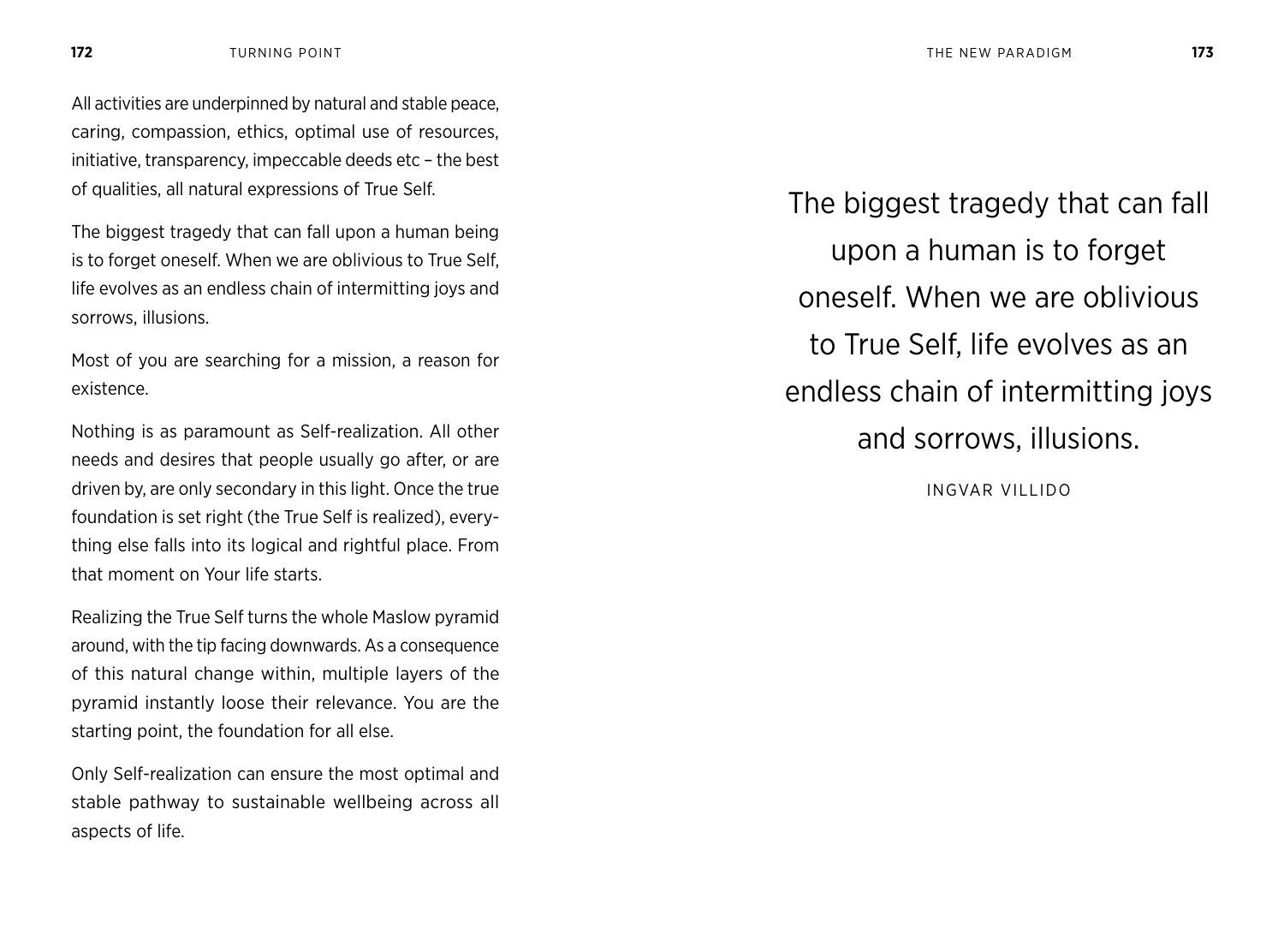All activities are underpinned by natural and stable peace, caring, compassion, ethics, optimal use of resources, initiative, transparency, impeccable deeds etc – the best of qualities, all natural expressions of True Self.

The biggest tragedy that can fall upon a human being is to forget oneself. When we are oblivious to True Self, life evolves as an endless chain of intermitting joys and sorrows, illusions.

Most of you are searching for a mission, a reason for existence.

Nothing is as paramount as Self-realization. All other needs and desires that people usually go after, or are driven by, are only secondary in this light. Once the true foundation is set right (the True Self is realized), everything else falls into its logical and rightful place. From that moment on Your life starts.

Realizing the True Self turns the whole Maslow pyramid around, with the tip facing downwards. As a consequence of this natural change within, multiple layers of the pyramid instantly loose their relevance. You are the starting point, the foundation for all else.

Only Self-realization can ensure the most optimal and stable pathway to sustainable wellbeing across all aspects of life.

> The biggest tragedy that can fall upon a human is to forget oneself. When we are oblivious to True Self, life evolves as an endless chain of intermitting joys and sorrows, illusions.
>
> INGVAR VILLIDO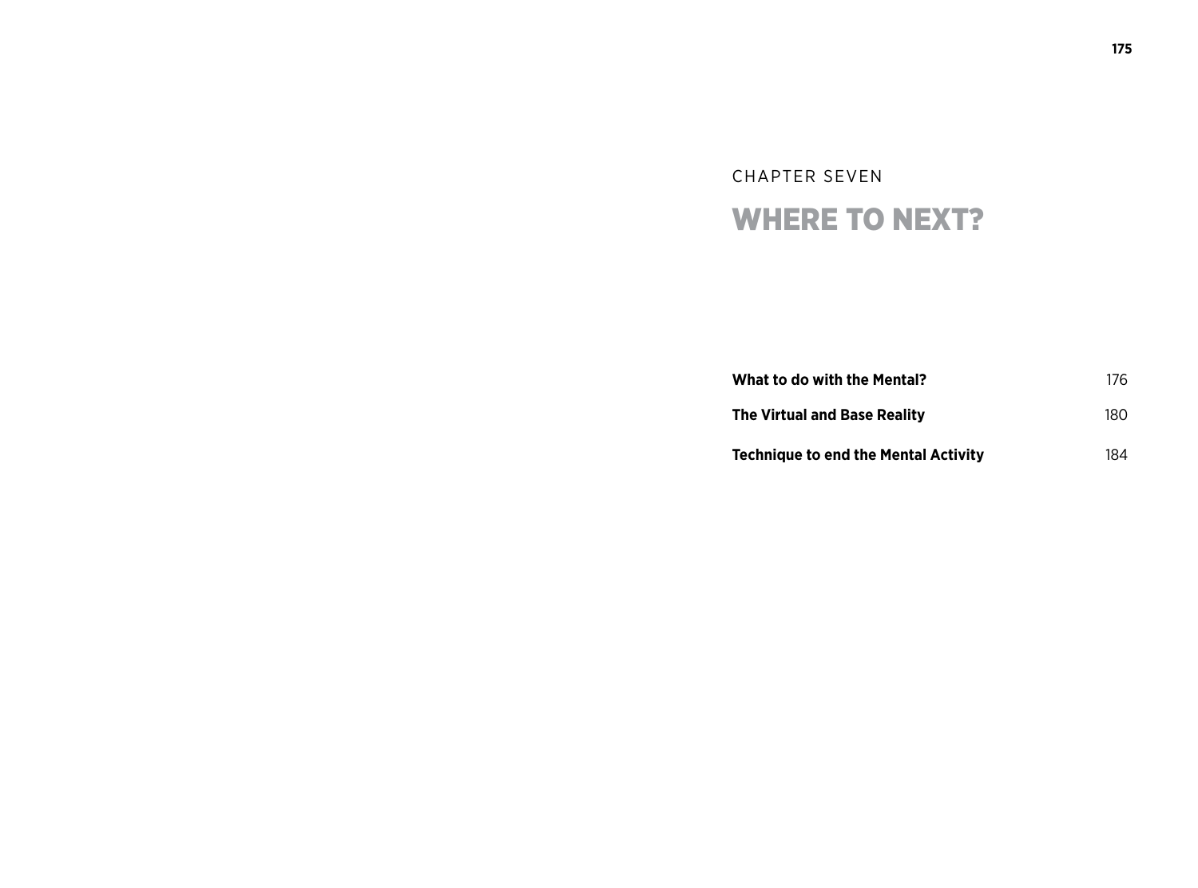CHAPTER SEVEN

# WHERE TO NEXT?

| | |
|---|---|
| **What to do with the Mental?** | 176 |
| **The Virtual and Base Reality** | 180 |
| **Technique to end the Mental Activity** | 184 |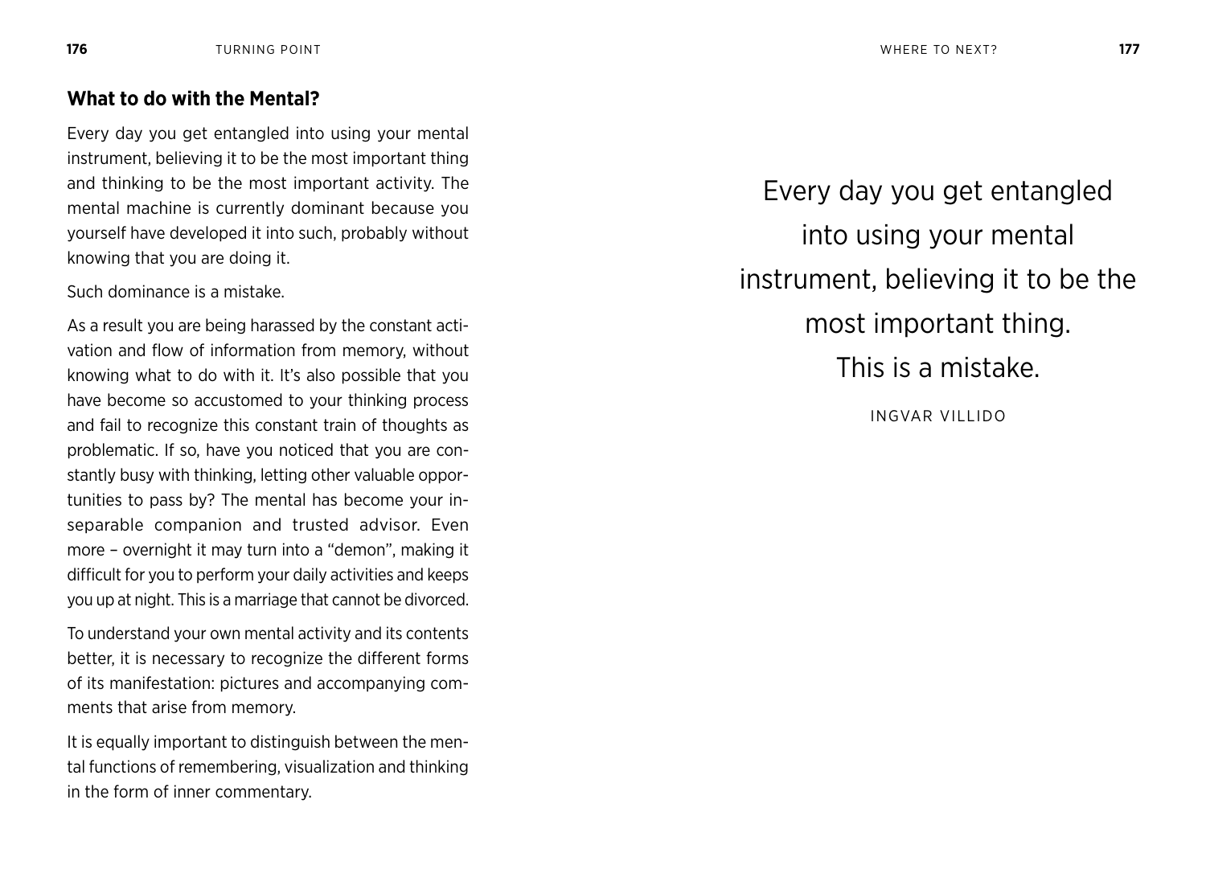## What to do with the Mental?

Every day you get entangled into using your mental instrument, believing it to be the most important thing and thinking to be the most important activity. The mental machine is currently dominant because you yourself have developed it into such, probably without knowing that you are doing it.

Such dominance is a mistake.

As a result you are being harassed by the constant activation and flow of information from memory, without knowing what to do with it. It's also possible that you have become so accustomed to your thinking process and fail to recognize this constant train of thoughts as problematic. If so, have you noticed that you are constantly busy with thinking, letting other valuable opportunities to pass by? The mental has become your inseparable companion and trusted advisor. Even more – overnight it may turn into a "demon", making it difficult for you to perform your daily activities and keeps you up at night. This is a marriage that cannot be divorced.

To understand your own mental activity and its contents better, it is necessary to recognize the different forms of its manifestation: pictures and accompanying comments that arise from memory.

It is equally important to distinguish between the mental functions of remembering, visualization and thinking in the form of inner commentary.

> Every day you get entangled into using your mental instrument, believing it to be the most important thing.
> This is a mistake.
>
> INGVAR VILLIDO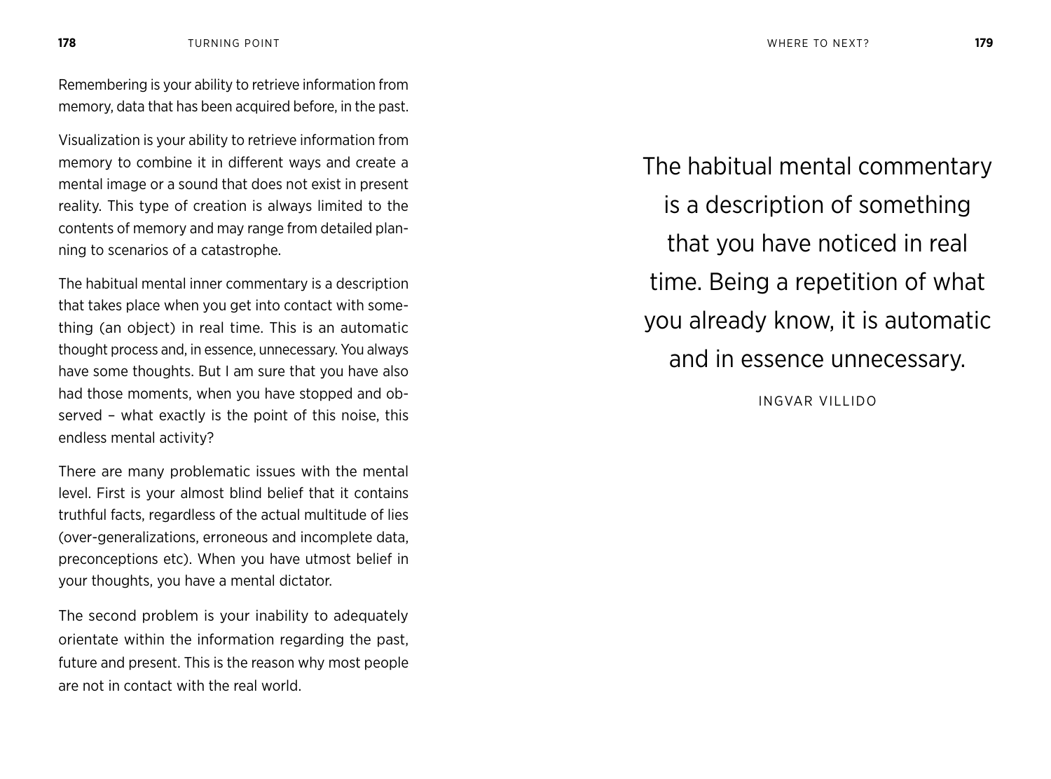Remembering is your ability to retrieve information from memory, data that has been acquired before, in the past.

Visualization is your ability to retrieve information from memory to combine it in different ways and create a mental image or a sound that does not exist in present reality. This type of creation is always limited to the contents of memory and may range from detailed planning to scenarios of a catastrophe.

The habitual mental inner commentary is a description that takes place when you get into contact with something (an object) in real time. This is an automatic thought process and, in essence, unnecessary. You always have some thoughts. But I am sure that you have also had those moments, when you have stopped and observed – what exactly is the point of this noise, this endless mental activity?

There are many problematic issues with the mental level. First is your almost blind belief that it contains truthful facts, regardless of the actual multitude of lies (over-generalizations, erroneous and incomplete data, preconceptions etc). When you have utmost belief in your thoughts, you have a mental dictator.

The second problem is your inability to adequately orientate within the information regarding the past, future and present. This is the reason why most people are not in contact with the real world.

> The habitual mental commentary is a description of something that you have noticed in real time. Being a repetition of what you already know, it is automatic and in essence unnecessary.
>
> INGVAR VILLIDO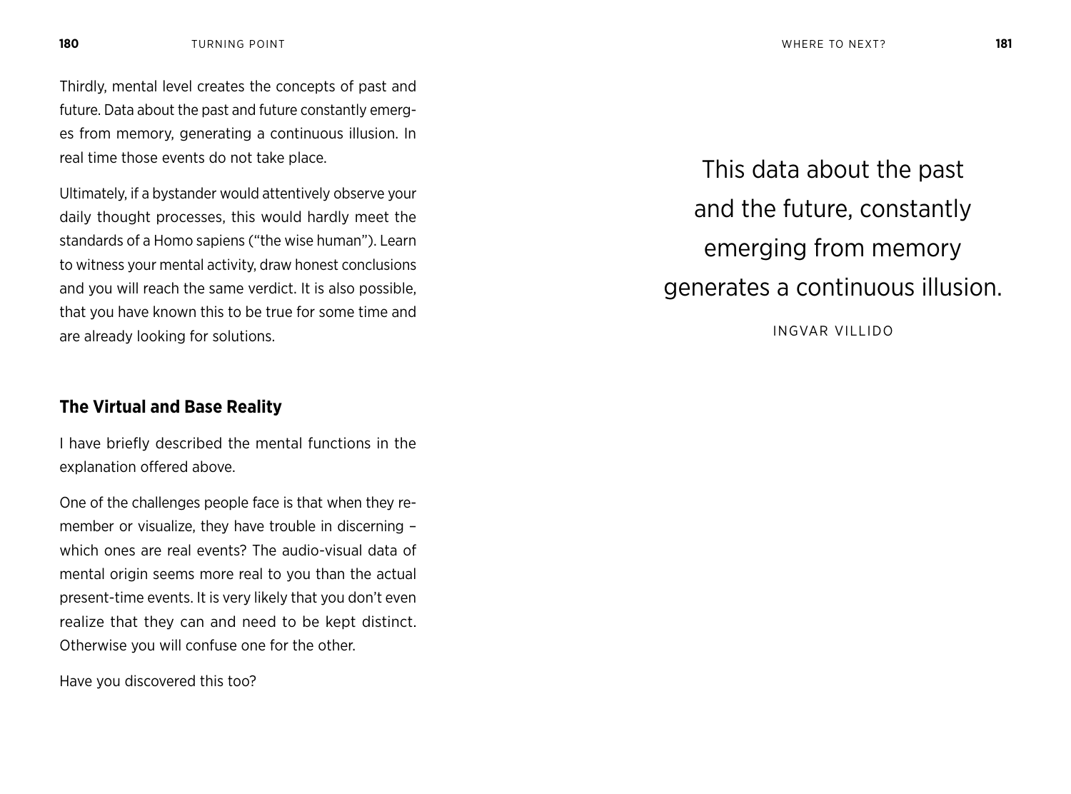Thirdly, mental level creates the concepts of past and future. Data about the past and future constantly emerges from memory, generating a continuous illusion. In real time those events do not take place.

Ultimately, if a bystander would attentively observe your daily thought processes, this would hardly meet the standards of a Homo sapiens ("the wise human"). Learn to witness your mental activity, draw honest conclusions and you will reach the same verdict. It is also possible, that you have known this to be true for some time and are already looking for solutions.

### The Virtual and Base Reality

I have briefly described the mental functions in the explanation offered above.

One of the challenges people face is that when they remember or visualize, they have trouble in discerning – which ones are real events? The audio-visual data of mental origin seems more real to you than the actual present-time events. It is very likely that you don't even realize that they can and need to be kept distinct. Otherwise you will confuse one for the other.

Have you discovered this too?

> This data about the past and the future, constantly emerging from memory generates a continuous illusion.
>
> INGVAR VILLIDO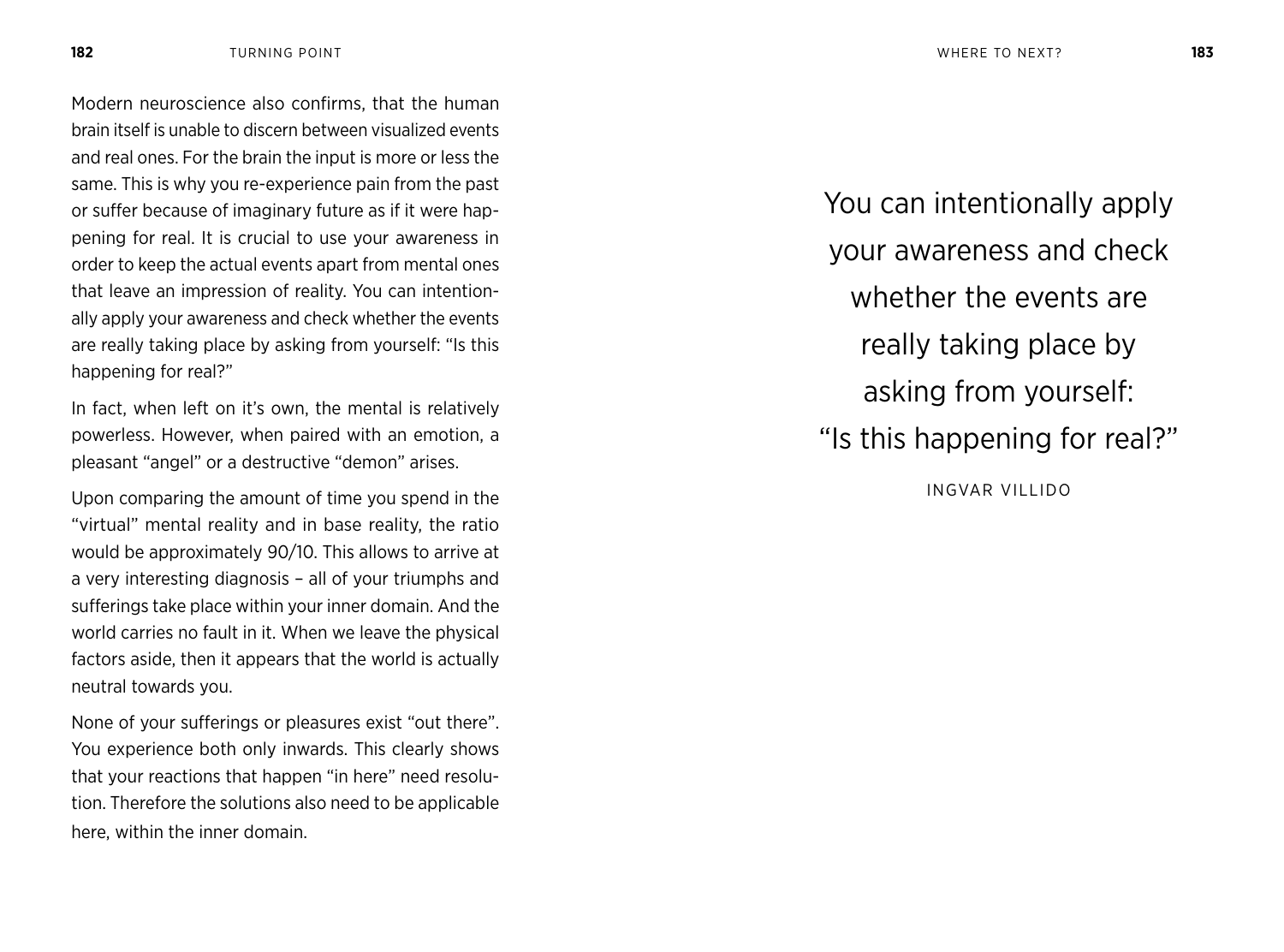Modern neuroscience also confirms, that the human brain itself is unable to discern between visualized events and real ones. For the brain the input is more or less the same. This is why you re-experience pain from the past or suffer because of imaginary future as if it were happening for real. It is crucial to use your awareness in order to keep the actual events apart from mental ones that leave an impression of reality. You can intentionally apply your awareness and check whether the events are really taking place by asking from yourself: "Is this happening for real?"

In fact, when left on it's own, the mental is relatively powerless. However, when paired with an emotion, a pleasant "angel" or a destructive "demon" arises.

Upon comparing the amount of time you spend in the "virtual" mental reality and in base reality, the ratio would be approximately 90/10. This allows to arrive at a very interesting diagnosis – all of your triumphs and sufferings take place within your inner domain. And the world carries no fault in it. When we leave the physical factors aside, then it appears that the world is actually neutral towards you.

None of your sufferings or pleasures exist "out there". You experience both only inwards. This clearly shows that your reactions that happen "in here" need resolution. Therefore the solutions also need to be applicable here, within the inner domain.

> You can intentionally apply your awareness and check whether the events are really taking place by asking from yourself: "Is this happening for real?"
>
> INGVAR VILLIDO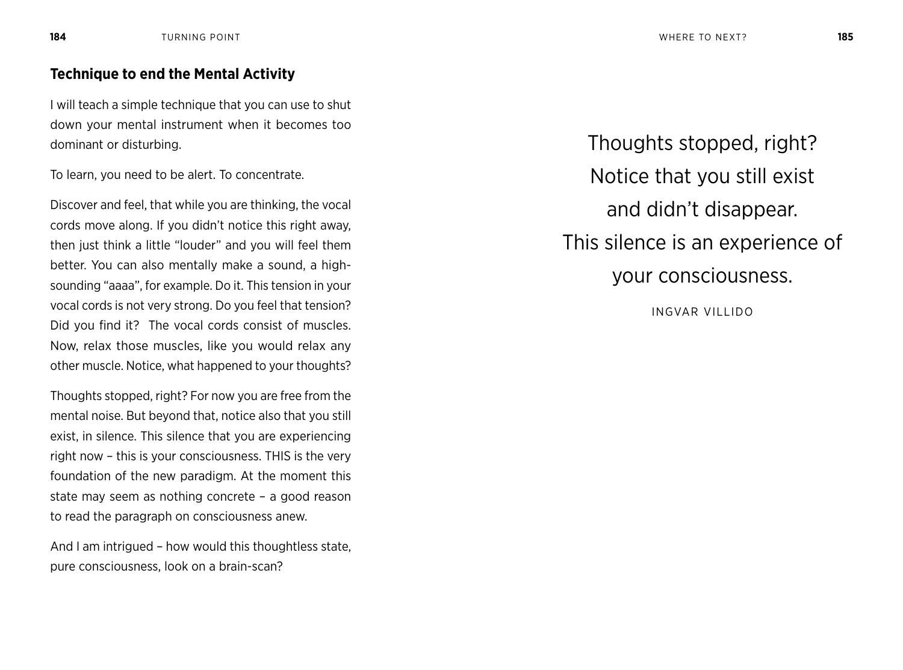## Technique to end the Mental Activity

I will teach a simple technique that you can use to shut down your mental instrument when it becomes too dominant or disturbing.

To learn, you need to be alert. To concentrate.

Discover and feel, that while you are thinking, the vocal cords move along. If you didn't notice this right away, then just think a little "louder" and you will feel them better. You can also mentally make a sound, a high-sounding "aaaa", for example. Do it. This tension in your vocal cords is not very strong. Do you feel that tension? Did you find it? The vocal cords consist of muscles. Now, relax those muscles, like you would relax any other muscle. Notice, what happened to your thoughts?

Thoughts stopped, right? For now you are free from the mental noise. But beyond that, notice also that you still exist, in silence. This silence that you are experiencing right now – this is your consciousness. THIS is the very foundation of the new paradigm. At the moment this state may seem as nothing concrete – a good reason to read the paragraph on consciousness anew.

And I am intrigued – how would this thoughtless state, pure consciousness, look on a brain-scan?

> Thoughts stopped, right?
> Notice that you still exist
> and didn't disappear.
> This silence is an experience of
> your consciousness.
>
> INGVAR VILLIDO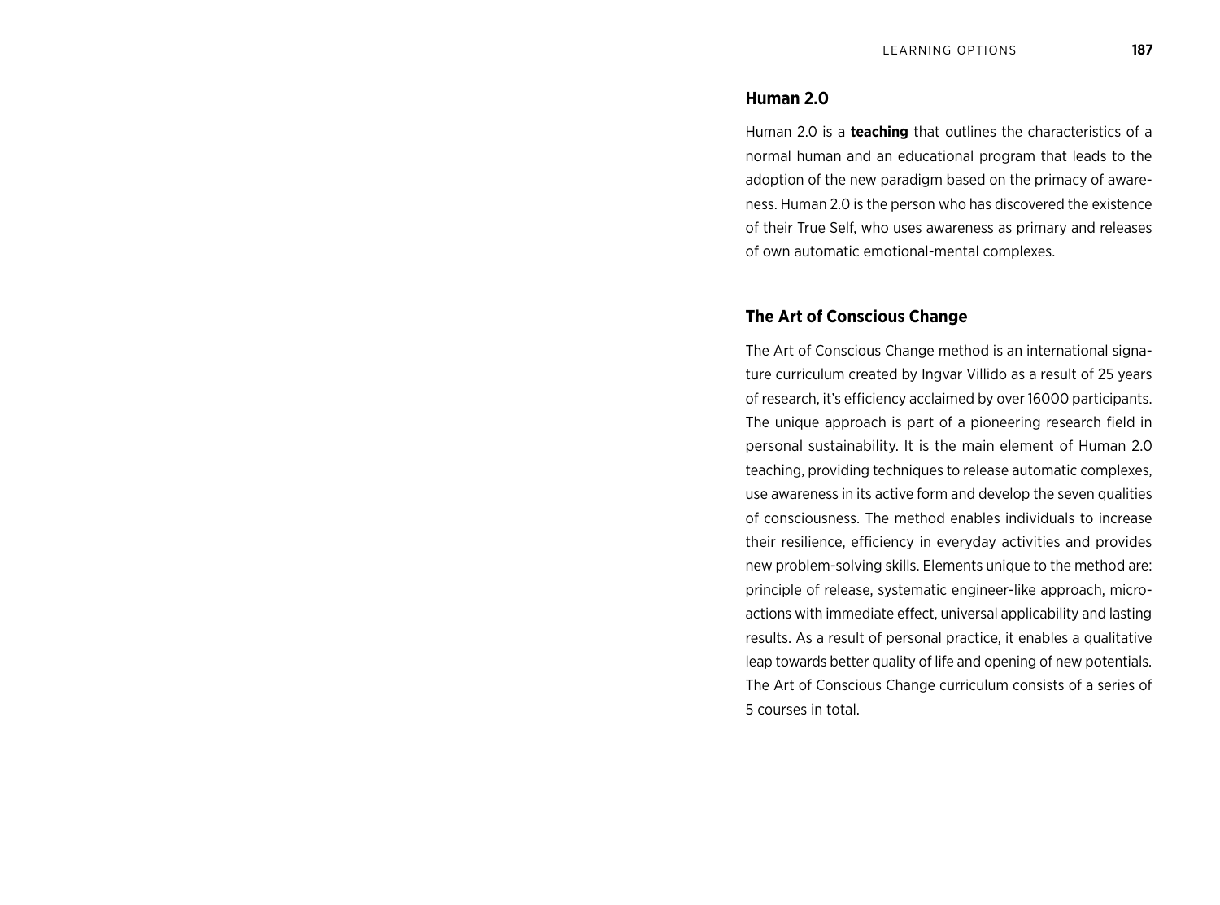## Human 2.0

Human 2.0 is a **teaching** that outlines the characteristics of a normal human and an educational program that leads to the adoption of the new paradigm based on the primacy of awareness. Human 2.0 is the person who has discovered the existence of their True Self, who uses awareness as primary and releases of own automatic emotional-mental complexes.

## The Art of Conscious Change

The Art of Conscious Change method is an international signature curriculum created by Ingvar Villido as a result of 25 years of research, it's efficiency acclaimed by over 16000 participants. The unique approach is part of a pioneering research field in personal sustainability. It is the main element of Human 2.0 teaching, providing techniques to release automatic complexes, use awareness in its active form and develop the seven qualities of consciousness. The method enables individuals to increase their resilience, efficiency in everyday activities and provides new problem-solving skills. Elements unique to the method are: principle of release, systematic engineer-like approach, micro-actions with immediate effect, universal applicability and lasting results. As a result of personal practice, it enables a qualitative leap towards better quality of life and opening of new potentials. The Art of Conscious Change curriculum consists of a series of 5 courses in total.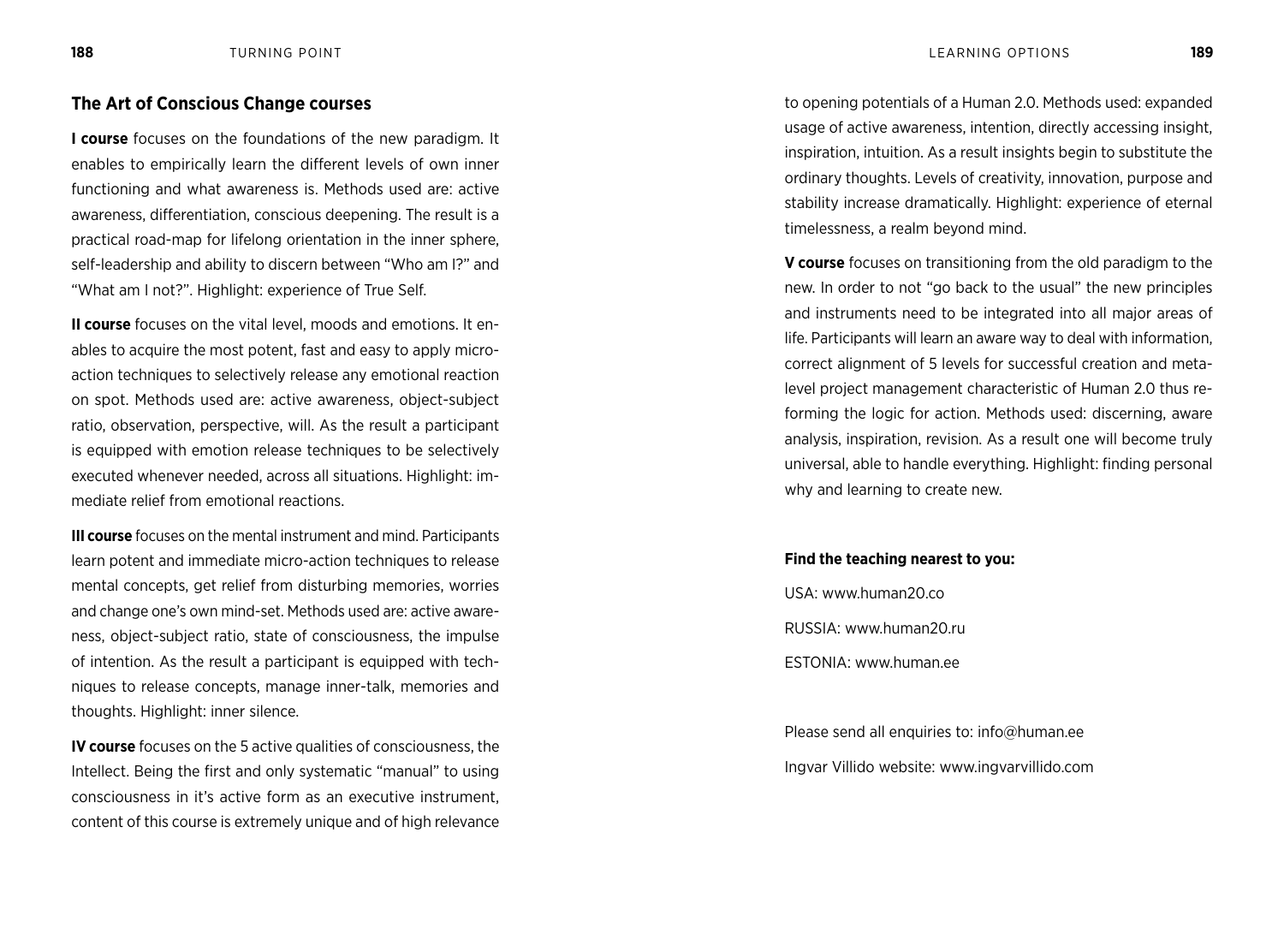## The Art of Conscious Change courses

**I course** focuses on the foundations of the new paradigm. It enables to empirically learn the different levels of own inner functioning and what awareness is. Methods used are: active awareness, differentiation, conscious deepening. The result is a practical road-map for lifelong orientation in the inner sphere, self-leadership and ability to discern between "Who am I?" and "What am I not?". Highlight: experience of True Self.

**II course** focuses on the vital level, moods and emotions. It enables to acquire the most potent, fast and easy to apply micro-action techniques to selectively release any emotional reaction on spot. Methods used are: active awareness, object-subject ratio, observation, perspective, will. As the result a participant is equipped with emotion release techniques to be selectively executed whenever needed, across all situations. Highlight: immediate relief from emotional reactions.

**III course** focuses on the mental instrument and mind. Participants learn potent and immediate micro-action techniques to release mental concepts, get relief from disturbing memories, worries and change one's own mind-set. Methods used are: active awareness, object-subject ratio, state of consciousness, the impulse of intention. As the result a participant is equipped with techniques to release concepts, manage inner-talk, memories and thoughts. Highlight: inner silence.

**IV course** focuses on the 5 active qualities of consciousness, the Intellect. Being the first and only systematic "manual" to using consciousness in it's active form as an executive instrument, content of this course is extremely unique and of high relevance to opening potentials of a Human 2.0. Methods used: expanded usage of active awareness, intention, directly accessing insight, inspiration, intuition. As a result insights begin to substitute the ordinary thoughts. Levels of creativity, innovation, purpose and stability increase dramatically. Highlight: experience of eternal timelessness, a realm beyond mind.

**V course** focuses on transitioning from the old paradigm to the new. In order to not "go back to the usual" the new principles and instruments need to be integrated into all major areas of life. Participants will learn an aware way to deal with information, correct alignment of 5 levels for successful creation and meta-level project management characteristic of Human 2.0 thus reforming the logic for action. Methods used: discerning, aware analysis, inspiration, revision. As a result one will become truly universal, able to handle everything. Highlight: finding personal why and learning to create new.

**Find the teaching nearest to you:**

USA: www.human20.co

RUSSIA: www.human20.ru

ESTONIA: www.human.ee

Please send all enquiries to: info@human.ee

Ingvar Villido website: www.ingvarvillido.com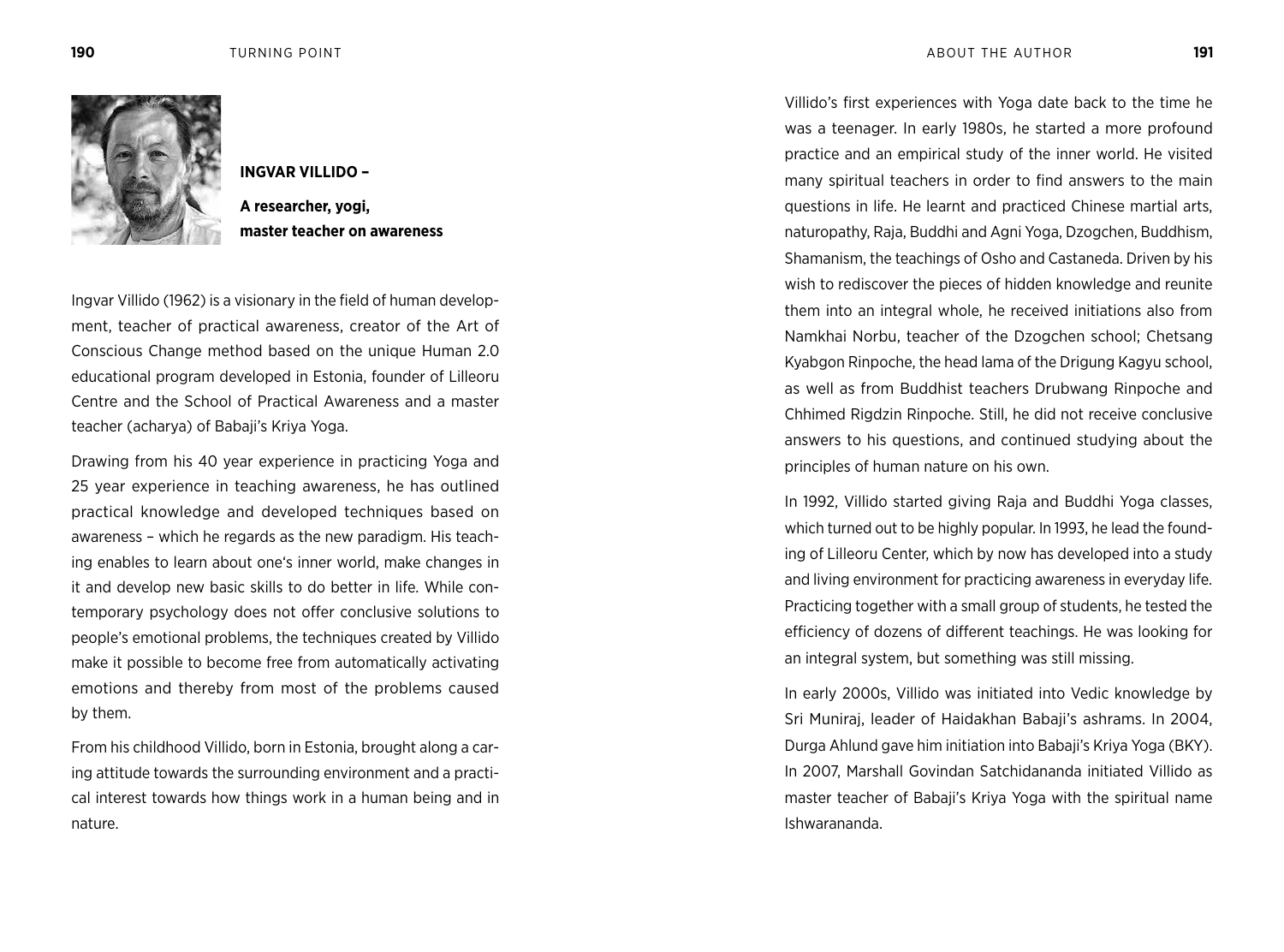**INGVAR VILLIDO –**

**A researcher, yogi, master teacher on awareness**

Ingvar Villido (1962) is a visionary in the field of human development, teacher of practical awareness, creator of the Art of Conscious Change method based on the unique Human 2.0 educational program developed in Estonia, founder of Lilleoru Centre and the School of Practical Awareness and a master teacher (acharya) of Babaji's Kriya Yoga.

Drawing from his 40 year experience in practicing Yoga and 25 year experience in teaching awareness, he has outlined practical knowledge and developed techniques based on awareness – which he regards as the new paradigm. His teaching enables to learn about one's inner world, make changes in it and develop new basic skills to do better in life. While contemporary psychology does not offer conclusive solutions to people's emotional problems, the techniques created by Villido make it possible to become free from automatically activating emotions and thereby from most of the problems caused by them.

From his childhood Villido, born in Estonia, brought along a caring attitude towards the surrounding environment and a practical interest towards how things work in a human being and in nature.

Villido's first experiences with Yoga date back to the time he was a teenager. In early 1980s, he started a more profound practice and an empirical study of the inner world. He visited many spiritual teachers in order to find answers to the main questions in life. He learnt and practiced Chinese martial arts, naturopathy, Raja, Buddhi and Agni Yoga, Dzogchen, Buddhism, Shamanism, the teachings of Osho and Castaneda. Driven by his wish to rediscover the pieces of hidden knowledge and reunite them into an integral whole, he received initiations also from Namkhai Norbu, teacher of the Dzogchen school; Chetsang Kyabgon Rinpoche, the head lama of the Drigung Kagyu school, as well as from Buddhist teachers Drubwang Rinpoche and Chhimed Rigdzin Rinpoche. Still, he did not receive conclusive answers to his questions, and continued studying about the principles of human nature on his own.

In 1992, Villido started giving Raja and Buddhi Yoga classes, which turned out to be highly popular. In 1993, he lead the founding of Lilleoru Center, which by now has developed into a study and living environment for practicing awareness in everyday life. Practicing together with a small group of students, he tested the efficiency of dozens of different teachings. He was looking for an integral system, but something was still missing.

In early 2000s, Villido was initiated into Vedic knowledge by Sri Muniraj, leader of Haidakhan Babaji's ashrams. In 2004, Durga Ahlund gave him initiation into Babaji's Kriya Yoga (BKY). In 2007, Marshall Govindan Satchidananda initiated Villido as master teacher of Babaji's Kriya Yoga with the spiritual name Ishwarananda.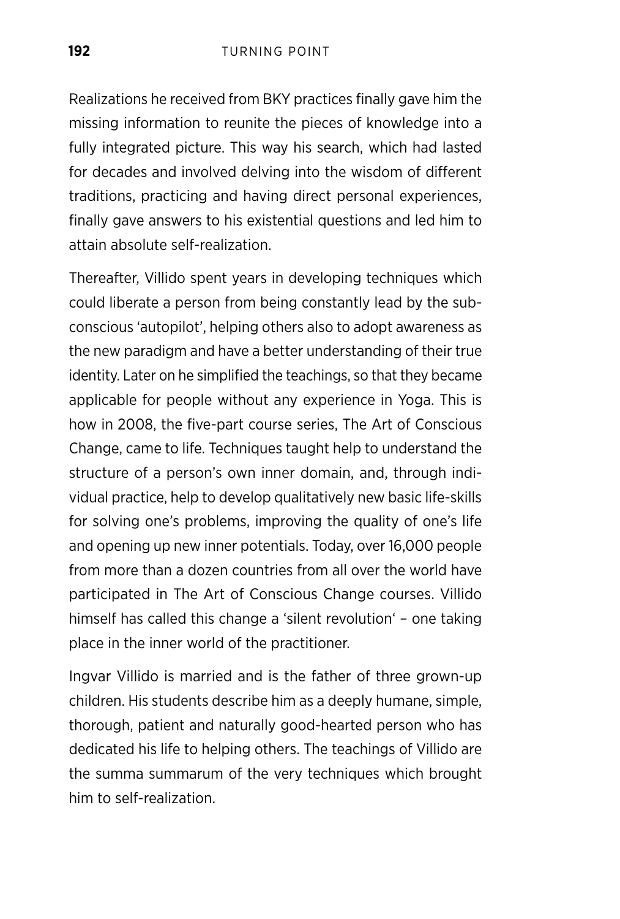Realizations he received from BKY practices finally gave him the missing information to reunite the pieces of knowledge into a fully integrated picture. This way his search, which had lasted for decades and involved delving into the wisdom of different traditions, practicing and having direct personal experiences, finally gave answers to his existential questions and led him to attain absolute self-realization.

Thereafter, Villido spent years in developing techniques which could liberate a person from being constantly lead by the subconscious 'autopilot', helping others also to adopt awareness as the new paradigm and have a better understanding of their true identity. Later on he simplified the teachings, so that they became applicable for people without any experience in Yoga. This is how in 2008, the five-part course series, The Art of Conscious Change, came to life. Techniques taught help to understand the structure of a person's own inner domain, and, through individual practice, help to develop qualitatively new basic life-skills for solving one's problems, improving the quality of one's life and opening up new inner potentials. Today, over 16,000 people from more than a dozen countries from all over the world have participated in The Art of Conscious Change courses. Villido himself has called this change a 'silent revolution' – one taking place in the inner world of the practitioner.

Ingvar Villido is married and is the father of three grown-up children. His students describe him as a deeply humane, simple, thorough, patient and naturally good-hearted person who has dedicated his life to helping others. The teachings of Villido are the summa summarum of the very techniques which brought him to self-realization.